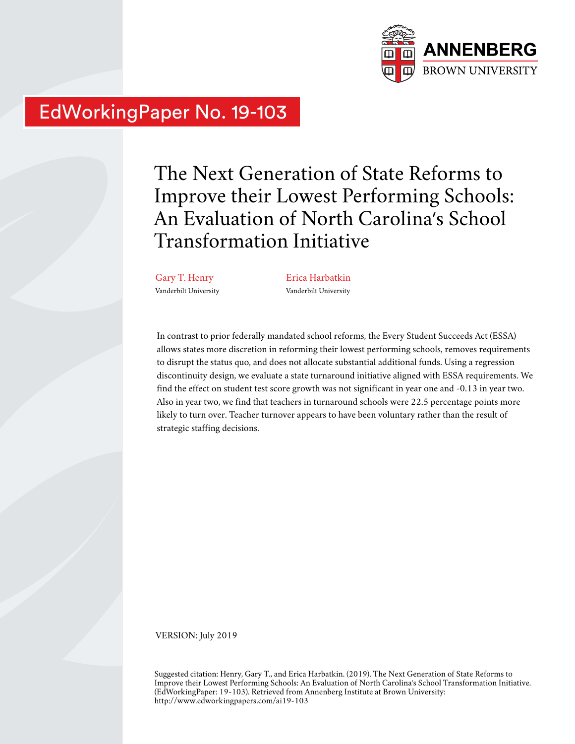ANNENBERG
BROWN UNIVERSITY

EdWorkingPaper No. 19-103

# The Next Generation of State Reforms to Improve their Lowest Performing Schools: An Evaluation of North Carolina's School Transformation Initiative

Gary T. Henry
Vanderbilt University

Erica Harbatkin
Vanderbilt University

In contrast to prior federally mandated school reforms, the Every Student Succeeds Act (ESSA) allows states more discretion in reforming their lowest performing schools, removes requirements to disrupt the status quo, and does not allocate substantial additional funds. Using a regression discontinuity design, we evaluate a state turnaround initiative aligned with ESSA requirements. We find the effect on student test score growth was not significant in year one and -0.13 in year two. Also in year two, we find that teachers in turnaround schools were 22.5 percentage points more likely to turn over. Teacher turnover appears to have been voluntary rather than the result of strategic staffing decisions.

VERSION: July 2019

Suggested citation: Henry, Gary T., and Erica Harbatkin. (2019). The Next Generation of State Reforms to Improve their Lowest Performing Schools: An Evaluation of North Carolina's School Transformation Initiative. (EdWorkingPaper: 19-103). Retrieved from Annenberg Institute at Brown University: http://www.edworkingpapers.com/ai19-103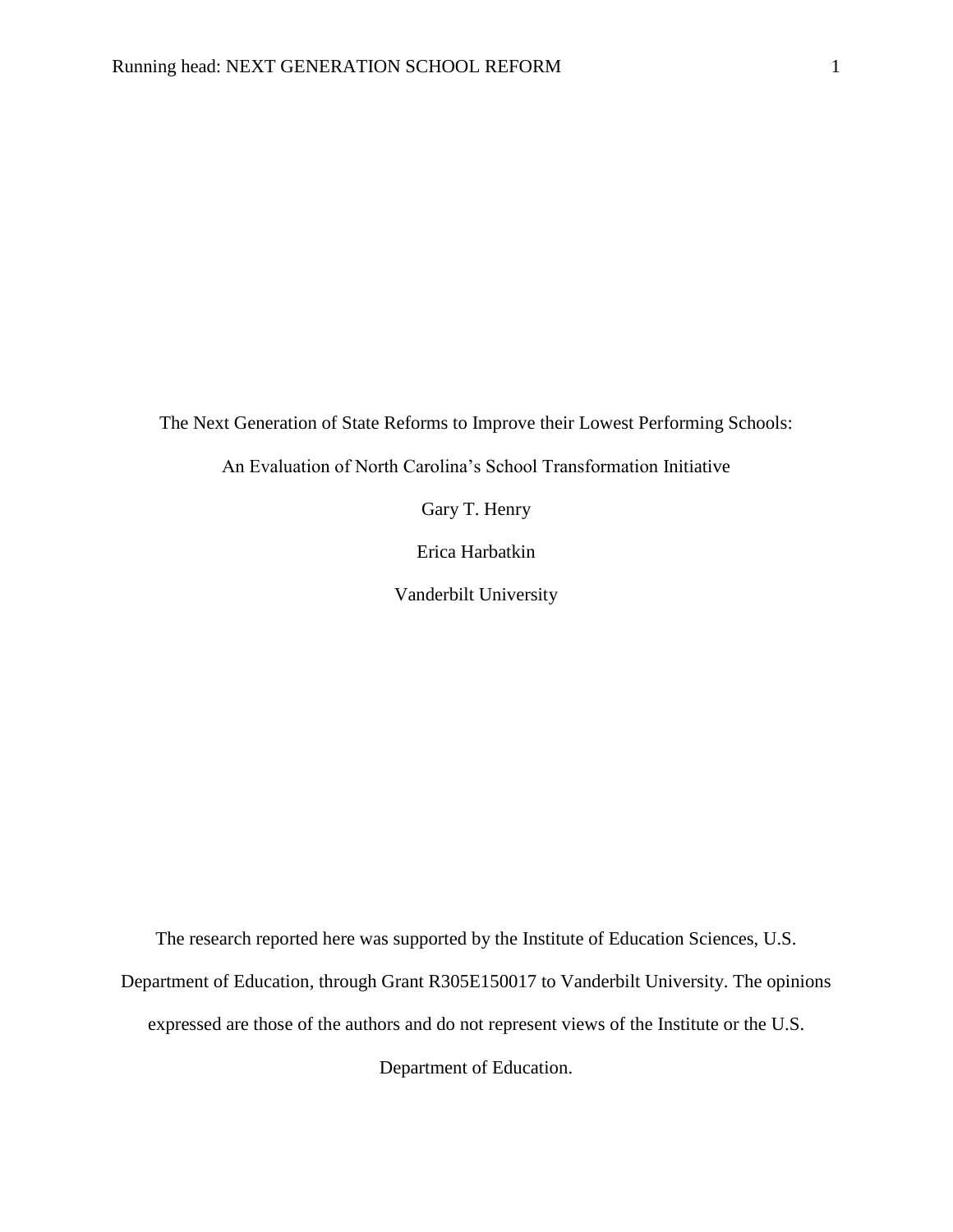# The Next Generation of State Reforms to Improve their Lowest Performing Schools: An Evaluation of North Carolina's School Transformation Initiative

Gary T. Henry

Erica Harbatkin

Vanderbilt University

The research reported here was supported by the Institute of Education Sciences, U.S. Department of Education, through Grant R305E150017 to Vanderbilt University. The opinions expressed are those of the authors and do not represent views of the Institute or the U.S. Department of Education.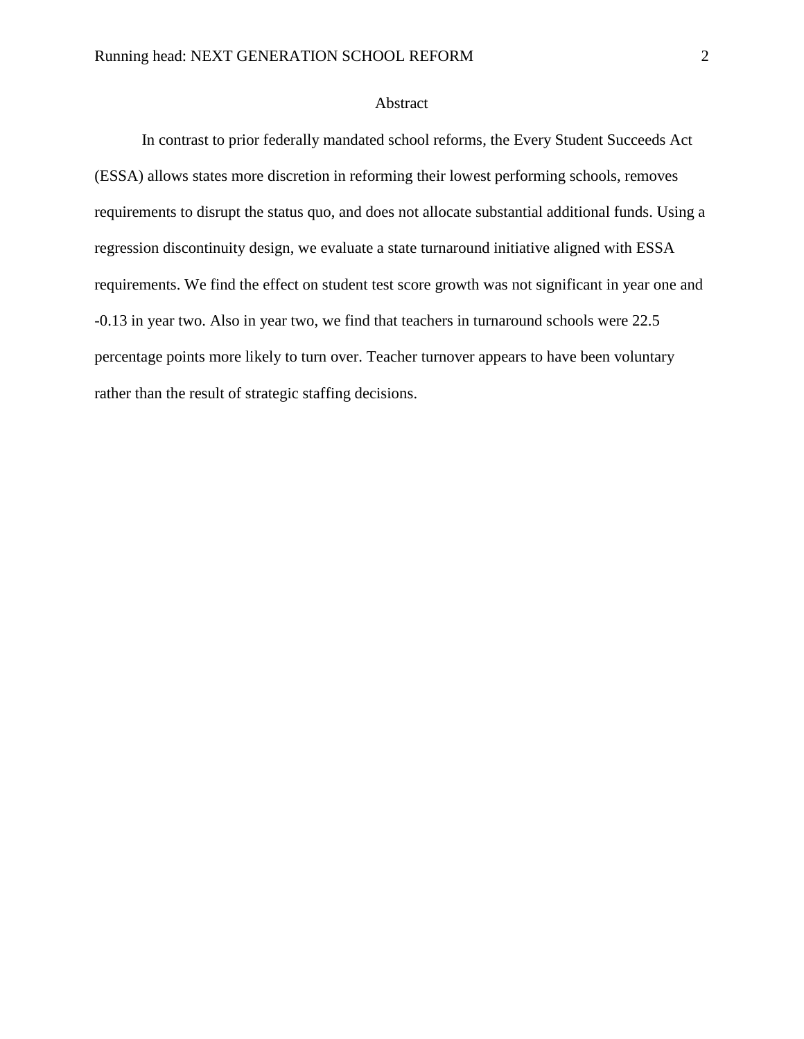# Abstract

In contrast to prior federally mandated school reforms, the Every Student Succeeds Act (ESSA) allows states more discretion in reforming their lowest performing schools, removes requirements to disrupt the status quo, and does not allocate substantial additional funds. Using a regression discontinuity design, we evaluate a state turnaround initiative aligned with ESSA requirements. We find the effect on student test score growth was not significant in year one and -0.13 in year two. Also in year two, we find that teachers in turnaround schools were 22.5 percentage points more likely to turn over. Teacher turnover appears to have been voluntary rather than the result of strategic staffing decisions.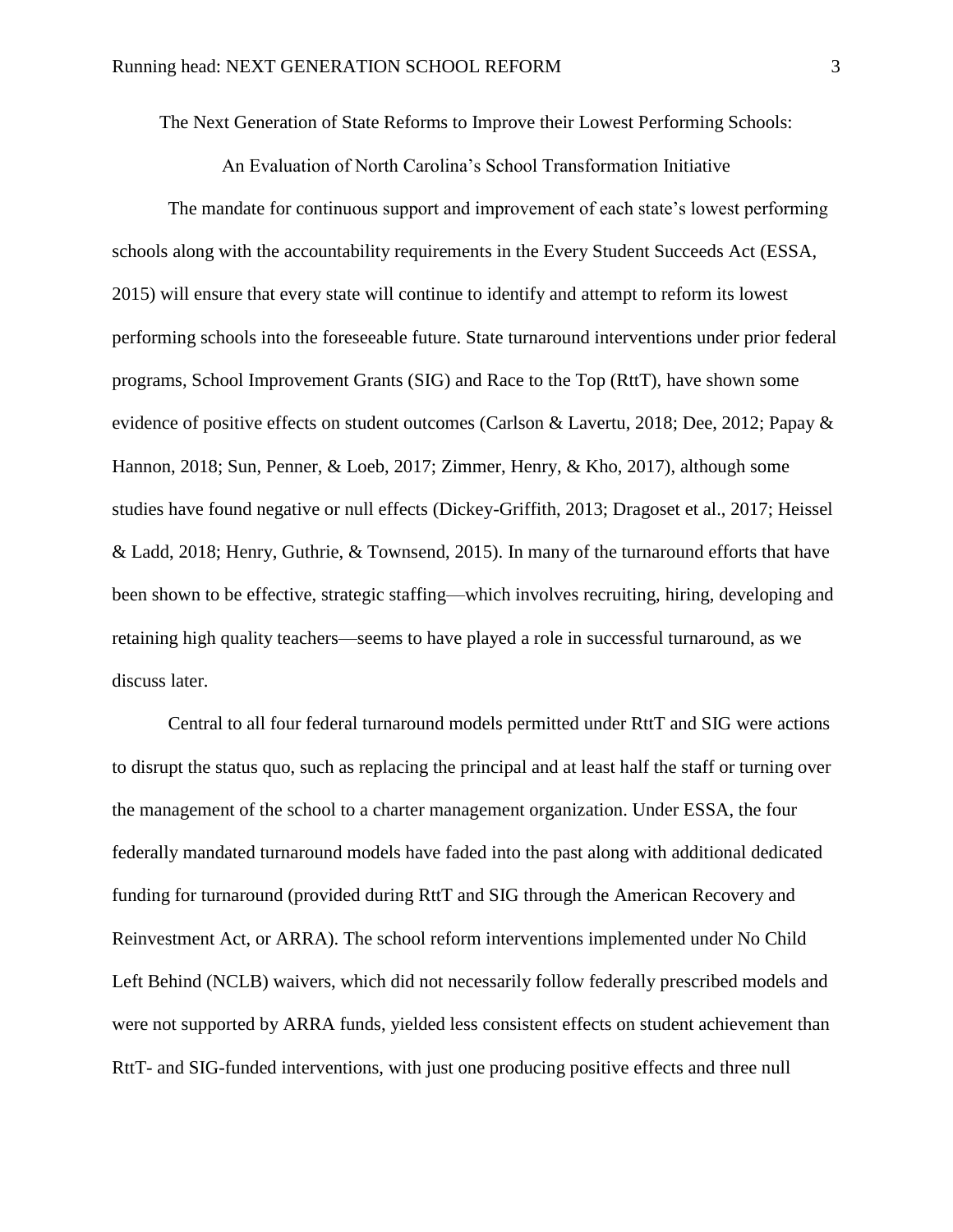The Next Generation of State Reforms to Improve their Lowest Performing Schools:

An Evaluation of North Carolina's School Transformation Initiative

The mandate for continuous support and improvement of each state's lowest performing schools along with the accountability requirements in the Every Student Succeeds Act (ESSA, 2015) will ensure that every state will continue to identify and attempt to reform its lowest performing schools into the foreseeable future. State turnaround interventions under prior federal programs, School Improvement Grants (SIG) and Race to the Top (RttT), have shown some evidence of positive effects on student outcomes (Carlson & Lavertu, 2018; Dee, 2012; Papay & Hannon, 2018; Sun, Penner, & Loeb, 2017; Zimmer, Henry, & Kho, 2017), although some studies have found negative or null effects (Dickey-Griffith, 2013; Dragoset et al., 2017; Heissel & Ladd, 2018; Henry, Guthrie, & Townsend, 2015). In many of the turnaround efforts that have been shown to be effective, strategic staffing—which involves recruiting, hiring, developing and retaining high quality teachers—seems to have played a role in successful turnaround, as we discuss later.

Central to all four federal turnaround models permitted under RttT and SIG were actions to disrupt the status quo, such as replacing the principal and at least half the staff or turning over the management of the school to a charter management organization. Under ESSA, the four federally mandated turnaround models have faded into the past along with additional dedicated funding for turnaround (provided during RttT and SIG through the American Recovery and Reinvestment Act, or ARRA). The school reform interventions implemented under No Child Left Behind (NCLB) waivers, which did not necessarily follow federally prescribed models and were not supported by ARRA funds, yielded less consistent effects on student achievement than RttT- and SIG-funded interventions, with just one producing positive effects and three null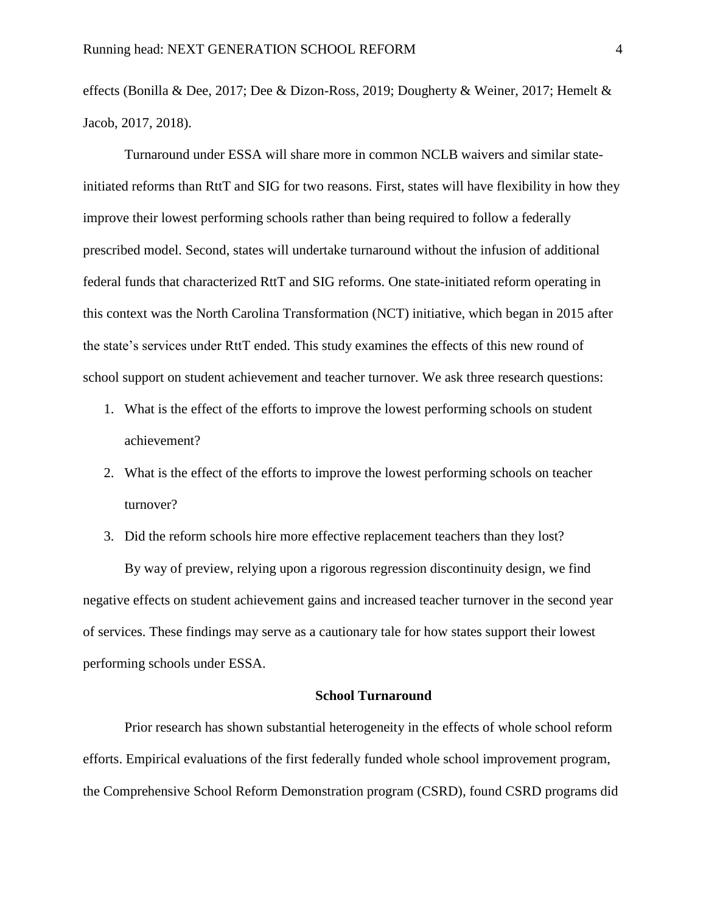effects (Bonilla & Dee, 2017; Dee & Dizon-Ross, 2019; Dougherty & Weiner, 2017; Hemelt & Jacob, 2017, 2018).

Turnaround under ESSA will share more in common NCLB waivers and similar state-initiated reforms than RttT and SIG for two reasons. First, states will have flexibility in how they improve their lowest performing schools rather than being required to follow a federally prescribed model. Second, states will undertake turnaround without the infusion of additional federal funds that characterized RttT and SIG reforms. One state-initiated reform operating in this context was the North Carolina Transformation (NCT) initiative, which began in 2015 after the state's services under RttT ended. This study examines the effects of this new round of school support on student achievement and teacher turnover. We ask three research questions:

1. What is the effect of the efforts to improve the lowest performing schools on student achievement?
2. What is the effect of the efforts to improve the lowest performing schools on teacher turnover?
3. Did the reform schools hire more effective replacement teachers than they lost?

By way of preview, relying upon a rigorous regression discontinuity design, we find negative effects on student achievement gains and increased teacher turnover in the second year of services. These findings may serve as a cautionary tale for how states support their lowest performing schools under ESSA.

## School Turnaround

Prior research has shown substantial heterogeneity in the effects of whole school reform efforts. Empirical evaluations of the first federally funded whole school improvement program, the Comprehensive School Reform Demonstration program (CSRD), found CSRD programs did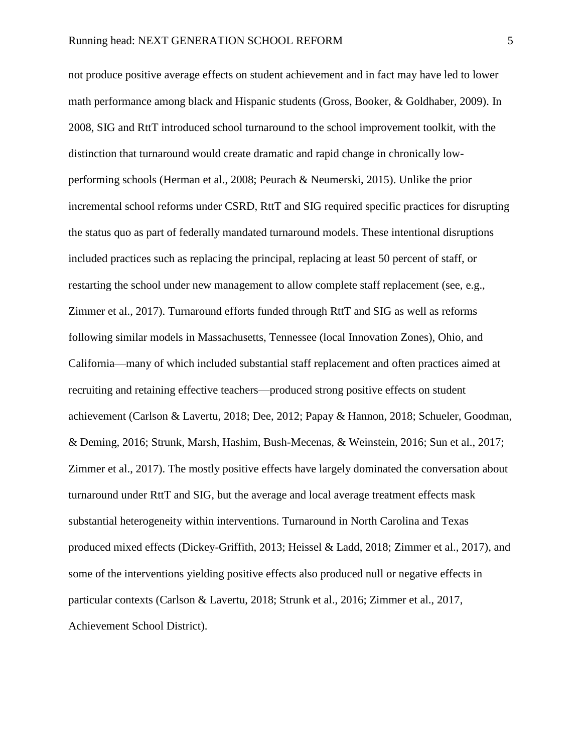not produce positive average effects on student achievement and in fact may have led to lower math performance among black and Hispanic students (Gross, Booker, & Goldhaber, 2009). In 2008, SIG and RttT introduced school turnaround to the school improvement toolkit, with the distinction that turnaround would create dramatic and rapid change in chronically low-performing schools (Herman et al., 2008; Peurach & Neumerski, 2015). Unlike the prior incremental school reforms under CSRD, RttT and SIG required specific practices for disrupting the status quo as part of federally mandated turnaround models. These intentional disruptions included practices such as replacing the principal, replacing at least 50 percent of staff, or restarting the school under new management to allow complete staff replacement (see, e.g., Zimmer et al., 2017). Turnaround efforts funded through RttT and SIG as well as reforms following similar models in Massachusetts, Tennessee (local Innovation Zones), Ohio, and California—many of which included substantial staff replacement and often practices aimed at recruiting and retaining effective teachers—produced strong positive effects on student achievement (Carlson & Lavertu, 2018; Dee, 2012; Papay & Hannon, 2018; Schueler, Goodman, & Deming, 2016; Strunk, Marsh, Hashim, Bush-Mecenas, & Weinstein, 2016; Sun et al., 2017; Zimmer et al., 2017). The mostly positive effects have largely dominated the conversation about turnaround under RttT and SIG, but the average and local average treatment effects mask substantial heterogeneity within interventions. Turnaround in North Carolina and Texas produced mixed effects (Dickey-Griffith, 2013; Heissel & Ladd, 2018; Zimmer et al., 2017), and some of the interventions yielding positive effects also produced null or negative effects in particular contexts (Carlson & Lavertu, 2018; Strunk et al., 2016; Zimmer et al., 2017, Achievement School District).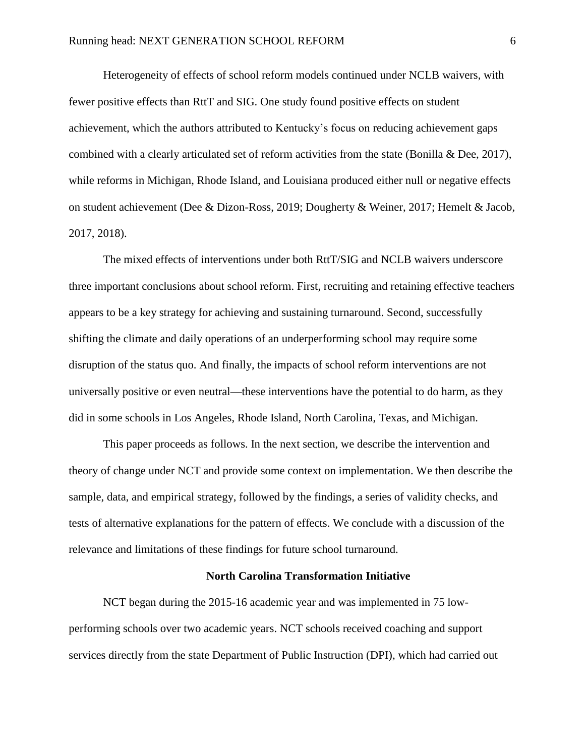Heterogeneity of effects of school reform models continued under NCLB waivers, with fewer positive effects than RttT and SIG. One study found positive effects on student achievement, which the authors attributed to Kentucky's focus on reducing achievement gaps combined with a clearly articulated set of reform activities from the state (Bonilla & Dee, 2017), while reforms in Michigan, Rhode Island, and Louisiana produced either null or negative effects on student achievement (Dee & Dizon-Ross, 2019; Dougherty & Weiner, 2017; Hemelt & Jacob, 2017, 2018).

The mixed effects of interventions under both RttT/SIG and NCLB waivers underscore three important conclusions about school reform. First, recruiting and retaining effective teachers appears to be a key strategy for achieving and sustaining turnaround. Second, successfully shifting the climate and daily operations of an underperforming school may require some disruption of the status quo. And finally, the impacts of school reform interventions are not universally positive or even neutral—these interventions have the potential to do harm, as they did in some schools in Los Angeles, Rhode Island, North Carolina, Texas, and Michigan.

This paper proceeds as follows. In the next section, we describe the intervention and theory of change under NCT and provide some context on implementation. We then describe the sample, data, and empirical strategy, followed by the findings, a series of validity checks, and tests of alternative explanations for the pattern of effects. We conclude with a discussion of the relevance and limitations of these findings for future school turnaround.

## North Carolina Transformation Initiative

NCT began during the 2015-16 academic year and was implemented in 75 low-performing schools over two academic years. NCT schools received coaching and support services directly from the state Department of Public Instruction (DPI), which had carried out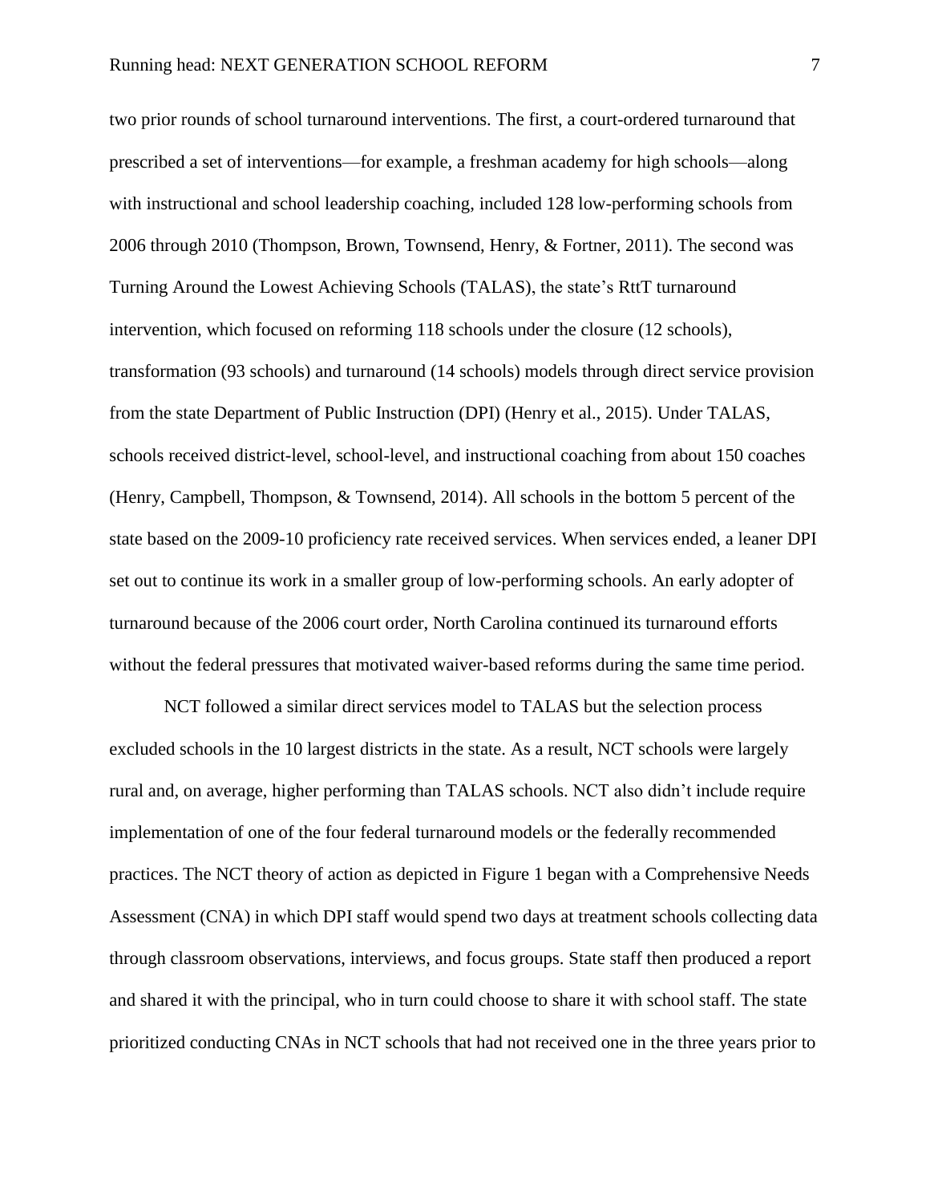two prior rounds of school turnaround interventions. The first, a court-ordered turnaround that prescribed a set of interventions—for example, a freshman academy for high schools—along with instructional and school leadership coaching, included 128 low-performing schools from 2006 through 2010 (Thompson, Brown, Townsend, Henry, & Fortner, 2011). The second was Turning Around the Lowest Achieving Schools (TALAS), the state's RttT turnaround intervention, which focused on reforming 118 schools under the closure (12 schools), transformation (93 schools) and turnaround (14 schools) models through direct service provision from the state Department of Public Instruction (DPI) (Henry et al., 2015). Under TALAS, schools received district-level, school-level, and instructional coaching from about 150 coaches (Henry, Campbell, Thompson, & Townsend, 2014). All schools in the bottom 5 percent of the state based on the 2009-10 proficiency rate received services. When services ended, a leaner DPI set out to continue its work in a smaller group of low-performing schools. An early adopter of turnaround because of the 2006 court order, North Carolina continued its turnaround efforts without the federal pressures that motivated waiver-based reforms during the same time period.

NCT followed a similar direct services model to TALAS but the selection process excluded schools in the 10 largest districts in the state. As a result, NCT schools were largely rural and, on average, higher performing than TALAS schools. NCT also didn't include require implementation of one of the four federal turnaround models or the federally recommended practices. The NCT theory of action as depicted in Figure 1 began with a Comprehensive Needs Assessment (CNA) in which DPI staff would spend two days at treatment schools collecting data through classroom observations, interviews, and focus groups. State staff then produced a report and shared it with the principal, who in turn could choose to share it with school staff. The state prioritized conducting CNAs in NCT schools that had not received one in the three years prior to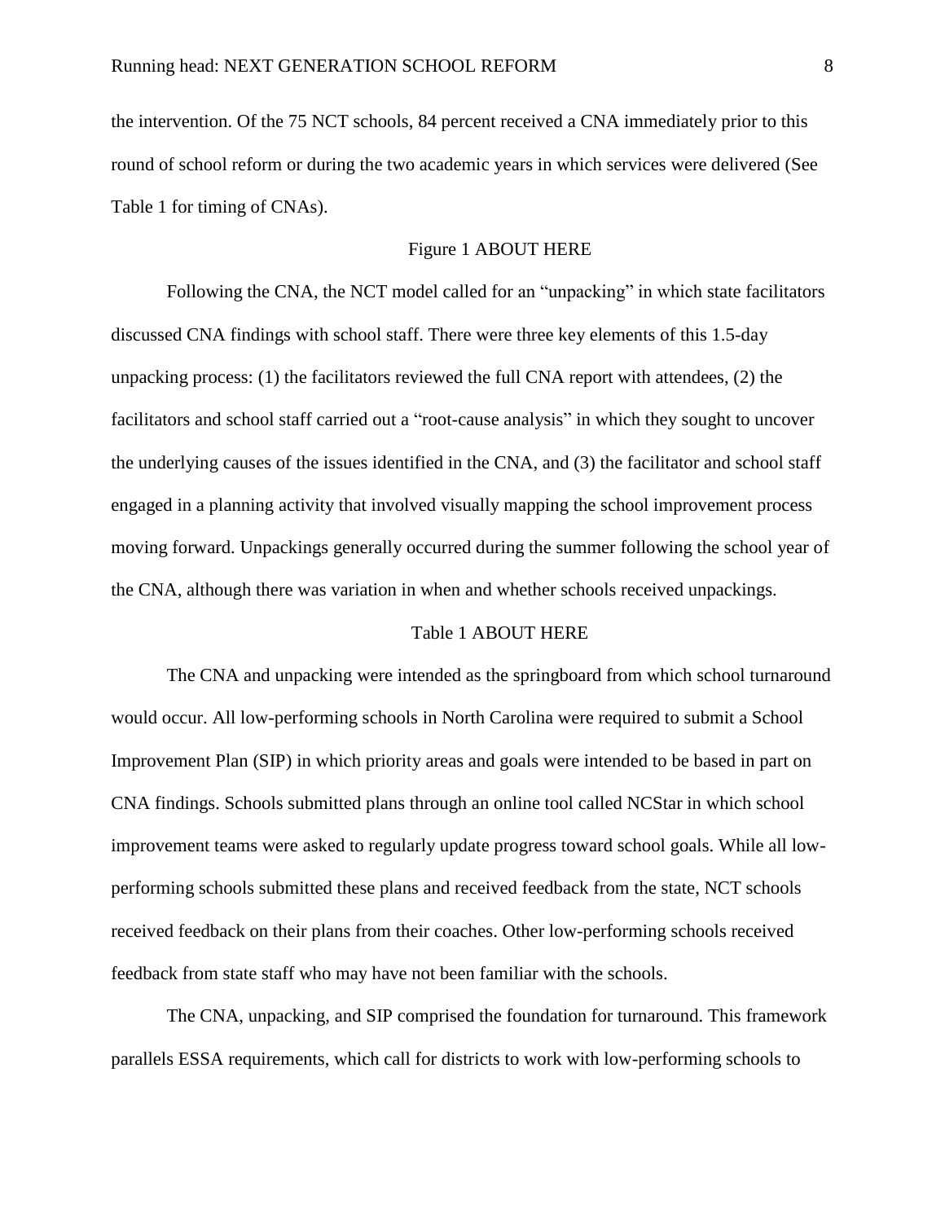the intervention. Of the 75 NCT schools, 84 percent received a CNA immediately prior to this round of school reform or during the two academic years in which services were delivered (See Table 1 for timing of CNAs).

Figure 1 ABOUT HERE

Following the CNA, the NCT model called for an "unpacking" in which state facilitators discussed CNA findings with school staff. There were three key elements of this 1.5-day unpacking process: (1) the facilitators reviewed the full CNA report with attendees, (2) the facilitators and school staff carried out a "root-cause analysis" in which they sought to uncover the underlying causes of the issues identified in the CNA, and (3) the facilitator and school staff engaged in a planning activity that involved visually mapping the school improvement process moving forward. Unpackings generally occurred during the summer following the school year of the CNA, although there was variation in when and whether schools received unpackings.

Table 1 ABOUT HERE

The CNA and unpacking were intended as the springboard from which school turnaround would occur. All low-performing schools in North Carolina were required to submit a School Improvement Plan (SIP) in which priority areas and goals were intended to be based in part on CNA findings. Schools submitted plans through an online tool called NCStar in which school improvement teams were asked to regularly update progress toward school goals. While all low-performing schools submitted these plans and received feedback from the state, NCT schools received feedback on their plans from their coaches. Other low-performing schools received feedback from state staff who may have not been familiar with the schools.

The CNA, unpacking, and SIP comprised the foundation for turnaround. This framework parallels ESSA requirements, which call for districts to work with low-performing schools to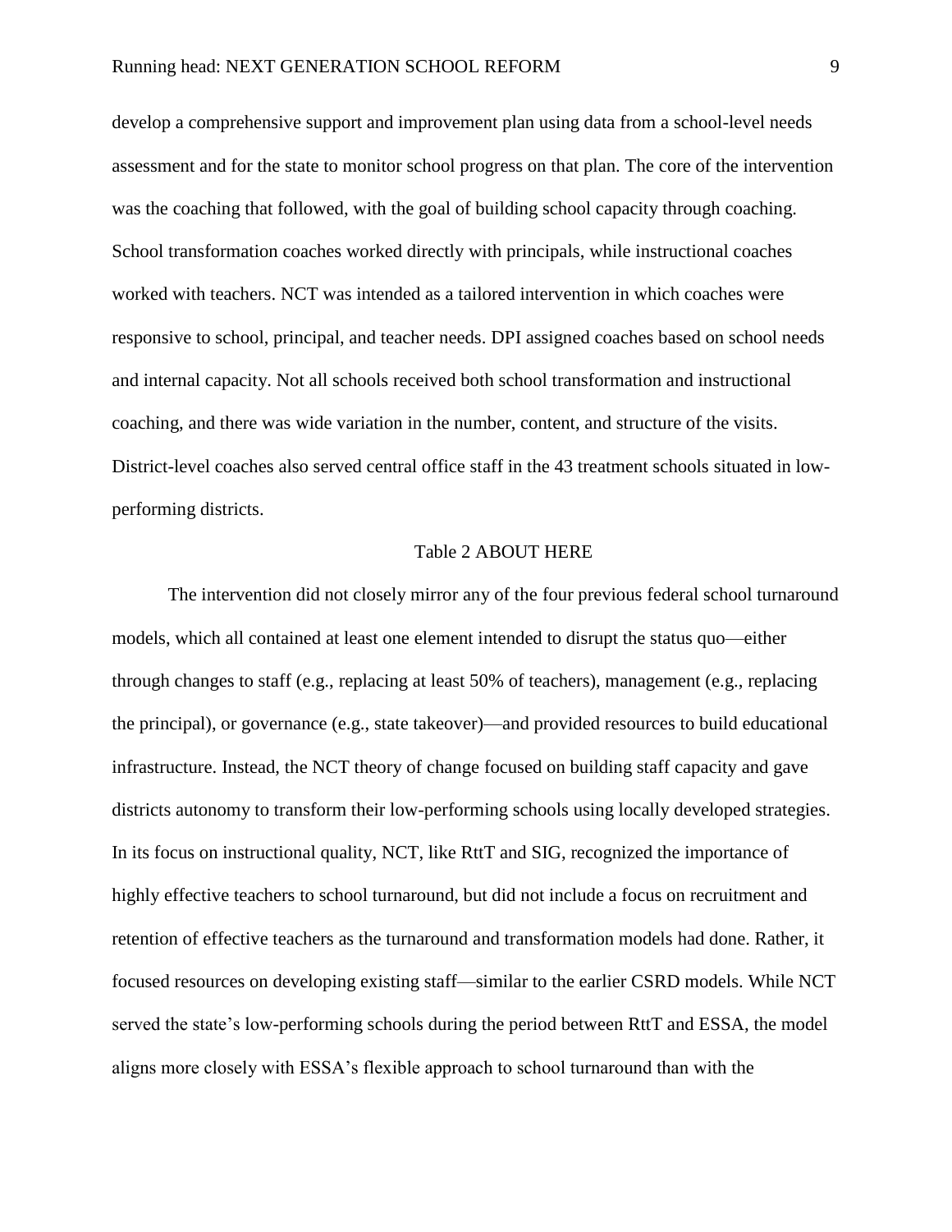develop a comprehensive support and improvement plan using data from a school-level needs assessment and for the state to monitor school progress on that plan. The core of the intervention was the coaching that followed, with the goal of building school capacity through coaching. School transformation coaches worked directly with principals, while instructional coaches worked with teachers. NCT was intended as a tailored intervention in which coaches were responsive to school, principal, and teacher needs. DPI assigned coaches based on school needs and internal capacity. Not all schools received both school transformation and instructional coaching, and there was wide variation in the number, content, and structure of the visits. District-level coaches also served central office staff in the 43 treatment schools situated in low-performing districts.

Table 2 ABOUT HERE

The intervention did not closely mirror any of the four previous federal school turnaround models, which all contained at least one element intended to disrupt the status quo—either through changes to staff (e.g., replacing at least 50% of teachers), management (e.g., replacing the principal), or governance (e.g., state takeover)—and provided resources to build educational infrastructure. Instead, the NCT theory of change focused on building staff capacity and gave districts autonomy to transform their low-performing schools using locally developed strategies. In its focus on instructional quality, NCT, like RttT and SIG, recognized the importance of highly effective teachers to school turnaround, but did not include a focus on recruitment and retention of effective teachers as the turnaround and transformation models had done. Rather, it focused resources on developing existing staff—similar to the earlier CSRD models. While NCT served the state's low-performing schools during the period between RttT and ESSA, the model aligns more closely with ESSA's flexible approach to school turnaround than with the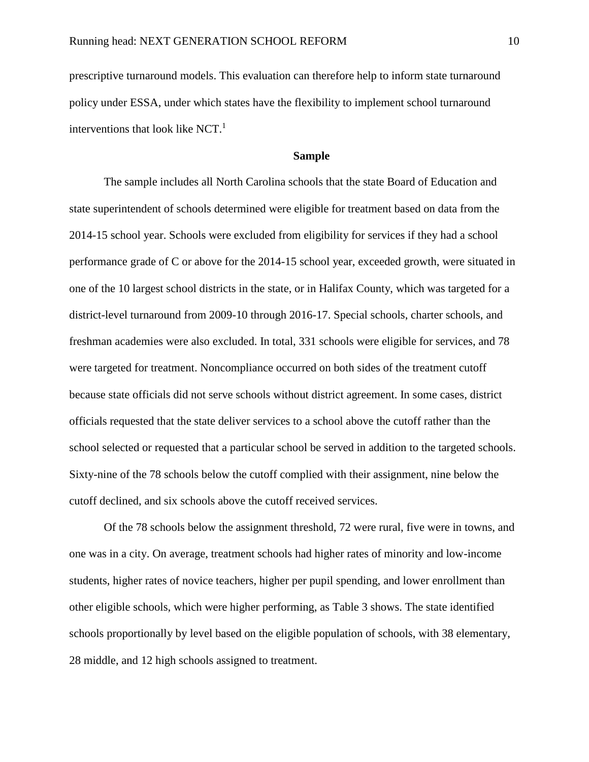prescriptive turnaround models. This evaluation can therefore help to inform state turnaround policy under ESSA, under which states have the flexibility to implement school turnaround interventions that look like NCT.[1]

## Sample

The sample includes all North Carolina schools that the state Board of Education and state superintendent of schools determined were eligible for treatment based on data from the 2014-15 school year. Schools were excluded from eligibility for services if they had a school performance grade of C or above for the 2014-15 school year, exceeded growth, were situated in one of the 10 largest school districts in the state, or in Halifax County, which was targeted for a district-level turnaround from 2009-10 through 2016-17. Special schools, charter schools, and freshman academies were also excluded. In total, 331 schools were eligible for services, and 78 were targeted for treatment. Noncompliance occurred on both sides of the treatment cutoff because state officials did not serve schools without district agreement. In some cases, district officials requested that the state deliver services to a school above the cutoff rather than the school selected or requested that a particular school be served in addition to the targeted schools. Sixty-nine of the 78 schools below the cutoff complied with their assignment, nine below the cutoff declined, and six schools above the cutoff received services.

Of the 78 schools below the assignment threshold, 72 were rural, five were in towns, and one was in a city. On average, treatment schools had higher rates of minority and low-income students, higher rates of novice teachers, higher per pupil spending, and lower enrollment than other eligible schools, which were higher performing, as Table 3 shows. The state identified schools proportionally by level based on the eligible population of schools, with 38 elementary, 28 middle, and 12 high schools assigned to treatment.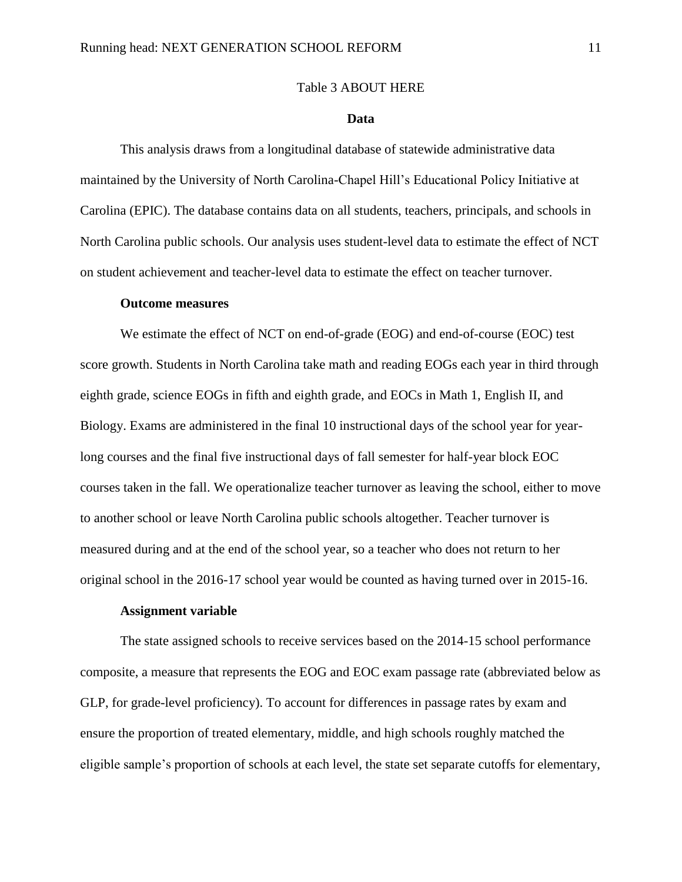Table 3 ABOUT HERE

## Data

This analysis draws from a longitudinal database of statewide administrative data maintained by the University of North Carolina-Chapel Hill's Educational Policy Initiative at Carolina (EPIC). The database contains data on all students, teachers, principals, and schools in North Carolina public schools. Our analysis uses student-level data to estimate the effect of NCT on student achievement and teacher-level data to estimate the effect on teacher turnover.

### Outcome measures

We estimate the effect of NCT on end-of-grade (EOG) and end-of-course (EOC) test score growth. Students in North Carolina take math and reading EOGs each year in third through eighth grade, science EOGs in fifth and eighth grade, and EOCs in Math 1, English II, and Biology. Exams are administered in the final 10 instructional days of the school year for year-long courses and the final five instructional days of fall semester for half-year block EOC courses taken in the fall. We operationalize teacher turnover as leaving the school, either to move to another school or leave North Carolina public schools altogether. Teacher turnover is measured during and at the end of the school year, so a teacher who does not return to her original school in the 2016-17 school year would be counted as having turned over in 2015-16.

### Assignment variable

The state assigned schools to receive services based on the 2014-15 school performance composite, a measure that represents the EOG and EOC exam passage rate (abbreviated below as GLP, for grade-level proficiency). To account for differences in passage rates by exam and ensure the proportion of treated elementary, middle, and high schools roughly matched the eligible sample's proportion of schools at each level, the state set separate cutoffs for elementary,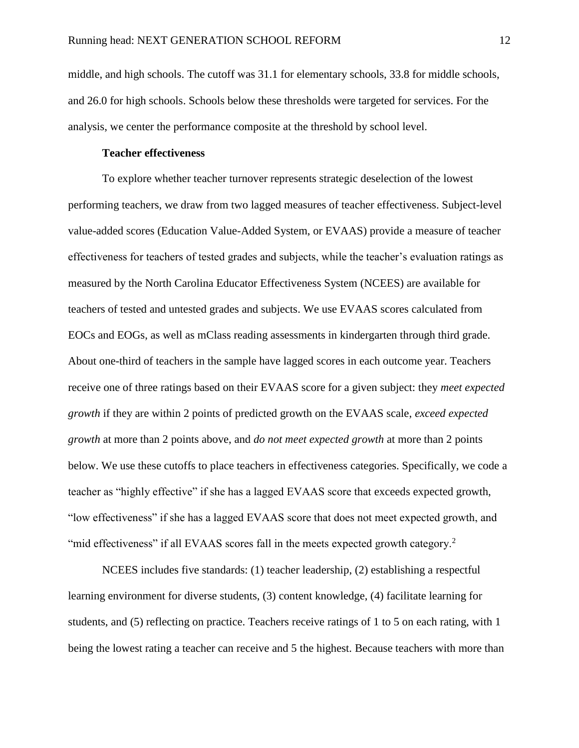middle, and high schools. The cutoff was 31.1 for elementary schools, 33.8 for middle schools, and 26.0 for high schools. Schools below these thresholds were targeted for services. For the analysis, we center the performance composite at the threshold by school level.

### Teacher effectiveness

To explore whether teacher turnover represents strategic deselection of the lowest performing teachers, we draw from two lagged measures of teacher effectiveness. Subject-level value-added scores (Education Value-Added System, or EVAAS) provide a measure of teacher effectiveness for teachers of tested grades and subjects, while the teacher's evaluation ratings as measured by the North Carolina Educator Effectiveness System (NCEES) are available for teachers of tested and untested grades and subjects. We use EVAAS scores calculated from EOCs and EOGs, as well as mClass reading assessments in kindergarten through third grade. About one-third of teachers in the sample have lagged scores in each outcome year. Teachers receive one of three ratings based on their EVAAS score for a given subject: they *meet expected growth* if they are within 2 points of predicted growth on the EVAAS scale, *exceed expected growth* at more than 2 points above, and *do not meet expected growth* at more than 2 points below. We use these cutoffs to place teachers in effectiveness categories. Specifically, we code a teacher as "highly effective" if she has a lagged EVAAS score that exceeds expected growth, "low effectiveness" if she has a lagged EVAAS score that does not meet expected growth, and "mid effectiveness" if all EVAAS scores fall in the meets expected growth category.[2]

NCEES includes five standards: (1) teacher leadership, (2) establishing a respectful learning environment for diverse students, (3) content knowledge, (4) facilitate learning for students, and (5) reflecting on practice. Teachers receive ratings of 1 to 5 on each rating, with 1 being the lowest rating a teacher can receive and 5 the highest. Because teachers with more than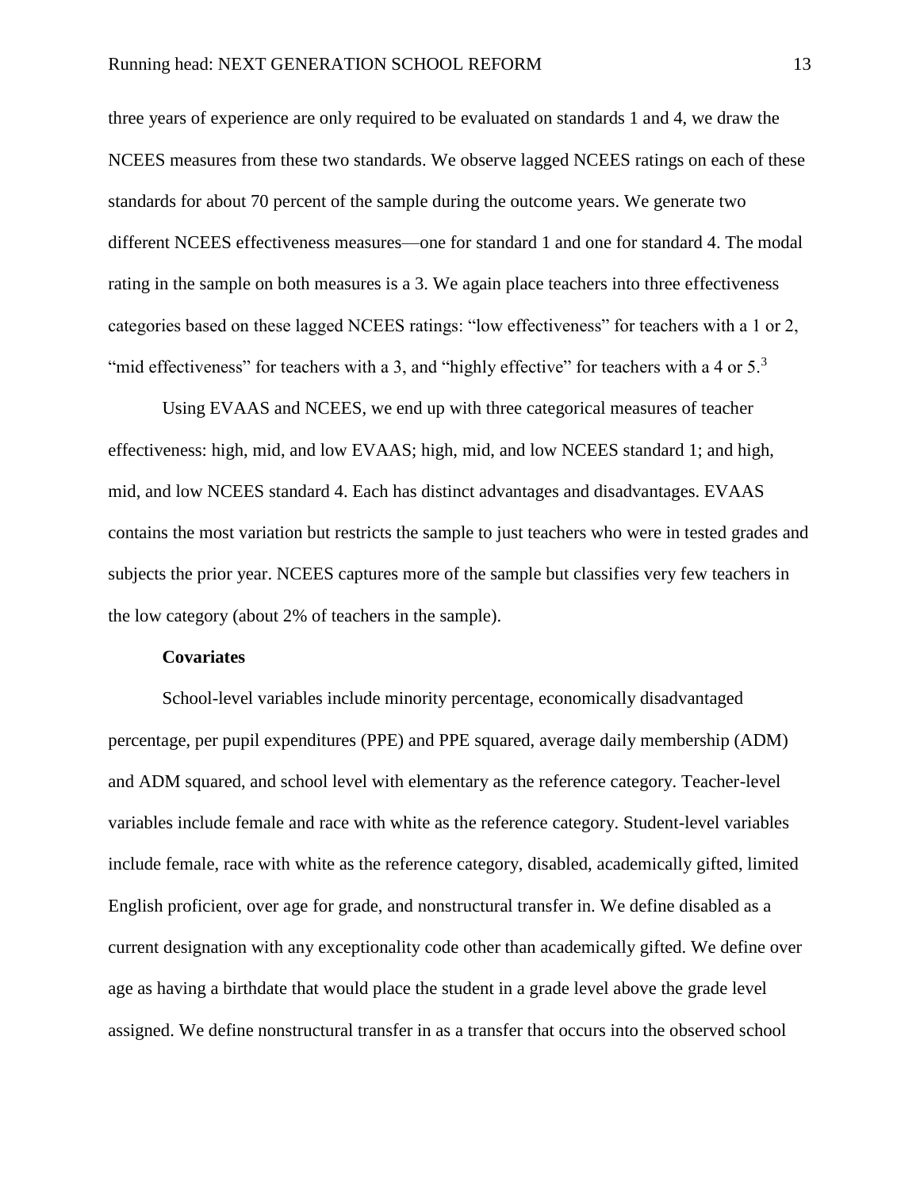three years of experience are only required to be evaluated on standards 1 and 4, we draw the NCEES measures from these two standards. We observe lagged NCEES ratings on each of these standards for about 70 percent of the sample during the outcome years. We generate two different NCEES effectiveness measures—one for standard 1 and one for standard 4. The modal rating in the sample on both measures is a 3. We again place teachers into three effectiveness categories based on these lagged NCEES ratings: "low effectiveness" for teachers with a 1 or 2, "mid effectiveness" for teachers with a 3, and "highly effective" for teachers with a 4 or 5.[3]

Using EVAAS and NCEES, we end up with three categorical measures of teacher effectiveness: high, mid, and low EVAAS; high, mid, and low NCEES standard 1; and high, mid, and low NCEES standard 4. Each has distinct advantages and disadvantages. EVAAS contains the most variation but restricts the sample to just teachers who were in tested grades and subjects the prior year. NCEES captures more of the sample but classifies very few teachers in the low category (about 2% of teachers in the sample).

### Covariates

School-level variables include minority percentage, economically disadvantaged percentage, per pupil expenditures (PPE) and PPE squared, average daily membership (ADM) and ADM squared, and school level with elementary as the reference category. Teacher-level variables include female and race with white as the reference category. Student-level variables include female, race with white as the reference category, disabled, academically gifted, limited English proficient, over age for grade, and nonstructural transfer in. We define disabled as a current designation with any exceptionality code other than academically gifted. We define over age as having a birthdate that would place the student in a grade level above the grade level assigned. We define nonstructural transfer in as a transfer that occurs into the observed school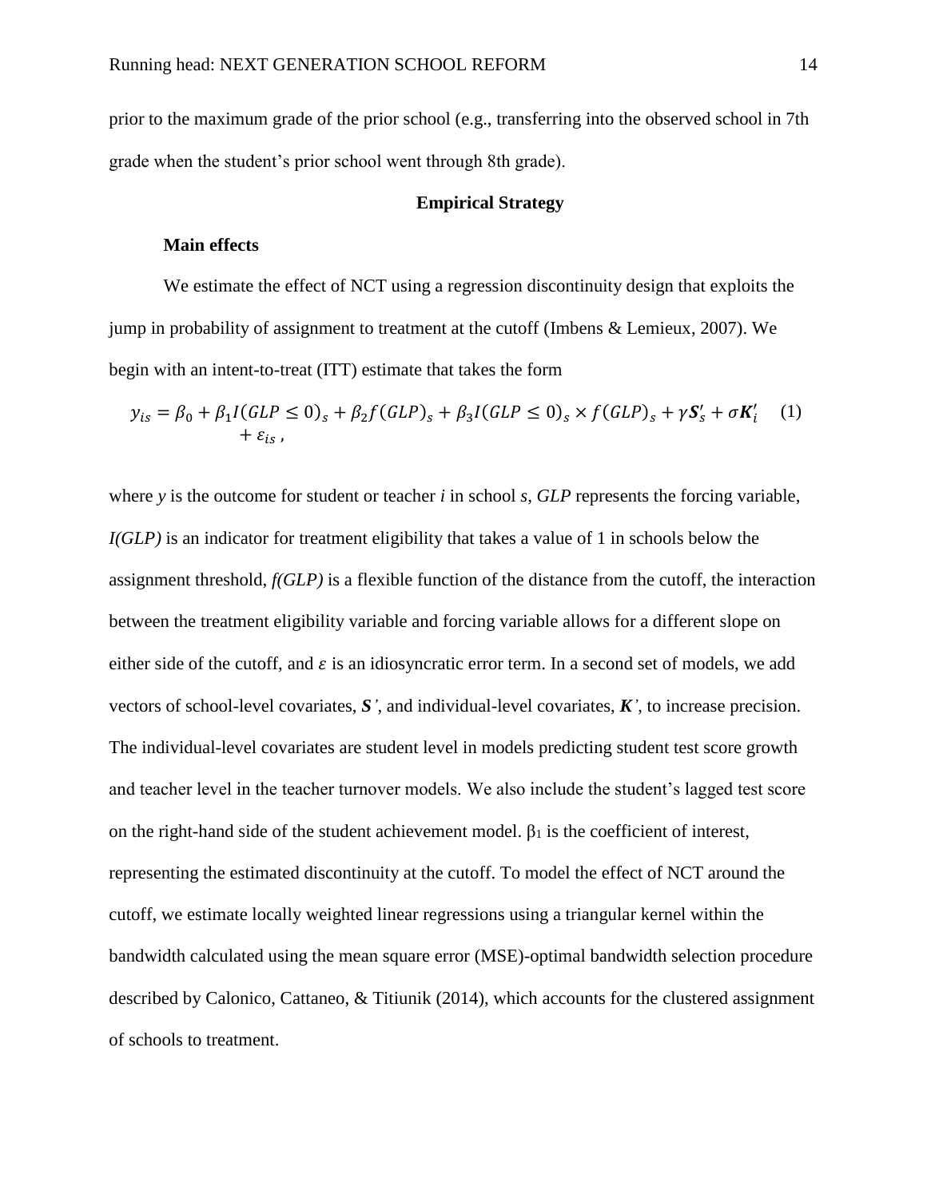prior to the maximum grade of the prior school (e.g., transferring into the observed school in 7th grade when the student's prior school went through 8th grade).

## Empirical Strategy

### Main effects

We estimate the effect of NCT using a regression discontinuity design that exploits the jump in probability of assignment to treatment at the cutoff (Imbens & Lemieux, 2007). We begin with an intent-to-treat (ITT) estimate that takes the form

$$y_{is} = \beta_0 + \beta_1 I(GLP \leq 0)_s + \beta_2 f(GLP)_s + \beta_3 I(GLP \leq 0)_s \times f(GLP)_s + \gamma \boldsymbol{S}_s' + \sigma \boldsymbol{K}_i' + \varepsilon_{is}\,, \quad (1)$$

where $y$ is the outcome for student or teacher $i$ in school $s$, *GLP* represents the forcing variable, *I(GLP)* is an indicator for treatment eligibility that takes a value of 1 in schools below the assignment threshold, *f(GLP)* is a flexible function of the distance from the cutoff, the interaction between the treatment eligibility variable and forcing variable allows for a different slope on either side of the cutoff, and $\varepsilon$ is an idiosyncratic error term. In a second set of models, we add vectors of school-level covariates, $\boldsymbol{S}'$, and individual-level covariates, $\boldsymbol{K}'$, to increase precision. The individual-level covariates are student level in models predicting student test score growth and teacher level in the teacher turnover models. We also include the student's lagged test score on the right-hand side of the student achievement model. $\beta_1$ is the coefficient of interest, representing the estimated discontinuity at the cutoff. To model the effect of NCT around the cutoff, we estimate locally weighted linear regressions using a triangular kernel within the bandwidth calculated using the mean square error (MSE)-optimal bandwidth selection procedure described by Calonico, Cattaneo, & Titiunik (2014), which accounts for the clustered assignment of schools to treatment.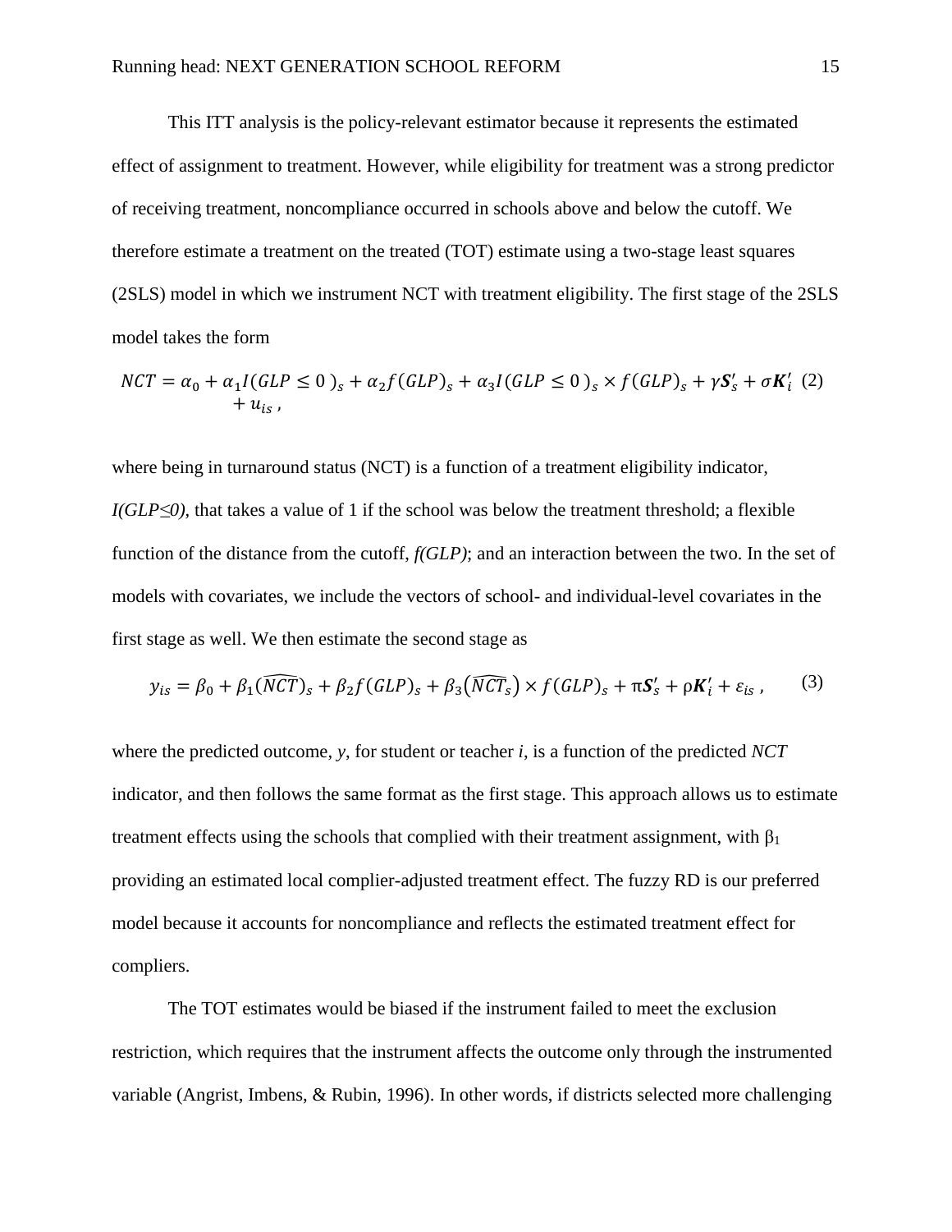This ITT analysis is the policy-relevant estimator because it represents the estimated effect of assignment to treatment. However, while eligibility for treatment was a strong predictor of receiving treatment, noncompliance occurred in schools above and below the cutoff. We therefore estimate a treatment on the treated (TOT) estimate using a two-stage least squares (2SLS) model in which we instrument NCT with treatment eligibility. The first stage of the 2SLS model takes the form

$$NCT = \alpha_0 + \alpha_1 I(GLP \leq 0\,)_s + \alpha_2 f(GLP)_s + \alpha_3 I(GLP \leq 0\,)_s \times f(GLP)_s + \gamma \boldsymbol{S}'_s + \sigma \boldsymbol{K}'_i + u_{is}\,, \quad (2)$$

where being in turnaround status (NCT) is a function of a treatment eligibility indicator, *I(GLP≤0)*, that takes a value of 1 if the school was below the treatment threshold; a flexible function of the distance from the cutoff, *f(GLP)*; and an interaction between the two. In the set of models with covariates, we include the vectors of school- and individual-level covariates in the first stage as well. We then estimate the second stage as

$$y_{is} = \beta_0 + \beta_1(\widehat{NCT})_s + \beta_2 f(GLP)_s + \beta_3\left(\widehat{NCT}_s\right) \times f(GLP)_s + \pi \boldsymbol{S}'_s + \rho \boldsymbol{K}'_i + \varepsilon_{is}\,, \quad (3)$$

where the predicted outcome, *y*, for student or teacher *i*, is a function of the predicted *NCT* indicator, and then follows the same format as the first stage. This approach allows us to estimate treatment effects using the schools that complied with their treatment assignment, with $\beta_1$ providing an estimated local complier-adjusted treatment effect. The fuzzy RD is our preferred model because it accounts for noncompliance and reflects the estimated treatment effect for compliers.

The TOT estimates would be biased if the instrument failed to meet the exclusion restriction, which requires that the instrument affects the outcome only through the instrumented variable (Angrist, Imbens, & Rubin, 1996). In other words, if districts selected more challenging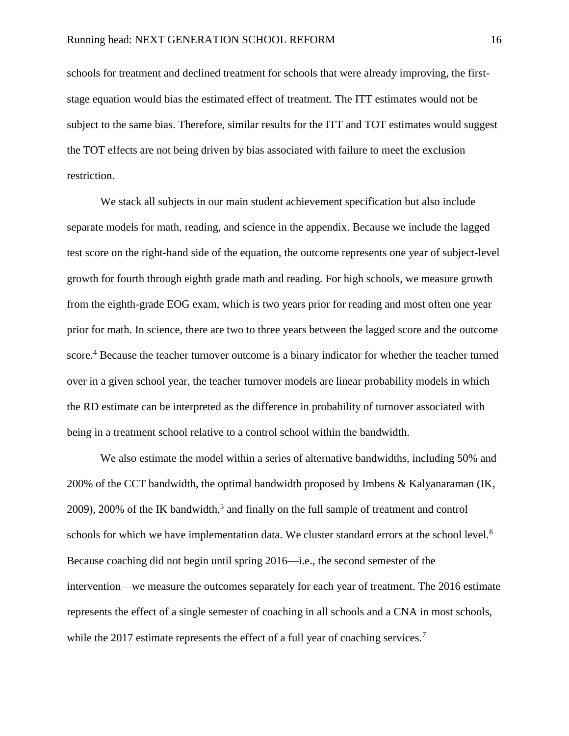schools for treatment and declined treatment for schools that were already improving, the first-stage equation would bias the estimated effect of treatment. The ITT estimates would not be subject to the same bias. Therefore, similar results for the ITT and TOT estimates would suggest the TOT effects are not being driven by bias associated with failure to meet the exclusion restriction.

We stack all subjects in our main student achievement specification but also include separate models for math, reading, and science in the appendix. Because we include the lagged test score on the right-hand side of the equation, the outcome represents one year of subject-level growth for fourth through eighth grade math and reading. For high schools, we measure growth from the eighth-grade EOG exam, which is two years prior for reading and most often one year prior for math. In science, there are two to three years between the lagged score and the outcome score.[4] Because the teacher turnover outcome is a binary indicator for whether the teacher turned over in a given school year, the teacher turnover models are linear probability models in which the RD estimate can be interpreted as the difference in probability of turnover associated with being in a treatment school relative to a control school within the bandwidth.

We also estimate the model within a series of alternative bandwidths, including 50% and 200% of the CCT bandwidth, the optimal bandwidth proposed by Imbens & Kalyanaraman (IK, 2009), 200% of the IK bandwidth,[5] and finally on the full sample of treatment and control schools for which we have implementation data. We cluster standard errors at the school level.[6] Because coaching did not begin until spring 2016—i.e., the second semester of the intervention—we measure the outcomes separately for each year of treatment. The 2016 estimate represents the effect of a single semester of coaching in all schools and a CNA in most schools, while the 2017 estimate represents the effect of a full year of coaching services.[7]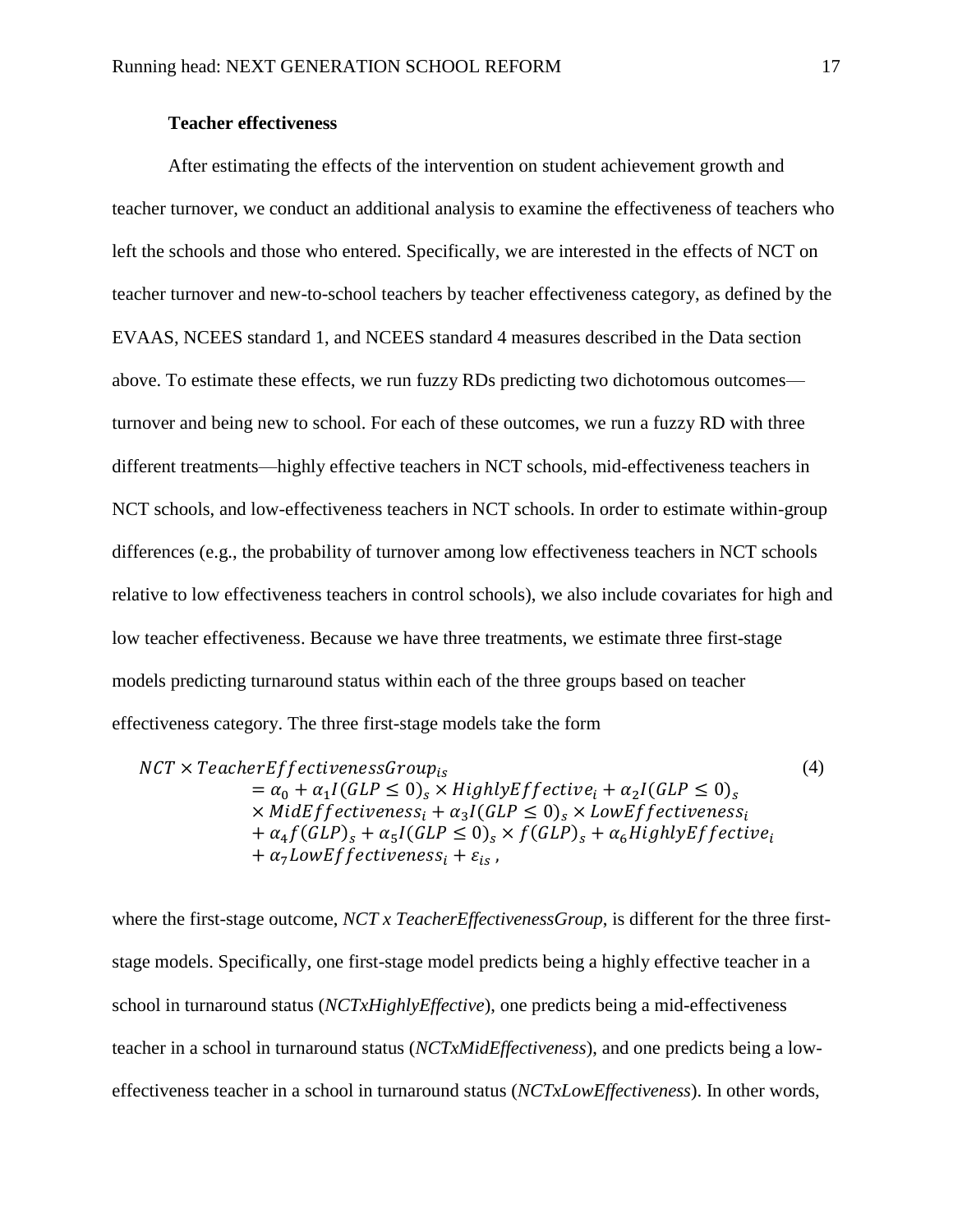### Teacher effectiveness

After estimating the effects of the intervention on student achievement growth and teacher turnover, we conduct an additional analysis to examine the effectiveness of teachers who left the schools and those who entered. Specifically, we are interested in the effects of NCT on teacher turnover and new-to-school teachers by teacher effectiveness category, as defined by the EVAAS, NCEES standard 1, and NCEES standard 4 measures described in the Data section above. To estimate these effects, we run fuzzy RDs predicting two dichotomous outcomes—turnover and being new to school. For each of these outcomes, we run a fuzzy RD with three different treatments—highly effective teachers in NCT schools, mid-effectiveness teachers in NCT schools, and low-effectiveness teachers in NCT schools. In order to estimate within-group differences (e.g., the probability of turnover among low effectiveness teachers in NCT schools relative to low effectiveness teachers in control schools), we also include covariates for high and low teacher effectiveness. Because we have three treatments, we estimate three first-stage models predicting turnaround status within each of the three groups based on teacher effectiveness category. The three first-stage models take the form

$$
\begin{aligned}
NCT \times TeacherEffectivenessGroup_{is} &= \alpha_0 + \alpha_1 I(GLP \leq 0)_s \times HighlyEffective_i + \alpha_2 I(GLP \leq 0)_s \\
&\times MidEffectiveness_i + \alpha_3 I(GLP \leq 0)_s \times LowEffectiveness_i \\
&+ \alpha_4 f(GLP)_s + \alpha_5 I(GLP \leq 0)_s \times f(GLP)_s + \alpha_6 HighlyEffective_i \\
&+ \alpha_7 LowEffectiveness_i + \varepsilon_{is} \, ,
\end{aligned} \tag{4}
$$

where the first-stage outcome, *NCT x TeacherEffectivenessGroup*, is different for the three first-stage models. Specifically, one first-stage model predicts being a highly effective teacher in a school in turnaround status (*NCTxHighlyEffective*), one predicts being a mid-effectiveness teacher in a school in turnaround status (*NCTxMidEffectiveness*), and one predicts being a low-effectiveness teacher in a school in turnaround status (*NCTxLowEffectiveness*). In other words,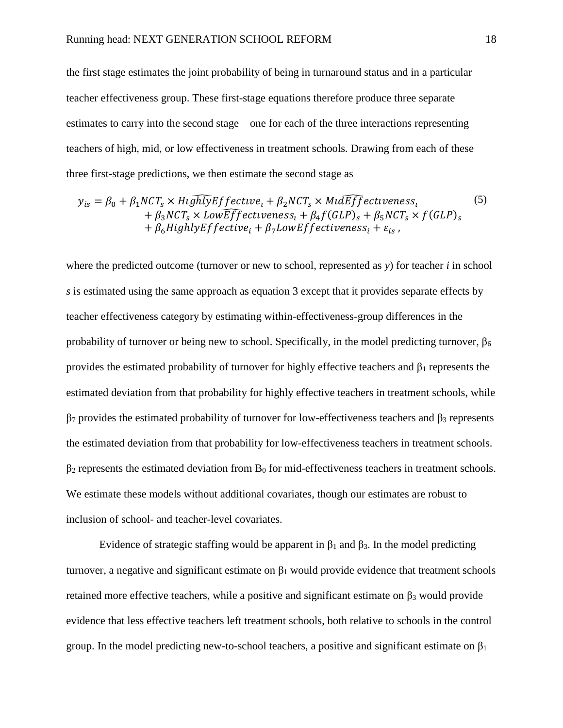the first stage estimates the joint probability of being in turnaround status and in a particular teacher effectiveness group. These first-stage equations therefore produce three separate estimates to carry into the second stage—one for each of the three interactions representing teachers of high, mid, or low effectiveness in treatment schools. Drawing from each of these three first-stage predictions, we then estimate the second stage as

$$
\begin{aligned}
y_{is} = \beta_0 &+ \beta_1 NCT_s \times \widehat{HighlyEffective_i} + \beta_2 NCT_s \times \widehat{MidEffectiveness_i} \\
&+ \beta_3 NCT_s \times \widehat{LowEffectiveness_i} + \beta_4 f(GLP)_s + \beta_5 NCT_s \times f(GLP)_s \\
&+ \beta_6 HighlyEffective_i + \beta_7 LowEffectiveness_i + \varepsilon_{is} \,,
\end{aligned} \tag{5}
$$

where the predicted outcome (turnover or new to school, represented as $y$) for teacher $i$ in school $s$ is estimated using the same approach as equation 3 except that it provides separate effects by teacher effectiveness category by estimating within-effectiveness-group differences in the probability of turnover or being new to school. Specifically, in the model predicting turnover, $\beta_6$ provides the estimated probability of turnover for highly effective teachers and $\beta_1$ represents the estimated deviation from that probability for highly effective teachers in treatment schools, while $\beta_7$ provides the estimated probability of turnover for low-effectiveness teachers and $\beta_3$ represents the estimated deviation from that probability for low-effectiveness teachers in treatment schools. $\beta_2$ represents the estimated deviation from $B_0$ for mid-effectiveness teachers in treatment schools. We estimate these models without additional covariates, though our estimates are robust to inclusion of school- and teacher-level covariates.

Evidence of strategic staffing would be apparent in $\beta_1$ and $\beta_3$. In the model predicting turnover, a negative and significant estimate on $\beta_1$ would provide evidence that treatment schools retained more effective teachers, while a positive and significant estimate on $\beta_3$ would provide evidence that less effective teachers left treatment schools, both relative to schools in the control group. In the model predicting new-to-school teachers, a positive and significant estimate on $\beta_1$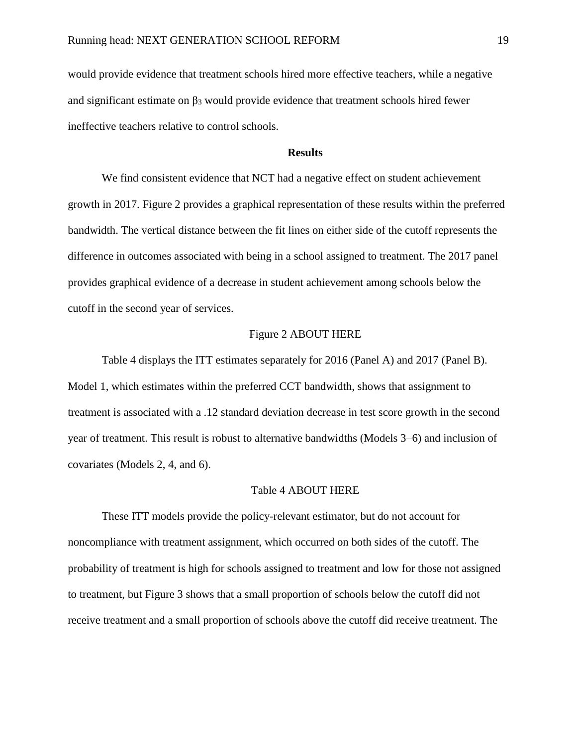would provide evidence that treatment schools hired more effective teachers, while a negative and significant estimate on $\beta_3$ would provide evidence that treatment schools hired fewer ineffective teachers relative to control schools.

## Results

We find consistent evidence that NCT had a negative effect on student achievement growth in 2017. Figure 2 provides a graphical representation of these results within the preferred bandwidth. The vertical distance between the fit lines on either side of the cutoff represents the difference in outcomes associated with being in a school assigned to treatment. The 2017 panel provides graphical evidence of a decrease in student achievement among schools below the cutoff in the second year of services.

Figure 2 ABOUT HERE

Table 4 displays the ITT estimates separately for 2016 (Panel A) and 2017 (Panel B). Model 1, which estimates within the preferred CCT bandwidth, shows that assignment to treatment is associated with a .12 standard deviation decrease in test score growth in the second year of treatment. This result is robust to alternative bandwidths (Models 3–6) and inclusion of covariates (Models 2, 4, and 6).

Table 4 ABOUT HERE

These ITT models provide the policy-relevant estimator, but do not account for noncompliance with treatment assignment, which occurred on both sides of the cutoff. The probability of treatment is high for schools assigned to treatment and low for those not assigned to treatment, but Figure 3 shows that a small proportion of schools below the cutoff did not receive treatment and a small proportion of schools above the cutoff did receive treatment. The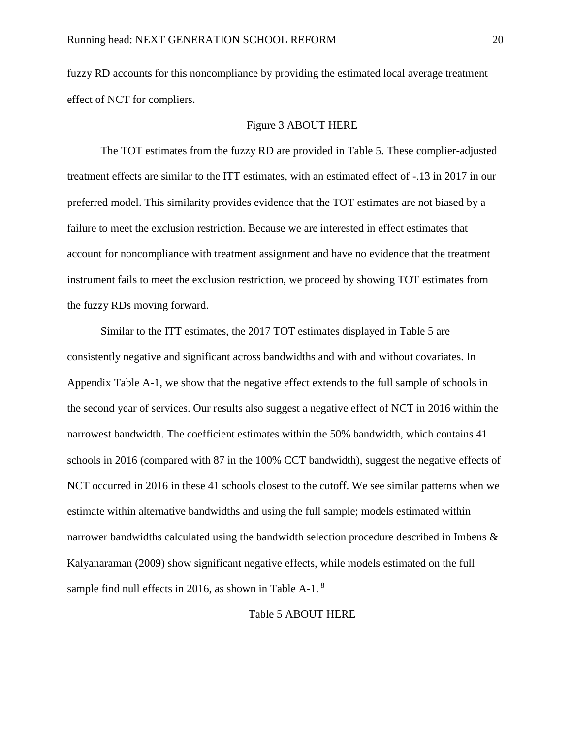fuzzy RD accounts for this noncompliance by providing the estimated local average treatment effect of NCT for compliers.

Figure 3 ABOUT HERE

The TOT estimates from the fuzzy RD are provided in Table 5. These complier-adjusted treatment effects are similar to the ITT estimates, with an estimated effect of -.13 in 2017 in our preferred model. This similarity provides evidence that the TOT estimates are not biased by a failure to meet the exclusion restriction. Because we are interested in effect estimates that account for noncompliance with treatment assignment and have no evidence that the treatment instrument fails to meet the exclusion restriction, we proceed by showing TOT estimates from the fuzzy RDs moving forward.

Similar to the ITT estimates, the 2017 TOT estimates displayed in Table 5 are consistently negative and significant across bandwidths and with and without covariates. In Appendix Table A-1, we show that the negative effect extends to the full sample of schools in the second year of services. Our results also suggest a negative effect of NCT in 2016 within the narrowest bandwidth. The coefficient estimates within the 50% bandwidth, which contains 41 schools in 2016 (compared with 87 in the 100% CCT bandwidth), suggest the negative effects of NCT occurred in 2016 in these 41 schools closest to the cutoff. We see similar patterns when we estimate within alternative bandwidths and using the full sample; models estimated within narrower bandwidths calculated using the bandwidth selection procedure described in Imbens & Kalyanaraman (2009) show significant negative effects, while models estimated on the full sample find null effects in 2016, as shown in Table A-1. [8]

Table 5 ABOUT HERE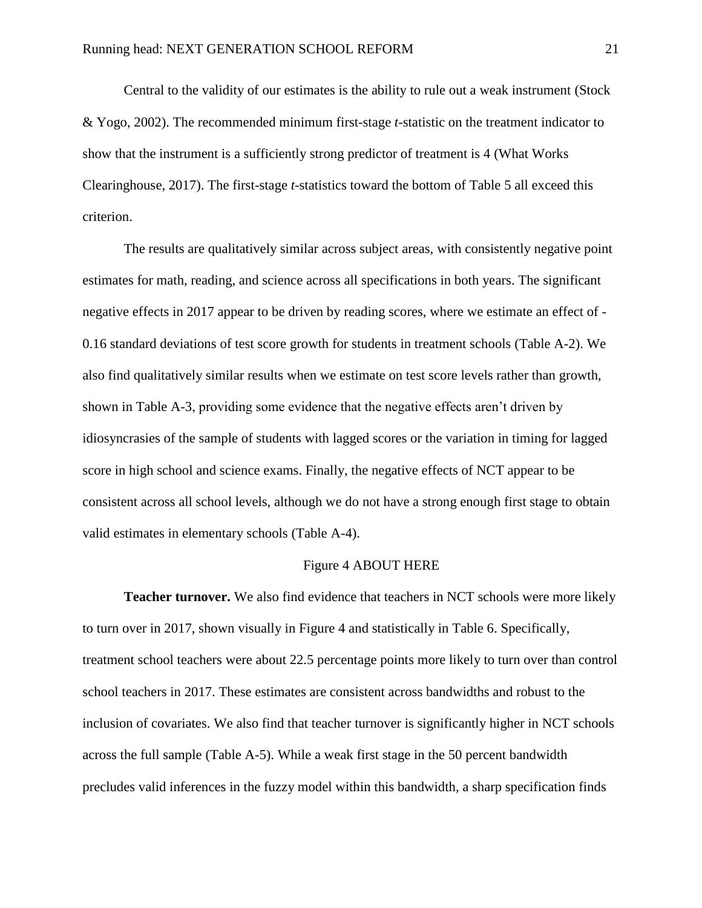Central to the validity of our estimates is the ability to rule out a weak instrument (Stock & Yogo, 2002). The recommended minimum first-stage *t*-statistic on the treatment indicator to show that the instrument is a sufficiently strong predictor of treatment is 4 (What Works Clearinghouse, 2017). The first-stage *t*-statistics toward the bottom of Table 5 all exceed this criterion.

The results are qualitatively similar across subject areas, with consistently negative point estimates for math, reading, and science across all specifications in both years. The significant negative effects in 2017 appear to be driven by reading scores, where we estimate an effect of -0.16 standard deviations of test score growth for students in treatment schools (Table A-2). We also find qualitatively similar results when we estimate on test score levels rather than growth, shown in Table A-3, providing some evidence that the negative effects aren't driven by idiosyncrasies of the sample of students with lagged scores or the variation in timing for lagged score in high school and science exams. Finally, the negative effects of NCT appear to be consistent across all school levels, although we do not have a strong enough first stage to obtain valid estimates in elementary schools (Table A-4).

Figure 4 ABOUT HERE

**Teacher turnover.** We also find evidence that teachers in NCT schools were more likely to turn over in 2017, shown visually in Figure 4 and statistically in Table 6. Specifically, treatment school teachers were about 22.5 percentage points more likely to turn over than control school teachers in 2017. These estimates are consistent across bandwidths and robust to the inclusion of covariates. We also find that teacher turnover is significantly higher in NCT schools across the full sample (Table A-5). While a weak first stage in the 50 percent bandwidth precludes valid inferences in the fuzzy model within this bandwidth, a sharp specification finds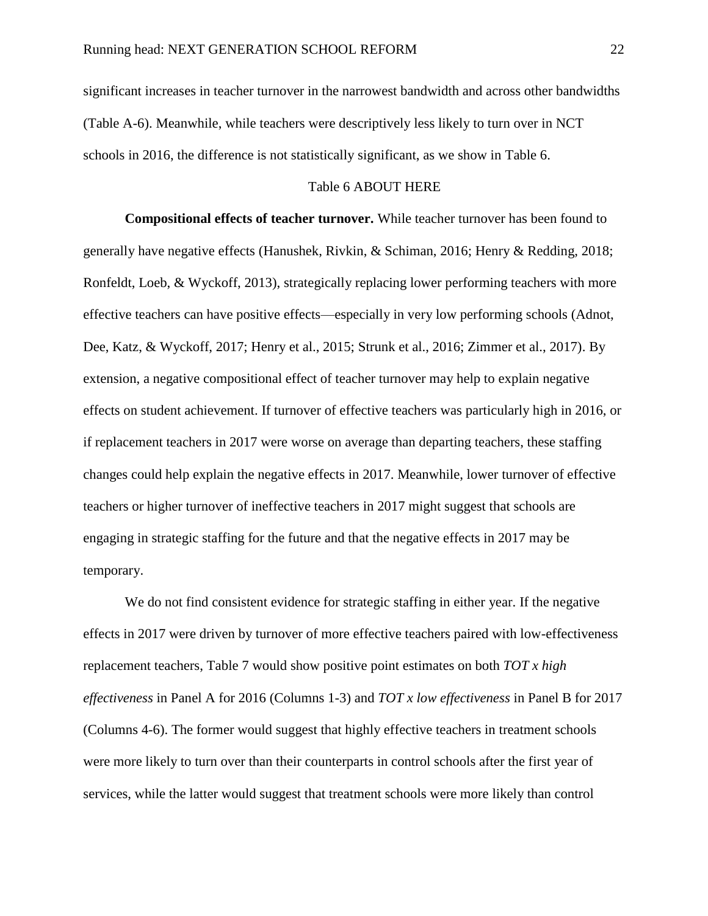significant increases in teacher turnover in the narrowest bandwidth and across other bandwidths (Table A-6). Meanwhile, while teachers were descriptively less likely to turn over in NCT schools in 2016, the difference is not statistically significant, as we show in Table 6.

Table 6 ABOUT HERE

**Compositional effects of teacher turnover.** While teacher turnover has been found to generally have negative effects (Hanushek, Rivkin, & Schiman, 2016; Henry & Redding, 2018; Ronfeldt, Loeb, & Wyckoff, 2013), strategically replacing lower performing teachers with more effective teachers can have positive effects—especially in very low performing schools (Adnot, Dee, Katz, & Wyckoff, 2017; Henry et al., 2015; Strunk et al., 2016; Zimmer et al., 2017). By extension, a negative compositional effect of teacher turnover may help to explain negative effects on student achievement. If turnover of effective teachers was particularly high in 2016, or if replacement teachers in 2017 were worse on average than departing teachers, these staffing changes could help explain the negative effects in 2017. Meanwhile, lower turnover of effective teachers or higher turnover of ineffective teachers in 2017 might suggest that schools are engaging in strategic staffing for the future and that the negative effects in 2017 may be temporary.

We do not find consistent evidence for strategic staffing in either year. If the negative effects in 2017 were driven by turnover of more effective teachers paired with low-effectiveness replacement teachers, Table 7 would show positive point estimates on both *TOT x high effectiveness* in Panel A for 2016 (Columns 1-3) and *TOT x low effectiveness* in Panel B for 2017 (Columns 4-6). The former would suggest that highly effective teachers in treatment schools were more likely to turn over than their counterparts in control schools after the first year of services, while the latter would suggest that treatment schools were more likely than control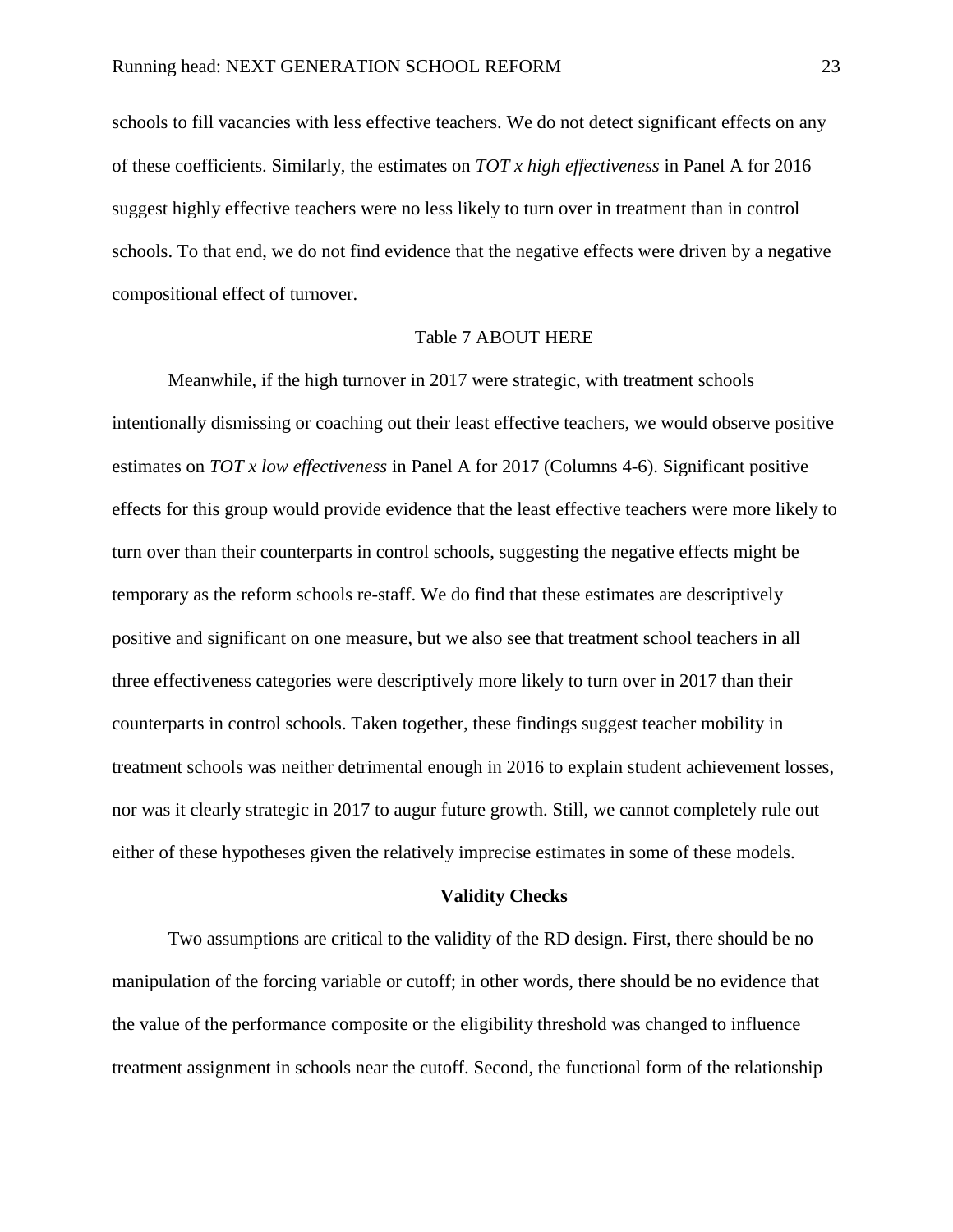schools to fill vacancies with less effective teachers. We do not detect significant effects on any of these coefficients. Similarly, the estimates on *TOT x high effectiveness* in Panel A for 2016 suggest highly effective teachers were no less likely to turn over in treatment than in control schools. To that end, we do not find evidence that the negative effects were driven by a negative compositional effect of turnover.

Table 7 ABOUT HERE

Meanwhile, if the high turnover in 2017 were strategic, with treatment schools intentionally dismissing or coaching out their least effective teachers, we would observe positive estimates on *TOT x low effectiveness* in Panel A for 2017 (Columns 4-6). Significant positive effects for this group would provide evidence that the least effective teachers were more likely to turn over than their counterparts in control schools, suggesting the negative effects might be temporary as the reform schools re-staff. We do find that these estimates are descriptively positive and significant on one measure, but we also see that treatment school teachers in all three effectiveness categories were descriptively more likely to turn over in 2017 than their counterparts in control schools. Taken together, these findings suggest teacher mobility in treatment schools was neither detrimental enough in 2016 to explain student achievement losses, nor was it clearly strategic in 2017 to augur future growth. Still, we cannot completely rule out either of these hypotheses given the relatively imprecise estimates in some of these models.

## Validity Checks

Two assumptions are critical to the validity of the RD design. First, there should be no manipulation of the forcing variable or cutoff; in other words, there should be no evidence that the value of the performance composite or the eligibility threshold was changed to influence treatment assignment in schools near the cutoff. Second, the functional form of the relationship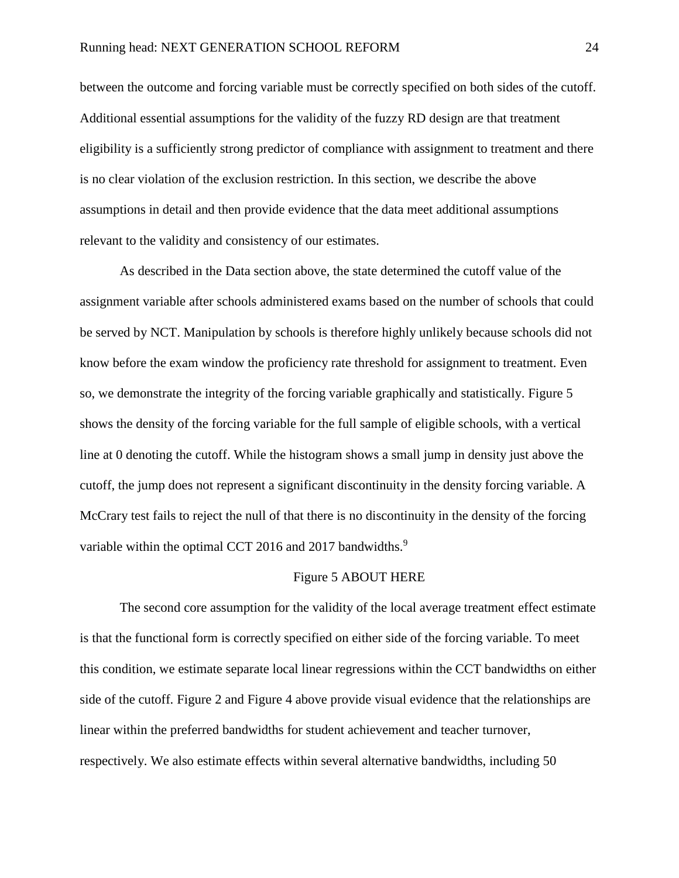between the outcome and forcing variable must be correctly specified on both sides of the cutoff. Additional essential assumptions for the validity of the fuzzy RD design are that treatment eligibility is a sufficiently strong predictor of compliance with assignment to treatment and there is no clear violation of the exclusion restriction. In this section, we describe the above assumptions in detail and then provide evidence that the data meet additional assumptions relevant to the validity and consistency of our estimates.

As described in the Data section above, the state determined the cutoff value of the assignment variable after schools administered exams based on the number of schools that could be served by NCT. Manipulation by schools is therefore highly unlikely because schools did not know before the exam window the proficiency rate threshold for assignment to treatment. Even so, we demonstrate the integrity of the forcing variable graphically and statistically. Figure 5 shows the density of the forcing variable for the full sample of eligible schools, with a vertical line at 0 denoting the cutoff. While the histogram shows a small jump in density just above the cutoff, the jump does not represent a significant discontinuity in the density forcing variable. A McCrary test fails to reject the null of that there is no discontinuity in the density of the forcing variable within the optimal CCT 2016 and 2017 bandwidths.[9]

Figure 5 ABOUT HERE

The second core assumption for the validity of the local average treatment effect estimate is that the functional form is correctly specified on either side of the forcing variable. To meet this condition, we estimate separate local linear regressions within the CCT bandwidths on either side of the cutoff. Figure 2 and Figure 4 above provide visual evidence that the relationships are linear within the preferred bandwidths for student achievement and teacher turnover, respectively. We also estimate effects within several alternative bandwidths, including 50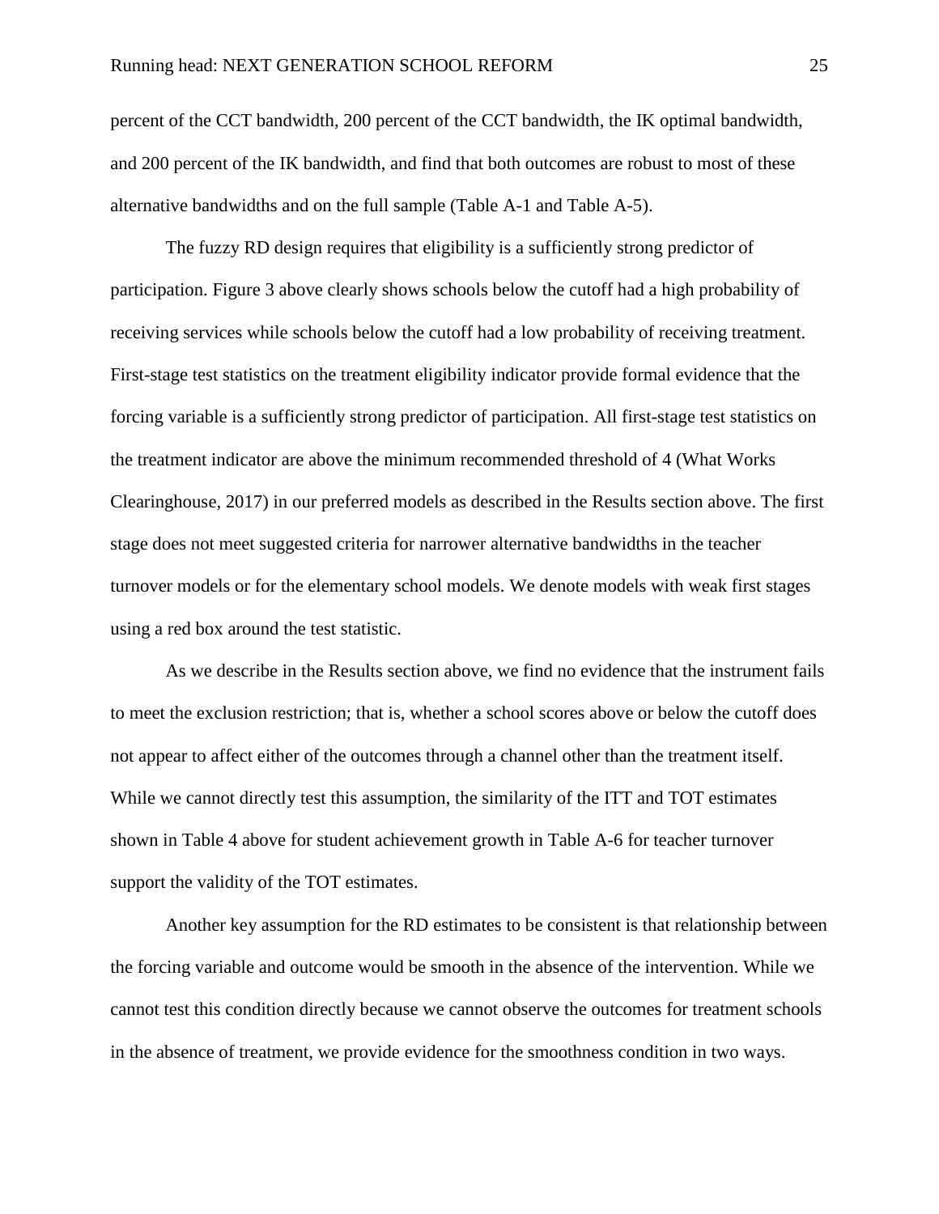percent of the CCT bandwidth, 200 percent of the CCT bandwidth, the IK optimal bandwidth, and 200 percent of the IK bandwidth, and find that both outcomes are robust to most of these alternative bandwidths and on the full sample (Table A-1 and Table A-5).

The fuzzy RD design requires that eligibility is a sufficiently strong predictor of participation. Figure 3 above clearly shows schools below the cutoff had a high probability of receiving services while schools below the cutoff had a low probability of receiving treatment. First-stage test statistics on the treatment eligibility indicator provide formal evidence that the forcing variable is a sufficiently strong predictor of participation. All first-stage test statistics on the treatment indicator are above the minimum recommended threshold of 4 (What Works Clearinghouse, 2017) in our preferred models as described in the Results section above. The first stage does not meet suggested criteria for narrower alternative bandwidths in the teacher turnover models or for the elementary school models. We denote models with weak first stages using a red box around the test statistic.

As we describe in the Results section above, we find no evidence that the instrument fails to meet the exclusion restriction; that is, whether a school scores above or below the cutoff does not appear to affect either of the outcomes through a channel other than the treatment itself. While we cannot directly test this assumption, the similarity of the ITT and TOT estimates shown in Table 4 above for student achievement growth in Table A-6 for teacher turnover support the validity of the TOT estimates.

Another key assumption for the RD estimates to be consistent is that relationship between the forcing variable and outcome would be smooth in the absence of the intervention. While we cannot test this condition directly because we cannot observe the outcomes for treatment schools in the absence of treatment, we provide evidence for the smoothness condition in two ways.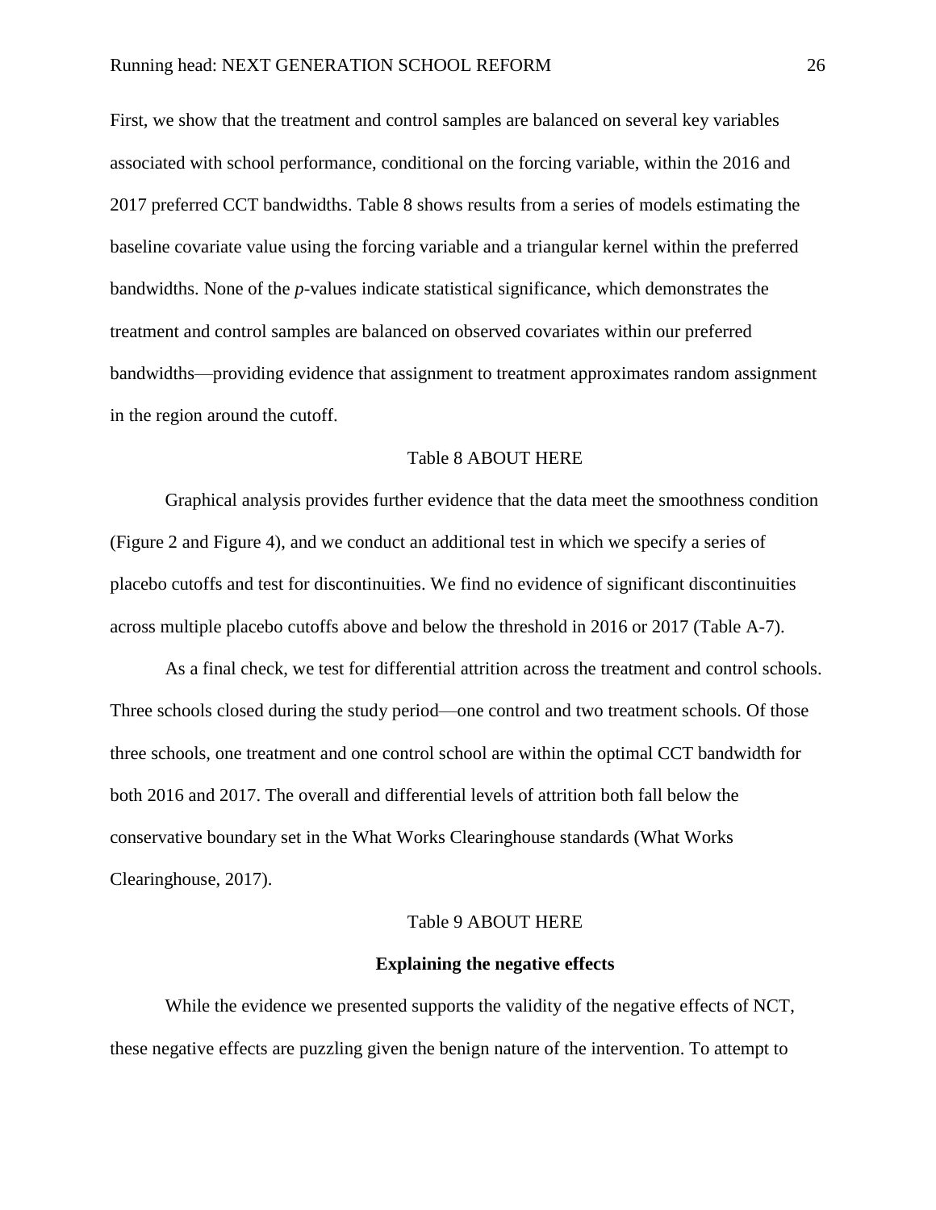First, we show that the treatment and control samples are balanced on several key variables associated with school performance, conditional on the forcing variable, within the 2016 and 2017 preferred CCT bandwidths. Table 8 shows results from a series of models estimating the baseline covariate value using the forcing variable and a triangular kernel within the preferred bandwidths. None of the *p*-values indicate statistical significance, which demonstrates the treatment and control samples are balanced on observed covariates within our preferred bandwidths—providing evidence that assignment to treatment approximates random assignment in the region around the cutoff.

Table 8 ABOUT HERE

Graphical analysis provides further evidence that the data meet the smoothness condition (Figure 2 and Figure 4), and we conduct an additional test in which we specify a series of placebo cutoffs and test for discontinuities. We find no evidence of significant discontinuities across multiple placebo cutoffs above and below the threshold in 2016 or 2017 (Table A-7).

As a final check, we test for differential attrition across the treatment and control schools. Three schools closed during the study period—one control and two treatment schools. Of those three schools, one treatment and one control school are within the optimal CCT bandwidth for both 2016 and 2017. The overall and differential levels of attrition both fall below the conservative boundary set in the What Works Clearinghouse standards (What Works Clearinghouse, 2017).

Table 9 ABOUT HERE

### Explaining the negative effects

While the evidence we presented supports the validity of the negative effects of NCT, these negative effects are puzzling given the benign nature of the intervention. To attempt to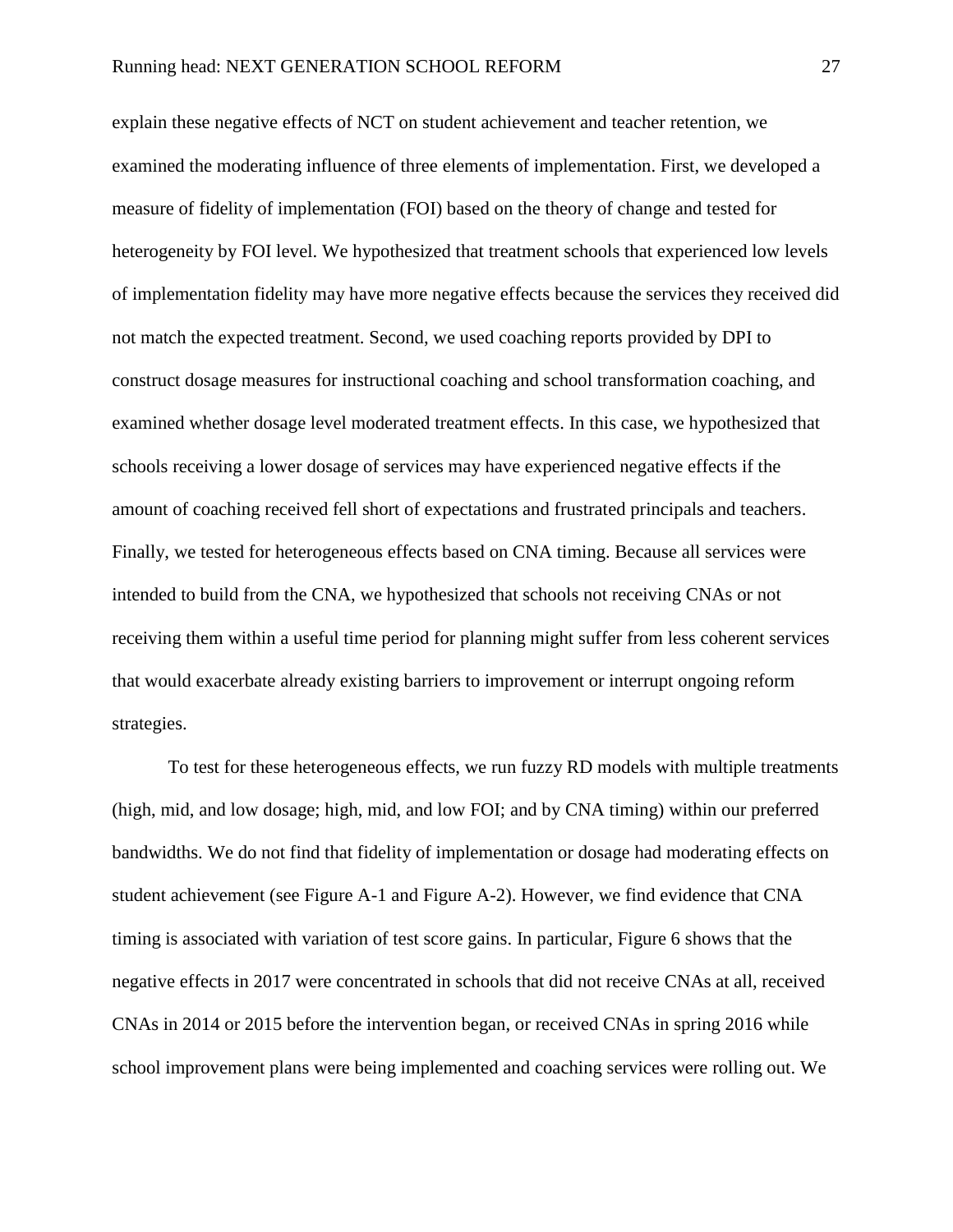explain these negative effects of NCT on student achievement and teacher retention, we examined the moderating influence of three elements of implementation. First, we developed a measure of fidelity of implementation (FOI) based on the theory of change and tested for heterogeneity by FOI level. We hypothesized that treatment schools that experienced low levels of implementation fidelity may have more negative effects because the services they received did not match the expected treatment. Second, we used coaching reports provided by DPI to construct dosage measures for instructional coaching and school transformation coaching, and examined whether dosage level moderated treatment effects. In this case, we hypothesized that schools receiving a lower dosage of services may have experienced negative effects if the amount of coaching received fell short of expectations and frustrated principals and teachers. Finally, we tested for heterogeneous effects based on CNA timing. Because all services were intended to build from the CNA, we hypothesized that schools not receiving CNAs or not receiving them within a useful time period for planning might suffer from less coherent services that would exacerbate already existing barriers to improvement or interrupt ongoing reform strategies.

To test for these heterogeneous effects, we run fuzzy RD models with multiple treatments (high, mid, and low dosage; high, mid, and low FOI; and by CNA timing) within our preferred bandwidths. We do not find that fidelity of implementation or dosage had moderating effects on student achievement (see Figure A-1 and Figure A-2). However, we find evidence that CNA timing is associated with variation of test score gains. In particular, Figure 6 shows that the negative effects in 2017 were concentrated in schools that did not receive CNAs at all, received CNAs in 2014 or 2015 before the intervention began, or received CNAs in spring 2016 while school improvement plans were being implemented and coaching services were rolling out. We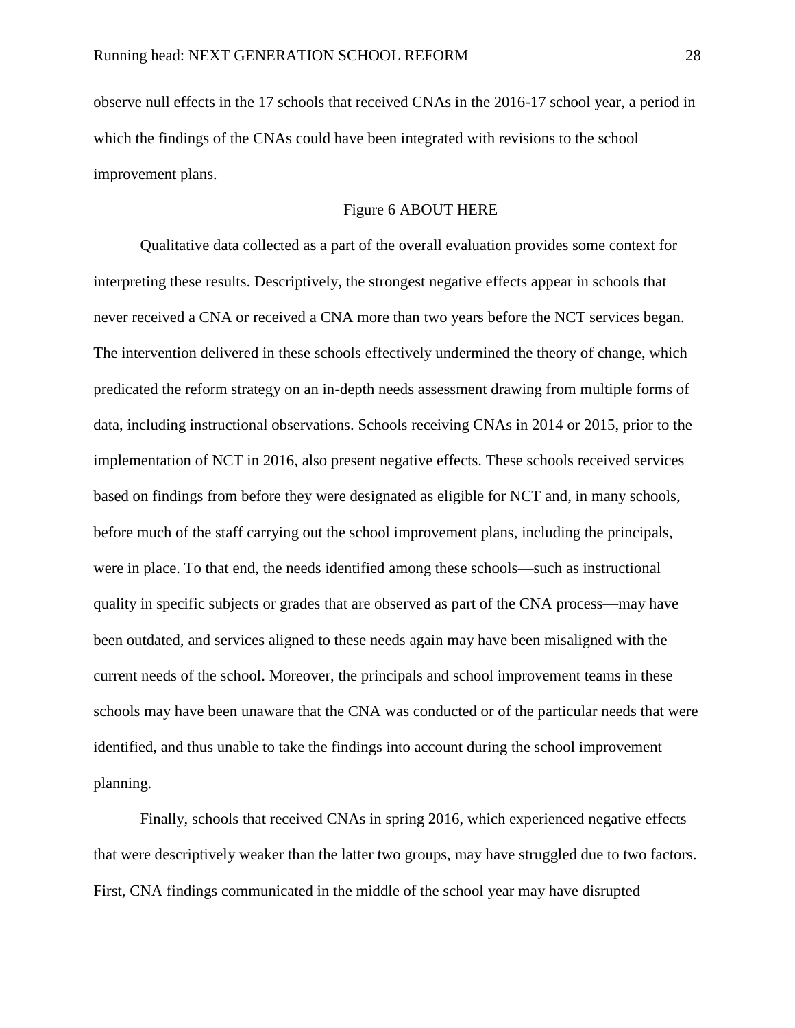observe null effects in the 17 schools that received CNAs in the 2016-17 school year, a period in which the findings of the CNAs could have been integrated with revisions to the school improvement plans.

Figure 6 ABOUT HERE

Qualitative data collected as a part of the overall evaluation provides some context for interpreting these results. Descriptively, the strongest negative effects appear in schools that never received a CNA or received a CNA more than two years before the NCT services began. The intervention delivered in these schools effectively undermined the theory of change, which predicated the reform strategy on an in-depth needs assessment drawing from multiple forms of data, including instructional observations. Schools receiving CNAs in 2014 or 2015, prior to the implementation of NCT in 2016, also present negative effects. These schools received services based on findings from before they were designated as eligible for NCT and, in many schools, before much of the staff carrying out the school improvement plans, including the principals, were in place. To that end, the needs identified among these schools—such as instructional quality in specific subjects or grades that are observed as part of the CNA process—may have been outdated, and services aligned to these needs again may have been misaligned with the current needs of the school. Moreover, the principals and school improvement teams in these schools may have been unaware that the CNA was conducted or of the particular needs that were identified, and thus unable to take the findings into account during the school improvement planning.

Finally, schools that received CNAs in spring 2016, which experienced negative effects that were descriptively weaker than the latter two groups, may have struggled due to two factors. First, CNA findings communicated in the middle of the school year may have disrupted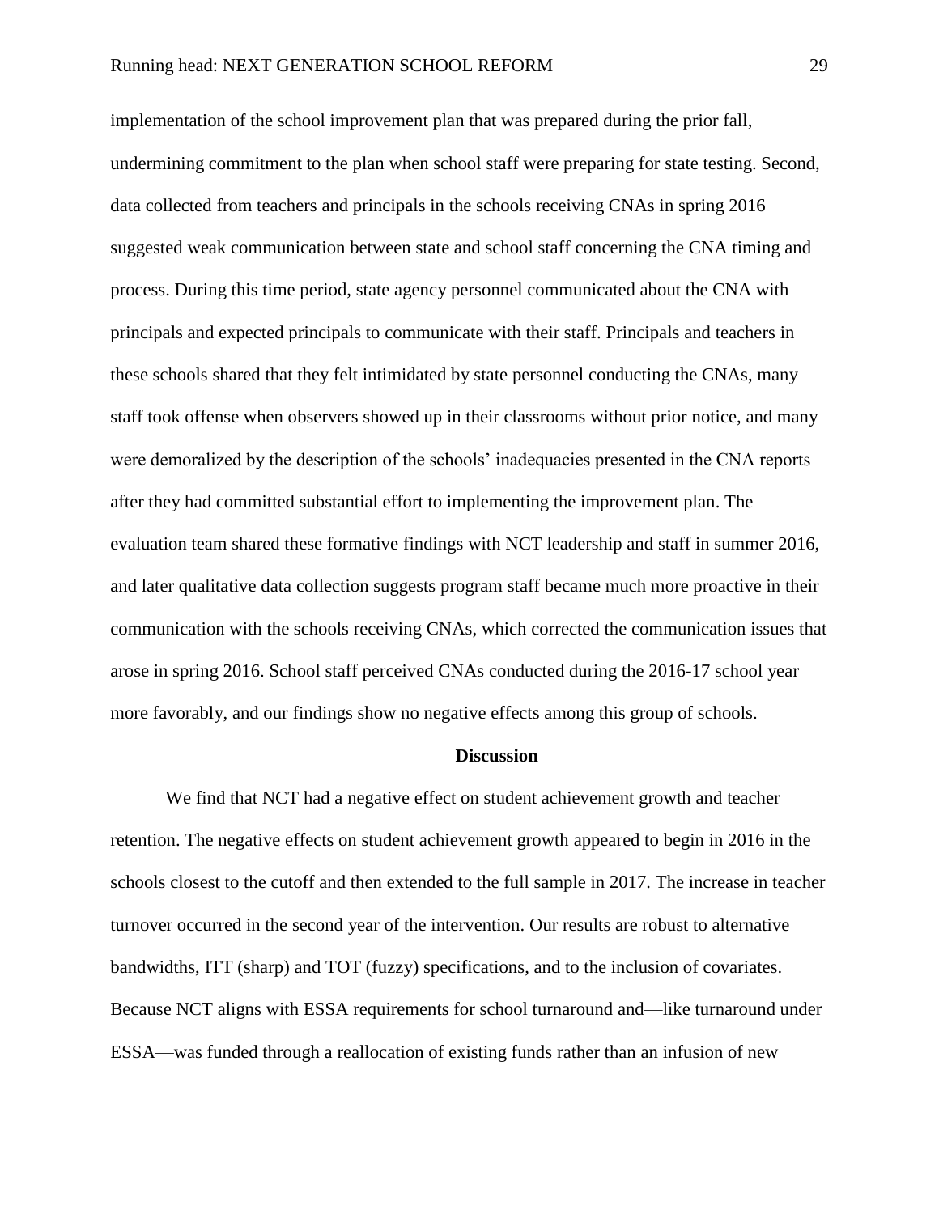implementation of the school improvement plan that was prepared during the prior fall, undermining commitment to the plan when school staff were preparing for state testing. Second, data collected from teachers and principals in the schools receiving CNAs in spring 2016 suggested weak communication between state and school staff concerning the CNA timing and process. During this time period, state agency personnel communicated about the CNA with principals and expected principals to communicate with their staff. Principals and teachers in these schools shared that they felt intimidated by state personnel conducting the CNAs, many staff took offense when observers showed up in their classrooms without prior notice, and many were demoralized by the description of the schools' inadequacies presented in the CNA reports after they had committed substantial effort to implementing the improvement plan. The evaluation team shared these formative findings with NCT leadership and staff in summer 2016, and later qualitative data collection suggests program staff became much more proactive in their communication with the schools receiving CNAs, which corrected the communication issues that arose in spring 2016. School staff perceived CNAs conducted during the 2016-17 school year more favorably, and our findings show no negative effects among this group of schools.

## Discussion

We find that NCT had a negative effect on student achievement growth and teacher retention. The negative effects on student achievement growth appeared to begin in 2016 in the schools closest to the cutoff and then extended to the full sample in 2017. The increase in teacher turnover occurred in the second year of the intervention. Our results are robust to alternative bandwidths, ITT (sharp) and TOT (fuzzy) specifications, and to the inclusion of covariates. Because NCT aligns with ESSA requirements for school turnaround and—like turnaround under ESSA—was funded through a reallocation of existing funds rather than an infusion of new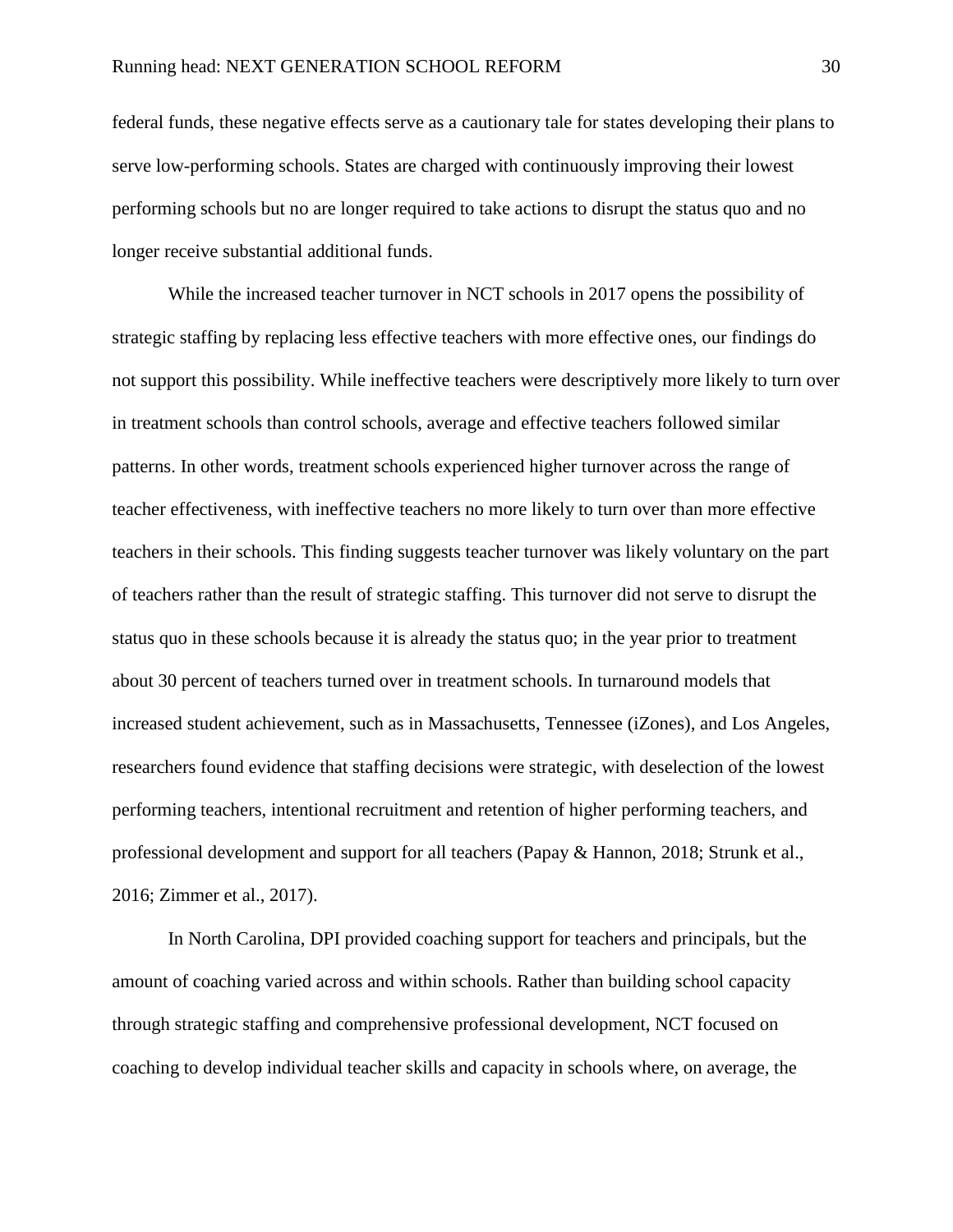federal funds, these negative effects serve as a cautionary tale for states developing their plans to serve low-performing schools. States are charged with continuously improving their lowest performing schools but no are longer required to take actions to disrupt the status quo and no longer receive substantial additional funds.

While the increased teacher turnover in NCT schools in 2017 opens the possibility of strategic staffing by replacing less effective teachers with more effective ones, our findings do not support this possibility. While ineffective teachers were descriptively more likely to turn over in treatment schools than control schools, average and effective teachers followed similar patterns. In other words, treatment schools experienced higher turnover across the range of teacher effectiveness, with ineffective teachers no more likely to turn over than more effective teachers in their schools. This finding suggests teacher turnover was likely voluntary on the part of teachers rather than the result of strategic staffing. This turnover did not serve to disrupt the status quo in these schools because it is already the status quo; in the year prior to treatment about 30 percent of teachers turned over in treatment schools. In turnaround models that increased student achievement, such as in Massachusetts, Tennessee (iZones), and Los Angeles, researchers found evidence that staffing decisions were strategic, with deselection of the lowest performing teachers, intentional recruitment and retention of higher performing teachers, and professional development and support for all teachers (Papay & Hannon, 2018; Strunk et al., 2016; Zimmer et al., 2017).

In North Carolina, DPI provided coaching support for teachers and principals, but the amount of coaching varied across and within schools. Rather than building school capacity through strategic staffing and comprehensive professional development, NCT focused on coaching to develop individual teacher skills and capacity in schools where, on average, the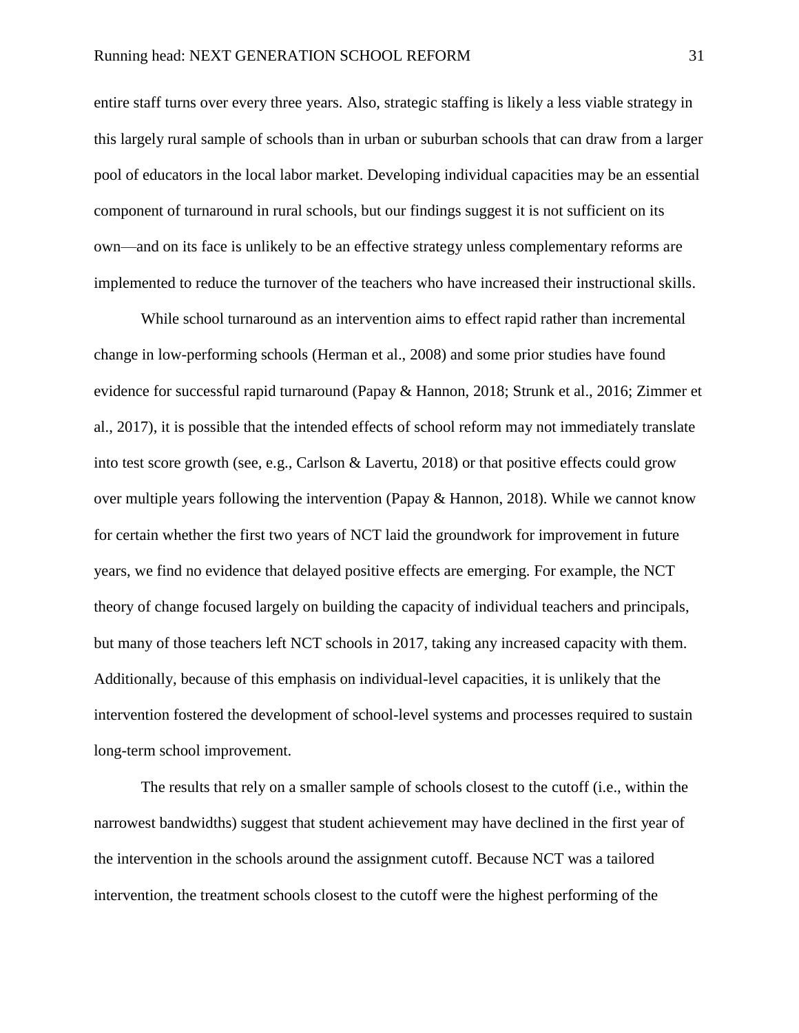entire staff turns over every three years. Also, strategic staffing is likely a less viable strategy in this largely rural sample of schools than in urban or suburban schools that can draw from a larger pool of educators in the local labor market. Developing individual capacities may be an essential component of turnaround in rural schools, but our findings suggest it is not sufficient on its own—and on its face is unlikely to be an effective strategy unless complementary reforms are implemented to reduce the turnover of the teachers who have increased their instructional skills.

While school turnaround as an intervention aims to effect rapid rather than incremental change in low-performing schools (Herman et al., 2008) and some prior studies have found evidence for successful rapid turnaround (Papay & Hannon, 2018; Strunk et al., 2016; Zimmer et al., 2017), it is possible that the intended effects of school reform may not immediately translate into test score growth (see, e.g., Carlson & Lavertu, 2018) or that positive effects could grow over multiple years following the intervention (Papay & Hannon, 2018). While we cannot know for certain whether the first two years of NCT laid the groundwork for improvement in future years, we find no evidence that delayed positive effects are emerging. For example, the NCT theory of change focused largely on building the capacity of individual teachers and principals, but many of those teachers left NCT schools in 2017, taking any increased capacity with them. Additionally, because of this emphasis on individual-level capacities, it is unlikely that the intervention fostered the development of school-level systems and processes required to sustain long-term school improvement.

The results that rely on a smaller sample of schools closest to the cutoff (i.e., within the narrowest bandwidths) suggest that student achievement may have declined in the first year of the intervention in the schools around the assignment cutoff. Because NCT was a tailored intervention, the treatment schools closest to the cutoff were the highest performing of the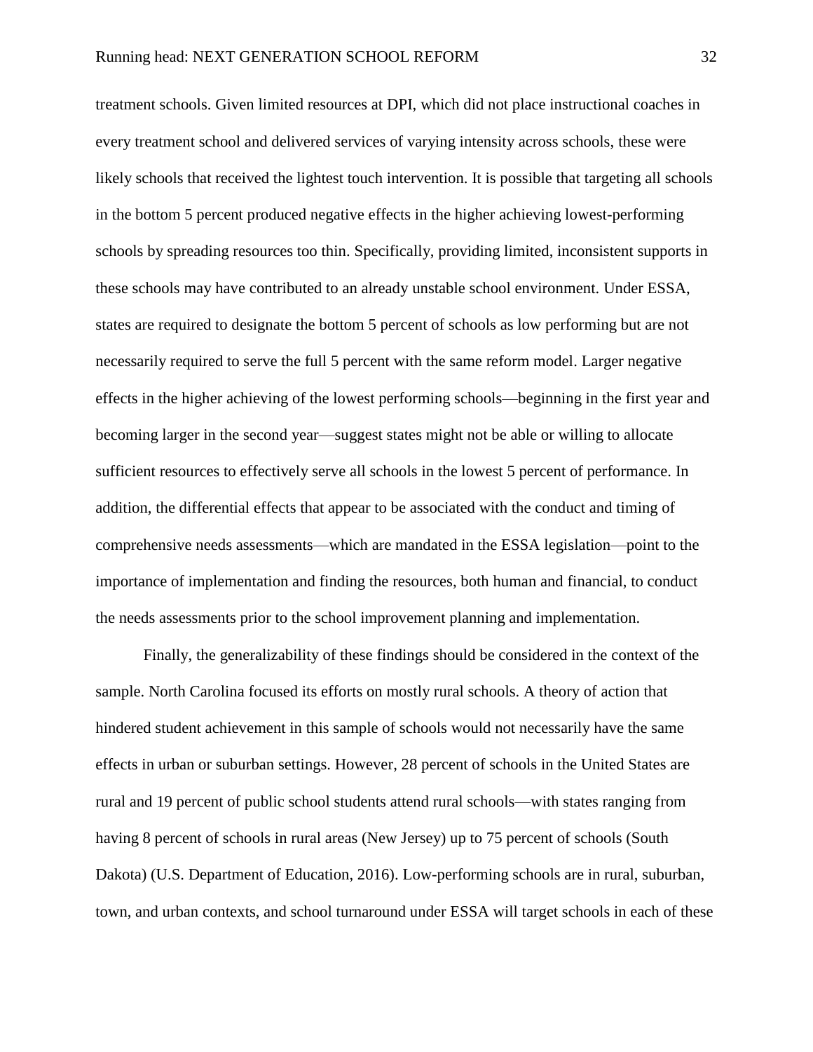treatment schools. Given limited resources at DPI, which did not place instructional coaches in every treatment school and delivered services of varying intensity across schools, these were likely schools that received the lightest touch intervention. It is possible that targeting all schools in the bottom 5 percent produced negative effects in the higher achieving lowest-performing schools by spreading resources too thin. Specifically, providing limited, inconsistent supports in these schools may have contributed to an already unstable school environment. Under ESSA, states are required to designate the bottom 5 percent of schools as low performing but are not necessarily required to serve the full 5 percent with the same reform model. Larger negative effects in the higher achieving of the lowest performing schools—beginning in the first year and becoming larger in the second year—suggest states might not be able or willing to allocate sufficient resources to effectively serve all schools in the lowest 5 percent of performance. In addition, the differential effects that appear to be associated with the conduct and timing of comprehensive needs assessments—which are mandated in the ESSA legislation—point to the importance of implementation and finding the resources, both human and financial, to conduct the needs assessments prior to the school improvement planning and implementation.

Finally, the generalizability of these findings should be considered in the context of the sample. North Carolina focused its efforts on mostly rural schools. A theory of action that hindered student achievement in this sample of schools would not necessarily have the same effects in urban or suburban settings. However, 28 percent of schools in the United States are rural and 19 percent of public school students attend rural schools—with states ranging from having 8 percent of schools in rural areas (New Jersey) up to 75 percent of schools (South Dakota) (U.S. Department of Education, 2016). Low-performing schools are in rural, suburban, town, and urban contexts, and school turnaround under ESSA will target schools in each of these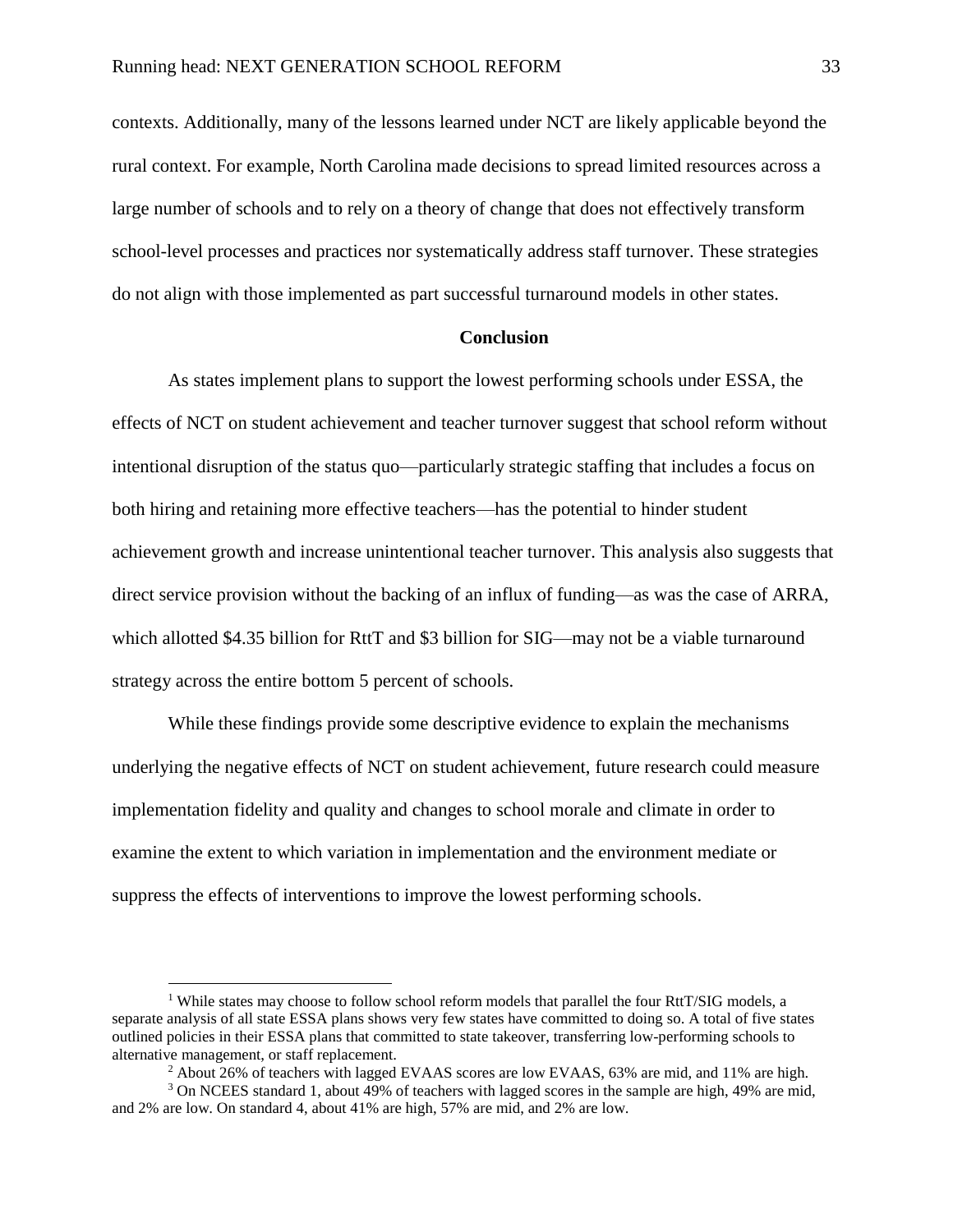contexts. Additionally, many of the lessons learned under NCT are likely applicable beyond the rural context. For example, North Carolina made decisions to spread limited resources across a large number of schools and to rely on a theory of change that does not effectively transform school-level processes and practices nor systematically address staff turnover. These strategies do not align with those implemented as part successful turnaround models in other states.

## Conclusion

As states implement plans to support the lowest performing schools under ESSA, the effects of NCT on student achievement and teacher turnover suggest that school reform without intentional disruption of the status quo—particularly strategic staffing that includes a focus on both hiring and retaining more effective teachers—has the potential to hinder student achievement growth and increase unintentional teacher turnover. This analysis also suggests that direct service provision without the backing of an influx of funding—as was the case of ARRA, which allotted $4.35 billion for RttT and $3 billion for SIG—may not be a viable turnaround strategy across the entire bottom 5 percent of schools.

While these findings provide some descriptive evidence to explain the mechanisms underlying the negative effects of NCT on student achievement, future research could measure implementation fidelity and quality and changes to school morale and climate in order to examine the extent to which variation in implementation and the environment mediate or suppress the effects of interventions to improve the lowest performing schools.

---

[1] While states may choose to follow school reform models that parallel the four RttT/SIG models, a separate analysis of all state ESSA plans shows very few states have committed to doing so. A total of five states outlined policies in their ESSA plans that committed to state takeover, transferring low-performing schools to alternative management, or staff replacement.

[2] About 26% of teachers with lagged EVAAS scores are low EVAAS, 63% are mid, and 11% are high.

[3] On NCEES standard 1, about 49% of teachers with lagged scores in the sample are high, 49% are mid, and 2% are low. On standard 4, about 41% are high, 57% are mid, and 2% are low.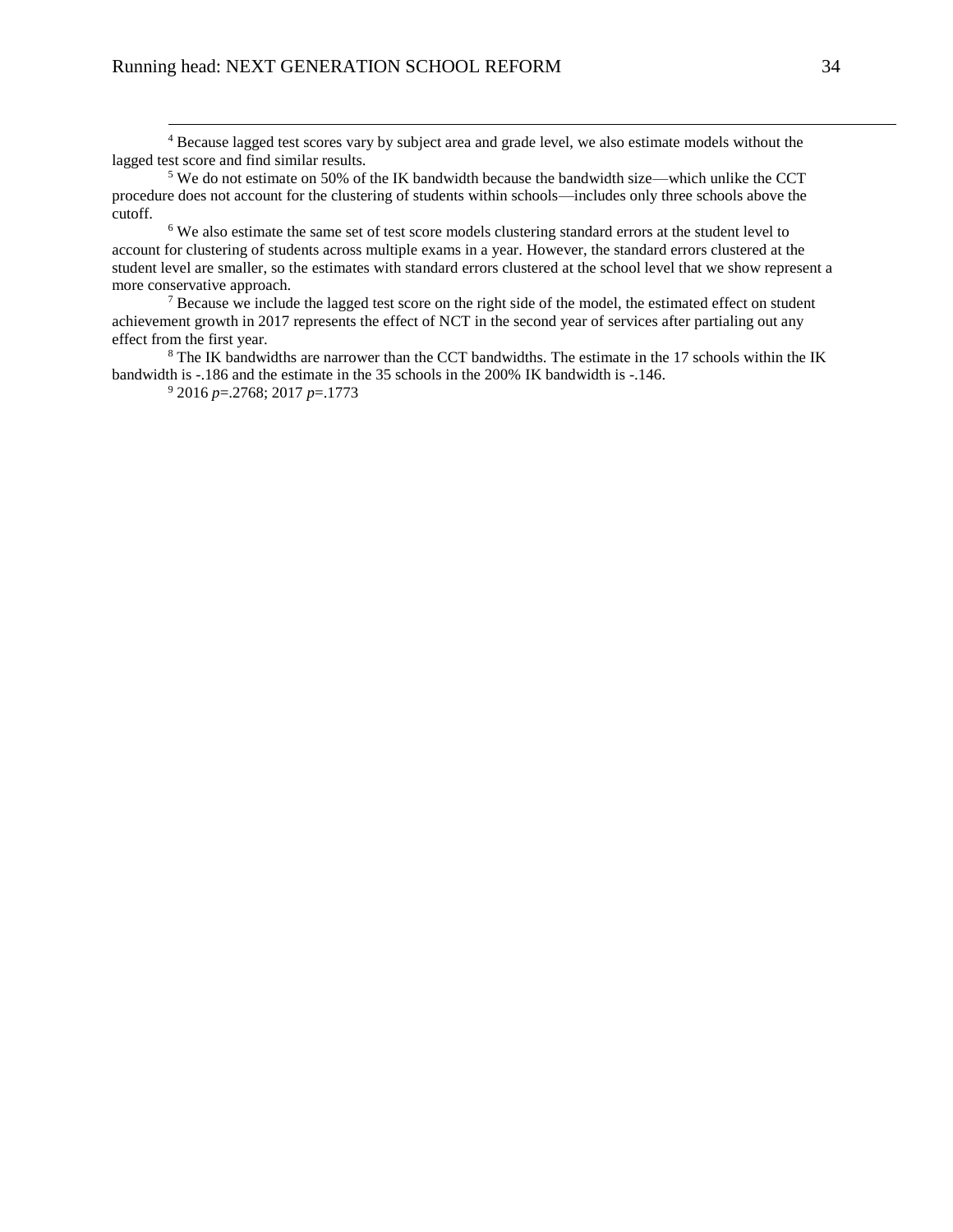[4] Because lagged test scores vary by subject area and grade level, we also estimate models without the lagged test score and find similar results.

[5] We do not estimate on 50% of the IK bandwidth because the bandwidth size—which unlike the CCT procedure does not account for the clustering of students within schools—includes only three schools above the cutoff.

[6] We also estimate the same set of test score models clustering standard errors at the student level to account for clustering of students across multiple exams in a year. However, the standard errors clustered at the student level are smaller, so the estimates with standard errors clustered at the school level that we show represent a more conservative approach.

[7] Because we include the lagged test score on the right side of the model, the estimated effect on student achievement growth in 2017 represents the effect of NCT in the second year of services after partialing out any effect from the first year.

[8] The IK bandwidths are narrower than the CCT bandwidths. The estimate in the 17 schools within the IK bandwidth is -.186 and the estimate in the 35 schools in the 200% IK bandwidth is -.146.

[9] 2016 $p$=.2768; 2017 $p$=.1773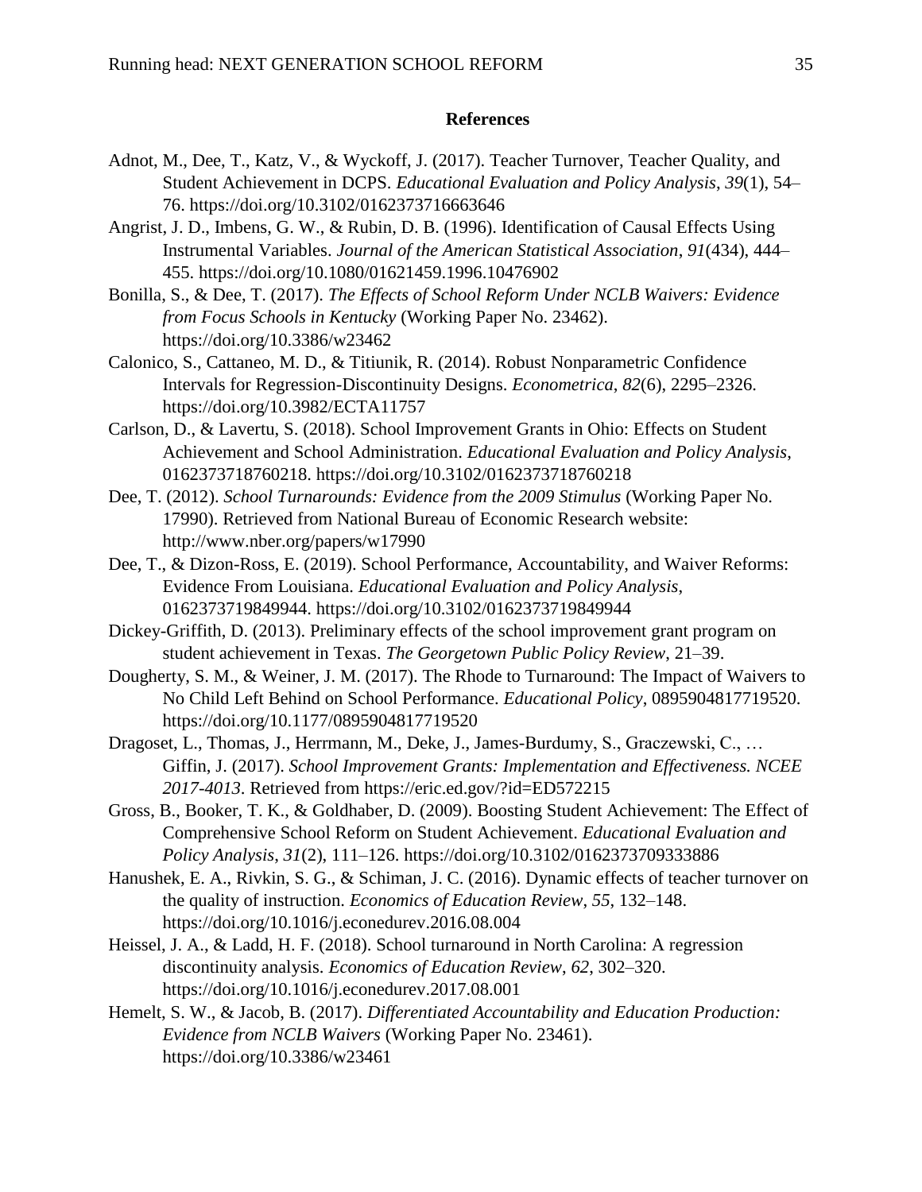## References

Adnot, M., Dee, T., Katz, V., & Wyckoff, J. (2017). Teacher Turnover, Teacher Quality, and Student Achievement in DCPS. *Educational Evaluation and Policy Analysis*, *39*(1), 54–76. https://doi.org/10.3102/0162373716663646

Angrist, J. D., Imbens, G. W., & Rubin, D. B. (1996). Identification of Causal Effects Using Instrumental Variables. *Journal of the American Statistical Association*, *91*(434), 444–455. https://doi.org/10.1080/01621459.1996.10476902

Bonilla, S., & Dee, T. (2017). *The Effects of School Reform Under NCLB Waivers: Evidence from Focus Schools in Kentucky* (Working Paper No. 23462). https://doi.org/10.3386/w23462

Calonico, S., Cattaneo, M. D., & Titiunik, R. (2014). Robust Nonparametric Confidence Intervals for Regression-Discontinuity Designs. *Econometrica*, *82*(6), 2295–2326. https://doi.org/10.3982/ECTA11757

Carlson, D., & Lavertu, S. (2018). School Improvement Grants in Ohio: Effects on Student Achievement and School Administration. *Educational Evaluation and Policy Analysis*, 0162373718760218. https://doi.org/10.3102/0162373718760218

Dee, T. (2012). *School Turnarounds: Evidence from the 2009 Stimulus* (Working Paper No. 17990). Retrieved from National Bureau of Economic Research website: http://www.nber.org/papers/w17990

Dee, T., & Dizon-Ross, E. (2019). School Performance, Accountability, and Waiver Reforms: Evidence From Louisiana. *Educational Evaluation and Policy Analysis*, 0162373719849944. https://doi.org/10.3102/0162373719849944

Dickey-Griffith, D. (2013). Preliminary effects of the school improvement grant program on student achievement in Texas. *The Georgetown Public Policy Review*, 21–39.

Dougherty, S. M., & Weiner, J. M. (2017). The Rhode to Turnaround: The Impact of Waivers to No Child Left Behind on School Performance. *Educational Policy*, 0895904817719520. https://doi.org/10.1177/0895904817719520

Dragoset, L., Thomas, J., Herrmann, M., Deke, J., James-Burdumy, S., Graczewski, C., … Giffin, J. (2017). *School Improvement Grants: Implementation and Effectiveness. NCEE 2017-4013*. Retrieved from https://eric.ed.gov/?id=ED572215

Gross, B., Booker, T. K., & Goldhaber, D. (2009). Boosting Student Achievement: The Effect of Comprehensive School Reform on Student Achievement. *Educational Evaluation and Policy Analysis*, *31*(2), 111–126. https://doi.org/10.3102/0162373709333886

Hanushek, E. A., Rivkin, S. G., & Schiman, J. C. (2016). Dynamic effects of teacher turnover on the quality of instruction. *Economics of Education Review*, *55*, 132–148. https://doi.org/10.1016/j.econedurev.2016.08.004

Heissel, J. A., & Ladd, H. F. (2018). School turnaround in North Carolina: A regression discontinuity analysis. *Economics of Education Review*, *62*, 302–320. https://doi.org/10.1016/j.econedurev.2017.08.001

Hemelt, S. W., & Jacob, B. (2017). *Differentiated Accountability and Education Production: Evidence from NCLB Waivers* (Working Paper No. 23461). https://doi.org/10.3386/w23461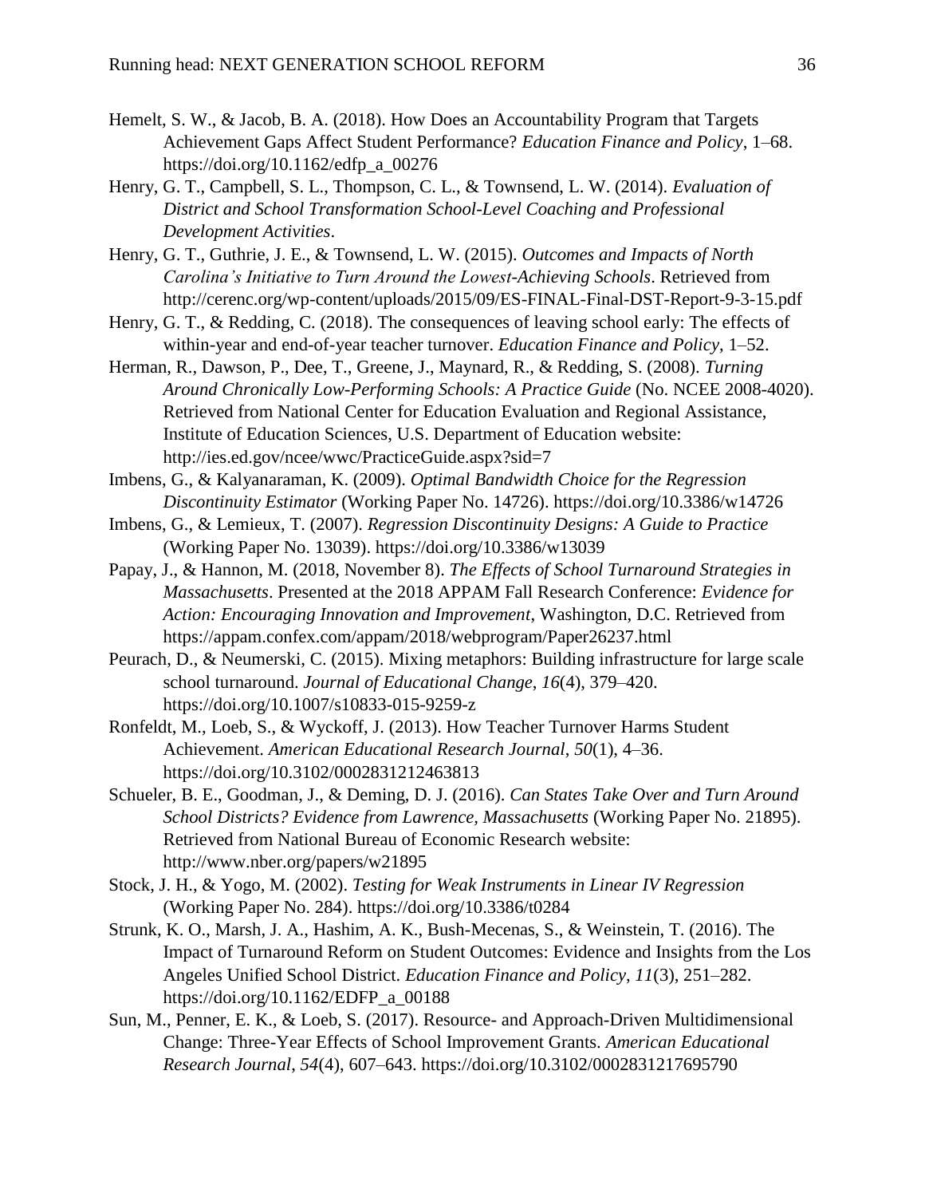Hemelt, S. W., & Jacob, B. A. (2018). How Does an Accountability Program that Targets Achievement Gaps Affect Student Performance? *Education Finance and Policy*, 1–68. https://doi.org/10.1162/edfp_a_00276

Henry, G. T., Campbell, S. L., Thompson, C. L., & Townsend, L. W. (2014). *Evaluation of District and School Transformation School-Level Coaching and Professional Development Activities*.

Henry, G. T., Guthrie, J. E., & Townsend, L. W. (2015). *Outcomes and Impacts of North Carolina's Initiative to Turn Around the Lowest-Achieving Schools*. Retrieved from http://cerenc.org/wp-content/uploads/2015/09/ES-FINAL-Final-DST-Report-9-3-15.pdf

Henry, G. T., & Redding, C. (2018). The consequences of leaving school early: The effects of within-year and end-of-year teacher turnover. *Education Finance and Policy*, 1–52.

Herman, R., Dawson, P., Dee, T., Greene, J., Maynard, R., & Redding, S. (2008). *Turning Around Chronically Low-Performing Schools: A Practice Guide* (No. NCEE 2008-4020). Retrieved from National Center for Education Evaluation and Regional Assistance, Institute of Education Sciences, U.S. Department of Education website: http://ies.ed.gov/ncee/wwc/PracticeGuide.aspx?sid=7

Imbens, G., & Kalyanaraman, K. (2009). *Optimal Bandwidth Choice for the Regression Discontinuity Estimator* (Working Paper No. 14726). https://doi.org/10.3386/w14726

Imbens, G., & Lemieux, T. (2007). *Regression Discontinuity Designs: A Guide to Practice* (Working Paper No. 13039). https://doi.org/10.3386/w13039

Papay, J., & Hannon, M. (2018, November 8). *The Effects of School Turnaround Strategies in Massachusetts*. Presented at the 2018 APPAM Fall Research Conference: *Evidence for Action: Encouraging Innovation and Improvement*, Washington, D.C. Retrieved from https://appam.confex.com/appam/2018/webprogram/Paper26237.html

Peurach, D., & Neumerski, C. (2015). Mixing metaphors: Building infrastructure for large scale school turnaround. *Journal of Educational Change*, *16*(4), 379–420. https://doi.org/10.1007/s10833-015-9259-z

Ronfeldt, M., Loeb, S., & Wyckoff, J. (2013). How Teacher Turnover Harms Student Achievement. *American Educational Research Journal*, *50*(1), 4–36. https://doi.org/10.3102/0002831212463813

Schueler, B. E., Goodman, J., & Deming, D. J. (2016). *Can States Take Over and Turn Around School Districts? Evidence from Lawrence, Massachusetts* (Working Paper No. 21895). Retrieved from National Bureau of Economic Research website: http://www.nber.org/papers/w21895

Stock, J. H., & Yogo, M. (2002). *Testing for Weak Instruments in Linear IV Regression* (Working Paper No. 284). https://doi.org/10.3386/t0284

Strunk, K. O., Marsh, J. A., Hashim, A. K., Bush-Mecenas, S., & Weinstein, T. (2016). The Impact of Turnaround Reform on Student Outcomes: Evidence and Insights from the Los Angeles Unified School District. *Education Finance and Policy*, *11*(3), 251–282. https://doi.org/10.1162/EDFP_a_00188

Sun, M., Penner, E. K., & Loeb, S. (2017). Resource- and Approach-Driven Multidimensional Change: Three-Year Effects of School Improvement Grants. *American Educational Research Journal*, *54*(4), 607–643. https://doi.org/10.3102/0002831217695790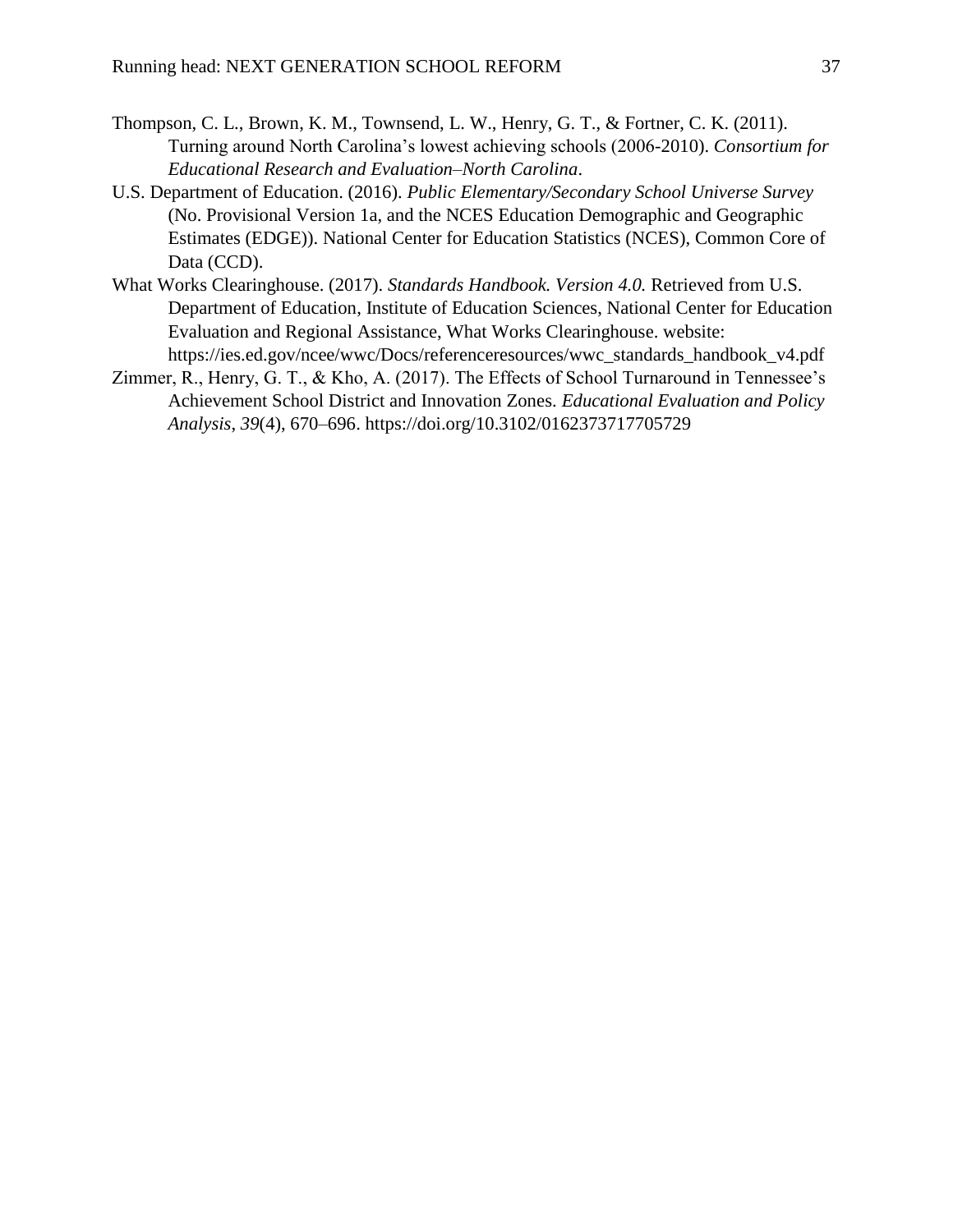Thompson, C. L., Brown, K. M., Townsend, L. W., Henry, G. T., & Fortner, C. K. (2011). Turning around North Carolina's lowest achieving schools (2006-2010). *Consortium for Educational Research and Evaluation–North Carolina*.

U.S. Department of Education. (2016). *Public Elementary/Secondary School Universe Survey* (No. Provisional Version 1a, and the NCES Education Demographic and Geographic Estimates (EDGE)). National Center for Education Statistics (NCES), Common Core of Data (CCD).

What Works Clearinghouse. (2017). *Standards Handbook. Version 4.0.* Retrieved from U.S. Department of Education, Institute of Education Sciences, National Center for Education Evaluation and Regional Assistance, What Works Clearinghouse. website: https://ies.ed.gov/ncee/wwc/Docs/referenceresources/wwc_standards_handbook_v4.pdf

Zimmer, R., Henry, G. T., & Kho, A. (2017). The Effects of School Turnaround in Tennessee's Achievement School District and Innovation Zones. *Educational Evaluation and Policy Analysis*, *39*(4), 670–696. https://doi.org/10.3102/0162373717705729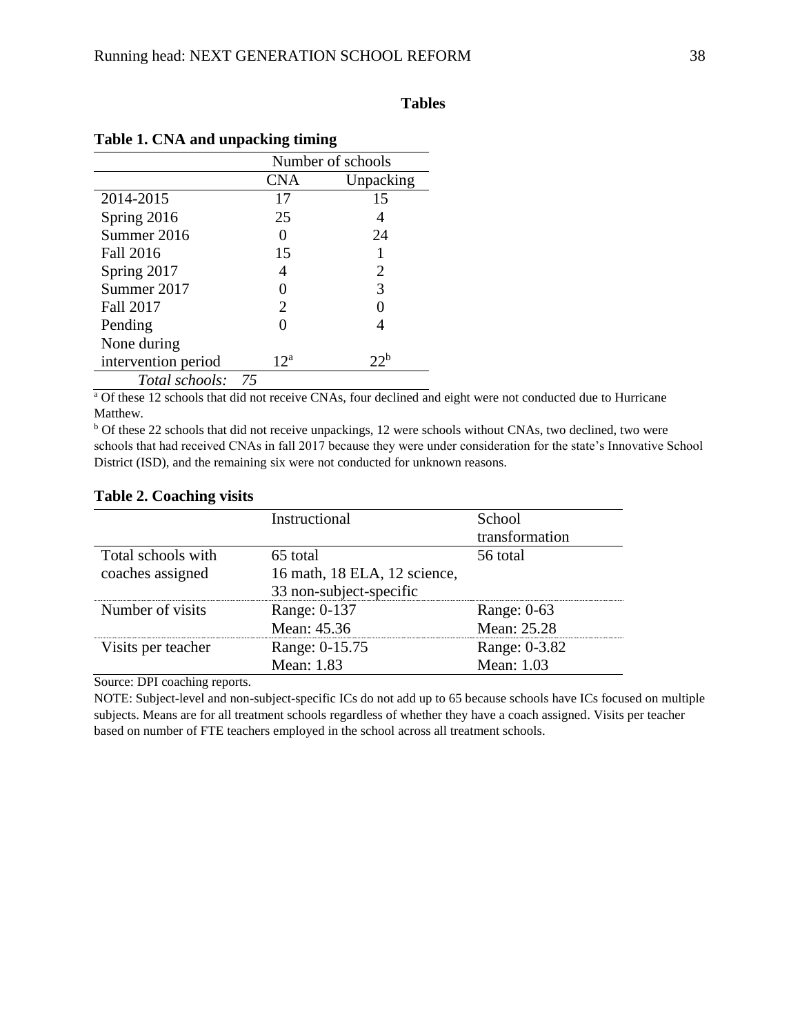## Tables

**Table 1. CNA and unpacking timing**

| | Number of schools | |
|---|---|---|
| | CNA | Unpacking |
| 2014-2015 | 17 | 15 |
| Spring 2016 | 25 | 4 |
| Summer 2016 | 0 | 24 |
| Fall 2016 | 15 | 1 |
| Spring 2017 | 4 | 2 |
| Summer 2017 | 0 | 3 |
| Fall 2017 | 2 | 0 |
| Pending | 0 | 4 |
| None during intervention period | 12[a] | 22[b] |
| *Total schools:* 75 | | |

[a] Of these 12 schools that did not receive CNAs, four declined and eight were not conducted due to Hurricane Matthew.

[b] Of these 22 schools that did not receive unpackings, 12 were schools without CNAs, two declined, two were schools that had received CNAs in fall 2017 because they were under consideration for the state's Innovative School District (ISD), and the remaining six were not conducted for unknown reasons.

**Table 2. Coaching visits**

| | Instructional | School transformation |
|---|---|---|
| Total schools with coaches assigned | 65 total<br>16 math, 18 ELA, 12 science, 33 non-subject-specific | 56 total |
| Number of visits | Range: 0-137<br>Mean: 45.36 | Range: 0-63<br>Mean: 25.28 |
| Visits per teacher | Range: 0-15.75<br>Mean: 1.83 | Range: 0-3.82<br>Mean: 1.03 |

Source: DPI coaching reports.

NOTE: Subject-level and non-subject-specific ICs do not add up to 65 because schools have ICs focused on multiple subjects. Means are for all treatment schools regardless of whether they have a coach assigned. Visits per teacher based on number of FTE teachers employed in the school across all treatment schools.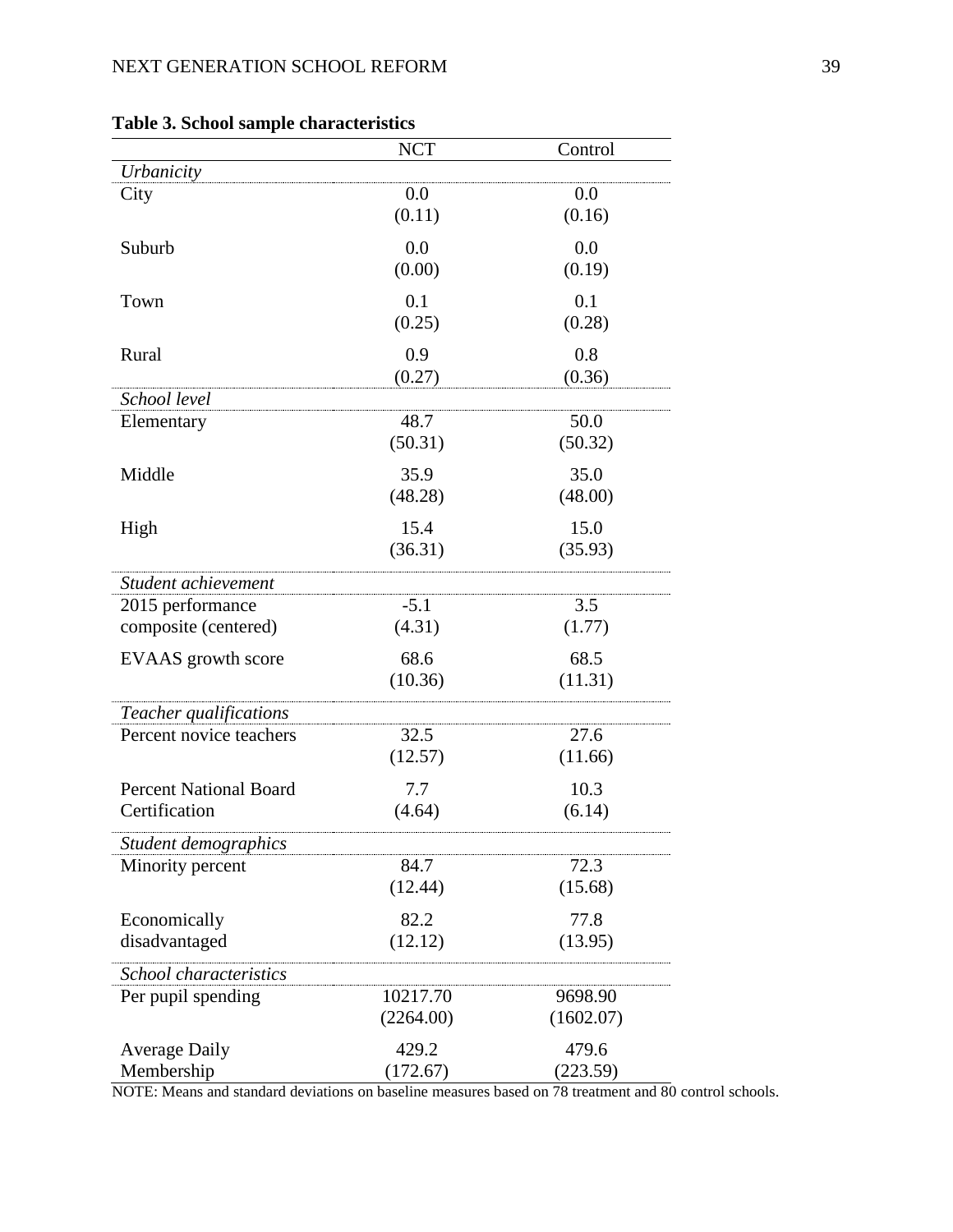**Table 3. School sample characteristics**

| | NCT | Control |
|---|---|---|
| *Urbanicity* | | |
| City | 0.0<br>(0.11) | 0.0<br>(0.16) |
| Suburb | 0.0<br>(0.00) | 0.0<br>(0.19) |
| Town | 0.1<br>(0.25) | 0.1<br>(0.28) |
| Rural | 0.9<br>(0.27) | 0.8<br>(0.36) |
| *School level* | | |
| Elementary | 48.7<br>(50.31) | 50.0<br>(50.32) |
| Middle | 35.9<br>(48.28) | 35.0<br>(48.00) |
| High | 15.4<br>(36.31) | 15.0<br>(35.93) |
| *Student achievement* | | |
| 2015 performance composite (centered) | -5.1<br>(4.31) | 3.5<br>(1.77) |
| EVAAS growth score | 68.6<br>(10.36) | 68.5<br>(11.31) |
| *Teacher qualifications* | | |
| Percent novice teachers | 32.5<br>(12.57) | 27.6<br>(11.66) |
| Percent National Board Certification | 7.7<br>(4.64) | 10.3<br>(6.14) |
| *Student demographics* | | |
| Minority percent | 84.7<br>(12.44) | 72.3<br>(15.68) |
| Economically disadvantaged | 82.2<br>(12.12) | 77.8<br>(13.95) |
| *School characteristics* | | |
| Per pupil spending | 10217.70<br>(2264.00) | 9698.90<br>(1602.07) |
| Average Daily Membership | 429.2<br>(172.67) | 479.6<br>(223.59) |

NOTE: Means and standard deviations on baseline measures based on 78 treatment and 80 control schools.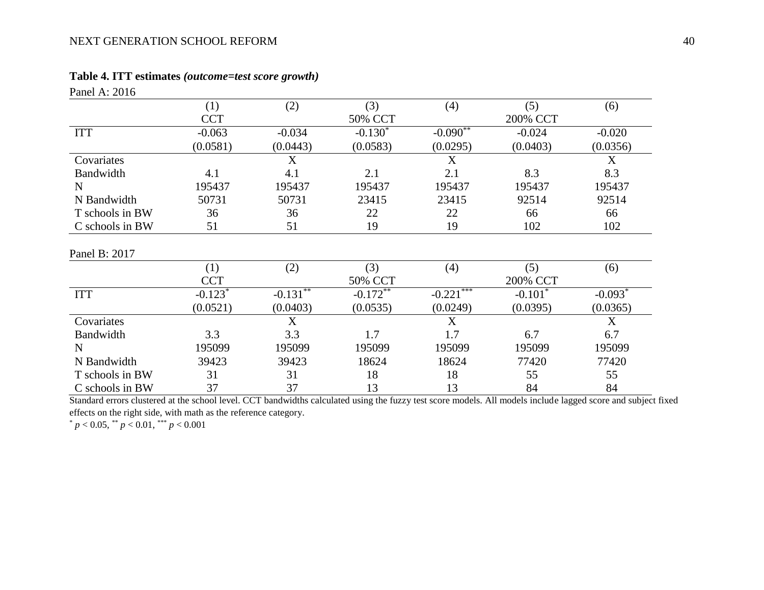**Table 4. ITT estimates *(outcome=test score growth)***

Panel A: 2016

| | (1) | (2) | (3) | (4) | (5) | (6) |
|---|---|---|---|---|---|---|
| | CCT | | 50% CCT | | 200% CCT | |
| ITT | -0.063 | -0.034 | -0.130* | -0.090** | -0.024 | -0.020 |
| | (0.0581) | (0.0443) | (0.0583) | (0.0295) | (0.0403) | (0.0356) |
| Covariates | | X | | X | | X |
| Bandwidth | 4.1 | 4.1 | 2.1 | 2.1 | 8.3 | 8.3 |
| N | 195437 | 195437 | 195437 | 195437 | 195437 | 195437 |
| N Bandwidth | 50731 | 50731 | 23415 | 23415 | 92514 | 92514 |
| T schools in BW | 36 | 36 | 22 | 22 | 66 | 66 |
| C schools in BW | 51 | 51 | 19 | 19 | 102 | 102 |

Panel B: 2017

| | (1) | (2) | (3) | (4) | (5) | (6) |
|---|---|---|---|---|---|---|
| | CCT | | 50% CCT | | 200% CCT | |
| ITT | -0.123* | -0.131** | -0.172** | -0.221*** | -0.101* | -0.093* |
| | (0.0521) | (0.0403) | (0.0535) | (0.0249) | (0.0395) | (0.0365) |
| Covariates | | X | | X | | X |
| Bandwidth | 3.3 | 3.3 | 1.7 | 1.7 | 6.7 | 6.7 |
| N | 195099 | 195099 | 195099 | 195099 | 195099 | 195099 |
| N Bandwidth | 39423 | 39423 | 18624 | 18624 | 77420 | 77420 |
| T schools in BW | 31 | 31 | 18 | 18 | 55 | 55 |
| C schools in BW | 37 | 37 | 13 | 13 | 84 | 84 |

Standard errors clustered at the school level. CCT bandwidths calculated using the fuzzy test score models. All models include lagged score and subject fixed effects on the right side, with math as the reference category.

* $p < 0.05$, ** $p < 0.01$, *** $p < 0.001$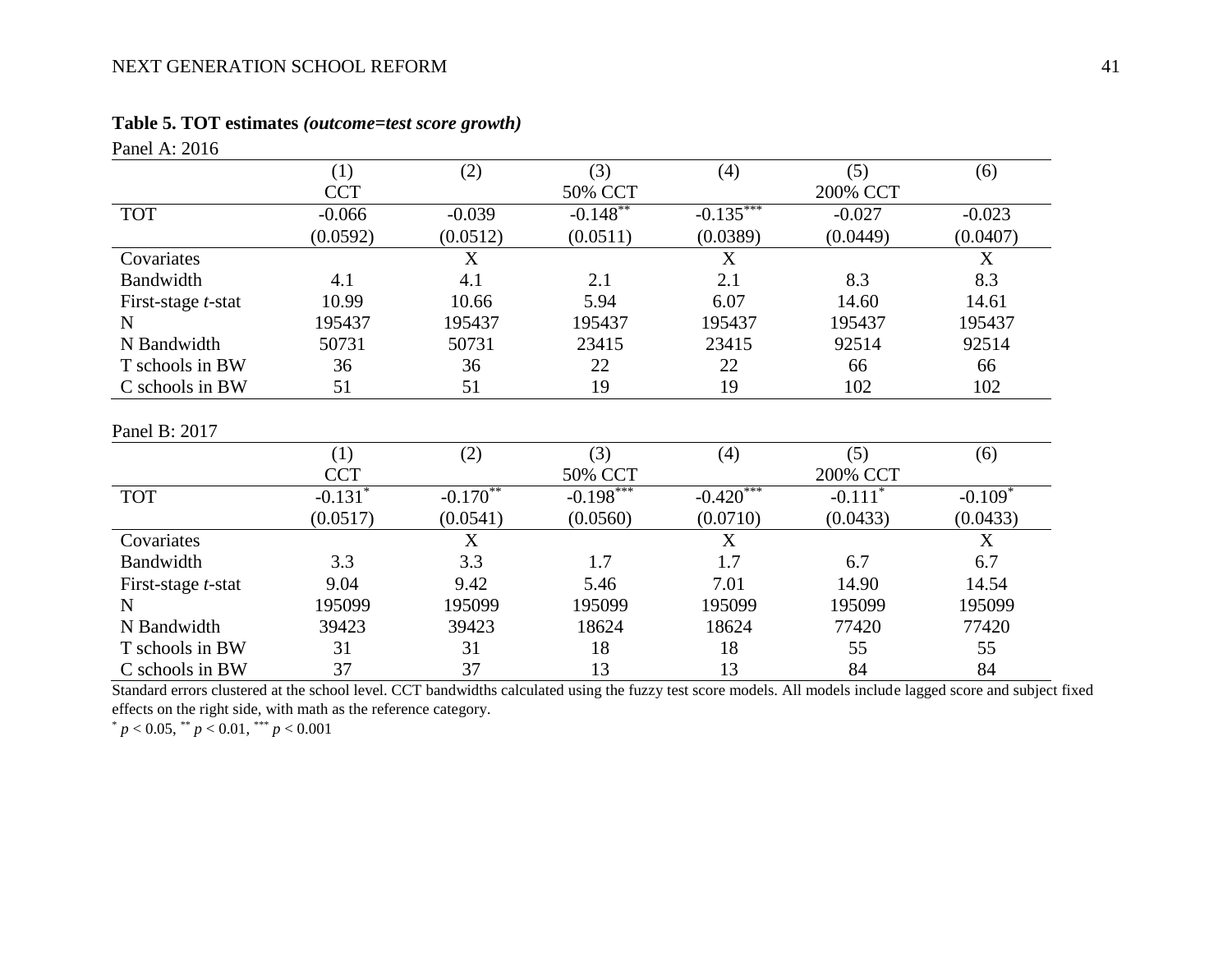**Table 5. TOT estimates *(outcome=test score growth)***

Panel A: 2016

| | (1) | (2) | (3) | (4) | (5) | (6) |
|---|---|---|---|---|---|---|
| | CCT | | 50% CCT | | 200% CCT | |
| TOT | -0.066 | -0.039 | -0.148** | -0.135*** | -0.027 | -0.023 |
| | (0.0592) | (0.0512) | (0.0511) | (0.0389) | (0.0449) | (0.0407) |
| Covariates | | X | | X | | X |
| Bandwidth | 4.1 | 4.1 | 2.1 | 2.1 | 8.3 | 8.3 |
| First-stage *t*-stat | 10.99 | 10.66 | 5.94 | 6.07 | 14.60 | 14.61 |
| N | 195437 | 195437 | 195437 | 195437 | 195437 | 195437 |
| N Bandwidth | 50731 | 50731 | 23415 | 23415 | 92514 | 92514 |
| T schools in BW | 36 | 36 | 22 | 22 | 66 | 66 |
| C schools in BW | 51 | 51 | 19 | 19 | 102 | 102 |

Panel B: 2017

| | (1) | (2) | (3) | (4) | (5) | (6) |
|---|---|---|---|---|---|---|
| | CCT | | 50% CCT | | 200% CCT | |
| TOT | -0.131* | -0.170** | -0.198*** | -0.420*** | -0.111* | -0.109* |
| | (0.0517) | (0.0541) | (0.0560) | (0.0710) | (0.0433) | (0.0433) |
| Covariates | | X | | X | | X |
| Bandwidth | 3.3 | 3.3 | 1.7 | 1.7 | 6.7 | 6.7 |
| First-stage *t*-stat | 9.04 | 9.42 | 5.46 | 7.01 | 14.90 | 14.54 |
| N | 195099 | 195099 | 195099 | 195099 | 195099 | 195099 |
| N Bandwidth | 39423 | 39423 | 18624 | 18624 | 77420 | 77420 |
| T schools in BW | 31 | 31 | 18 | 18 | 55 | 55 |
| C schools in BW | 37 | 37 | 13 | 13 | 84 | 84 |

Standard errors clustered at the school level. CCT bandwidths calculated using the fuzzy test score models. All models include lagged score and subject fixed effects on the right side, with math as the reference category.

* $p < 0.05$, ** $p < 0.01$, *** $p < 0.001$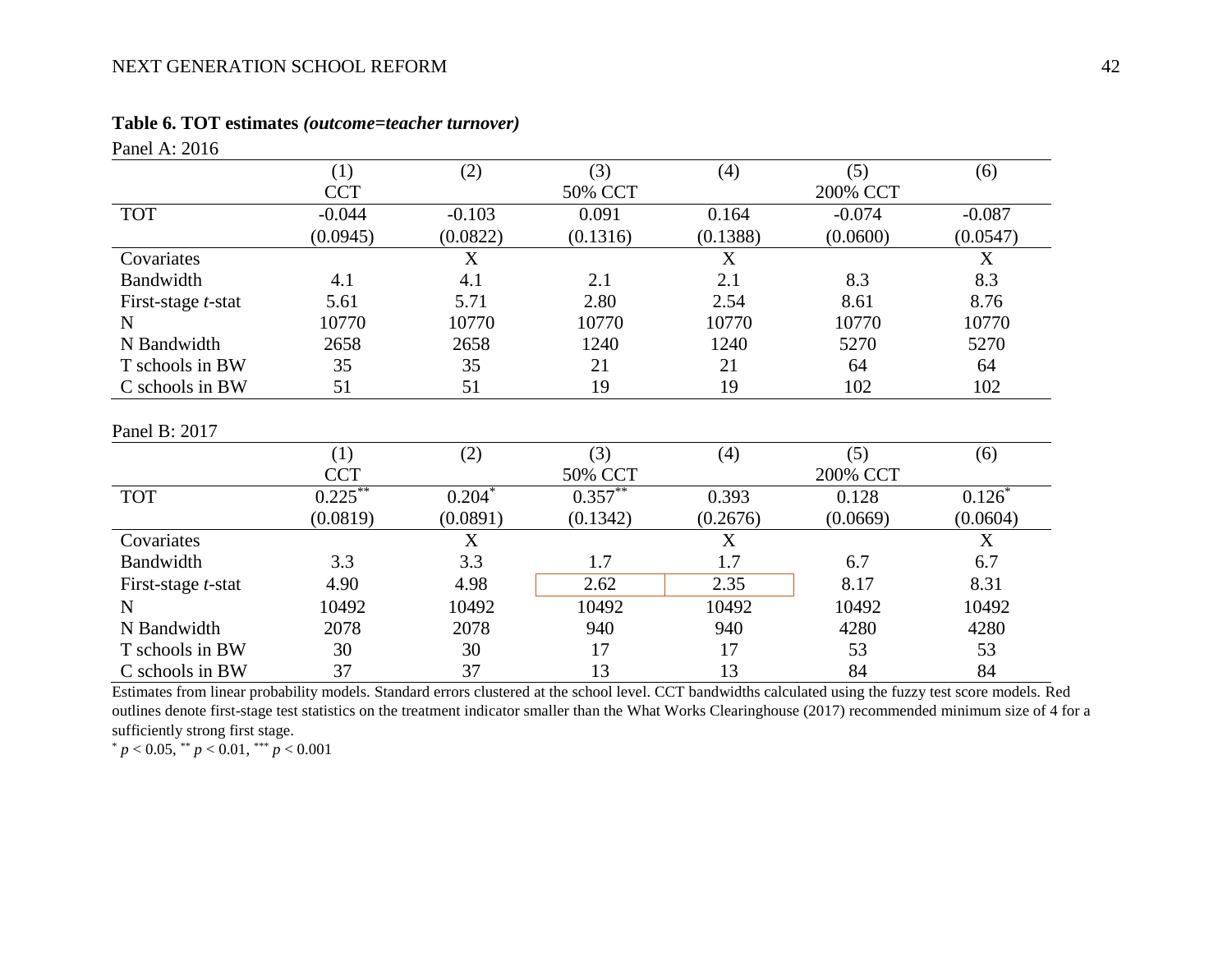**Table 6. TOT estimates *(outcome=teacher turnover)***

Panel A: 2016

| | (1) | (2) | (3) | (4) | (5) | (6) |
|---|---|---|---|---|---|---|
| | CCT | | 50% CCT | | 200% CCT | |
| TOT | -0.044 | -0.103 | 0.091 | 0.164 | -0.074 | -0.087 |
| | (0.0945) | (0.0822) | (0.1316) | (0.1388) | (0.0600) | (0.0547) |
| Covariates | | X | | X | | X |
| Bandwidth | 4.1 | 4.1 | 2.1 | 2.1 | 8.3 | 8.3 |
| First-stage *t*-stat | 5.61 | 5.71 | 2.80 | 2.54 | 8.61 | 8.76 |
| N | 10770 | 10770 | 10770 | 10770 | 10770 | 10770 |
| N Bandwidth | 2658 | 2658 | 1240 | 1240 | 5270 | 5270 |
| T schools in BW | 35 | 35 | 21 | 21 | 64 | 64 |
| C schools in BW | 51 | 51 | 19 | 19 | 102 | 102 |

Panel B: 2017

| | (1) | (2) | (3) | (4) | (5) | (6) |
|---|---|---|---|---|---|---|
| | CCT | | 50% CCT | | 200% CCT | |
| TOT | 0.225** | 0.204* | 0.357** | 0.393 | 0.128 | 0.126* |
| | (0.0819) | (0.0891) | (0.1342) | (0.2676) | (0.0669) | (0.0604) |
| Covariates | | X | | X | | X |
| Bandwidth | 3.3 | 3.3 | 1.7 | 1.7 | 6.7 | 6.7 |
| First-stage *t*-stat | 4.90 | 4.98 | 2.62 | 2.35 | 8.17 | 8.31 |
| N | 10492 | 10492 | 10492 | 10492 | 10492 | 10492 |
| N Bandwidth | 2078 | 2078 | 940 | 940 | 4280 | 4280 |
| T schools in BW | 30 | 30 | 17 | 17 | 53 | 53 |
| C schools in BW | 37 | 37 | 13 | 13 | 84 | 84 |

Estimates from linear probability models. Standard errors clustered at the school level. CCT bandwidths calculated using the fuzzy test score models. Red outlines denote first-stage test statistics on the treatment indicator smaller than the What Works Clearinghouse (2017) recommended minimum size of 4 for a sufficiently strong first stage.

\* $p < 0.05$, \*\* $p < 0.01$, \*\*\* $p < 0.001$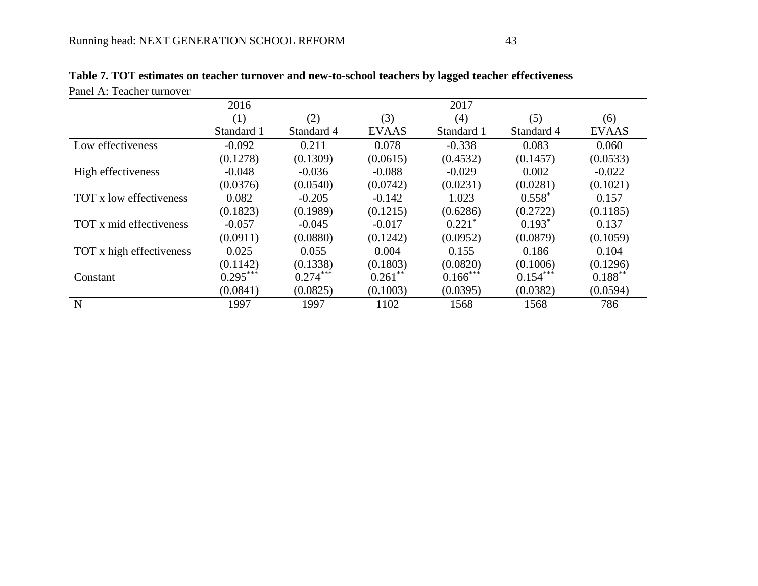**Table 7. TOT estimates on teacher turnover and new-to-school teachers by lagged teacher effectiveness**

Panel A: Teacher turnover

| | 2016 | | | 2017 | | |
|---|---|---|---|---|---|---|
| | (1) | (2) | (3) | (4) | (5) | (6) |
| | Standard 1 | Standard 4 | EVAAS | Standard 1 | Standard 4 | EVAAS |
| Low effectiveness | -0.092 | 0.211 | 0.078 | -0.338 | 0.083 | 0.060 |
| | (0.1278) | (0.1309) | (0.0615) | (0.4532) | (0.1457) | (0.0533) |
| High effectiveness | -0.048 | -0.036 | -0.088 | -0.029 | 0.002 | -0.022 |
| | (0.0376) | (0.0540) | (0.0742) | (0.0231) | (0.0281) | (0.1021) |
| TOT x low effectiveness | 0.082 | -0.205 | -0.142 | 1.023 | $0.558^{*}$ | 0.157 |
| | (0.1823) | (0.1989) | (0.1215) | (0.6286) | (0.2722) | (0.1185) |
| TOT x mid effectiveness | -0.057 | -0.045 | -0.017 | $0.221^{*}$ | $0.193^{*}$ | 0.137 |
| | (0.0911) | (0.0880) | (0.1242) | (0.0952) | (0.0879) | (0.1059) |
| TOT x high effectiveness | 0.025 | 0.055 | 0.004 | 0.155 | 0.186 | 0.104 |
| | (0.1142) | (0.1338) | (0.1803) | (0.0820) | (0.1006) | (0.1296) |
| Constant | $0.295^{***}$ | $0.274^{***}$ | $0.261^{**}$ | $0.166^{***}$ | $0.154^{***}$ | $0.188^{**}$ |
| | (0.0841) | (0.0825) | (0.1003) | (0.0395) | (0.0382) | (0.0594) |
| N | 1997 | 1997 | 1102 | 1568 | 1568 | 786 |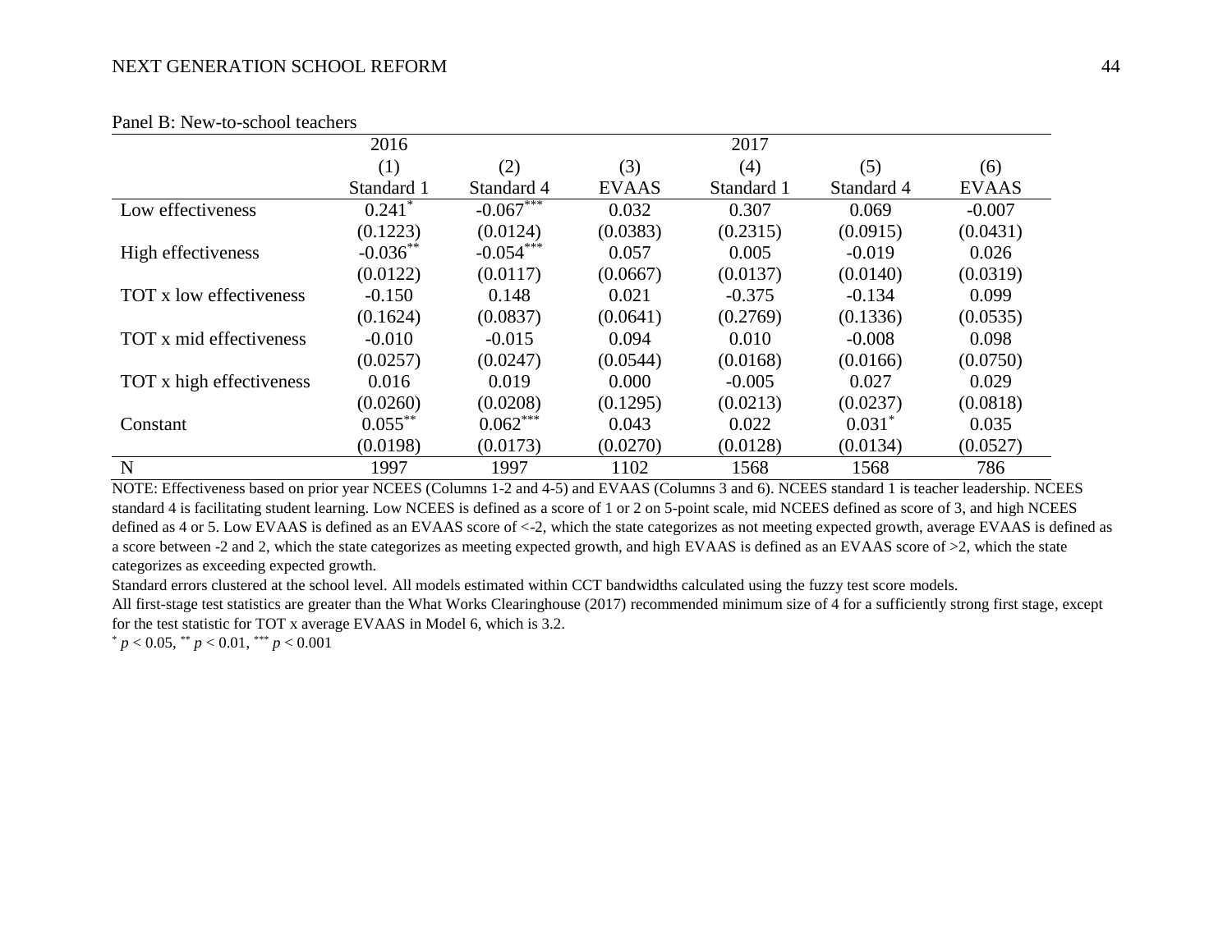Panel B: New-to-school teachers

| | 2016 | | | 2017 | | |
|---|---|---|---|---|---|---|
| | (1) | (2) | (3) | (4) | (5) | (6) |
| | Standard 1 | Standard 4 | EVAAS | Standard 1 | Standard 4 | EVAAS |
| Low effectiveness | 0.241* | -0.067*** | 0.032 | 0.307 | 0.069 | -0.007 |
| | (0.1223) | (0.0124) | (0.0383) | (0.2315) | (0.0915) | (0.0431) |
| High effectiveness | -0.036** | -0.054*** | 0.057 | 0.005 | -0.019 | 0.026 |
| | (0.0122) | (0.0117) | (0.0667) | (0.0137) | (0.0140) | (0.0319) |
| TOT x low effectiveness | -0.150 | 0.148 | 0.021 | -0.375 | -0.134 | 0.099 |
| | (0.1624) | (0.0837) | (0.0641) | (0.2769) | (0.1336) | (0.0535) |
| TOT x mid effectiveness | -0.010 | -0.015 | 0.094 | 0.010 | -0.008 | 0.098 |
| | (0.0257) | (0.0247) | (0.0544) | (0.0168) | (0.0166) | (0.0750) |
| TOT x high effectiveness | 0.016 | 0.019 | 0.000 | -0.005 | 0.027 | 0.029 |
| | (0.0260) | (0.0208) | (0.1295) | (0.0213) | (0.0237) | (0.0818) |
| Constant | 0.055** | 0.062*** | 0.043 | 0.022 | 0.031* | 0.035 |
| | (0.0198) | (0.0173) | (0.0270) | (0.0128) | (0.0134) | (0.0527) |
| N | 1997 | 1997 | 1102 | 1568 | 1568 | 786 |

NOTE: Effectiveness based on prior year NCEES (Columns 1-2 and 4-5) and EVAAS (Columns 3 and 6). NCEES standard 1 is teacher leadership. NCEES standard 4 is facilitating student learning. Low NCEES is defined as a score of 1 or 2 on 5-point scale, mid NCEES defined as score of 3, and high NCEES defined as 4 or 5. Low EVAAS is defined as an EVAAS score of <-2, which the state categorizes as not meeting expected growth, average EVAAS is defined as a score between -2 and 2, which the state categorizes as meeting expected growth, and high EVAAS is defined as an EVAAS score of >2, which the state categorizes as exceeding expected growth.

Standard errors clustered at the school level. All models estimated within CCT bandwidths calculated using the fuzzy test score models.

All first-stage test statistics are greater than the What Works Clearinghouse (2017) recommended minimum size of 4 for a sufficiently strong first stage, except for the test statistic for TOT x average EVAAS in Model 6, which is 3.2.

* $p < 0.05$, ** $p < 0.01$, *** $p < 0.001$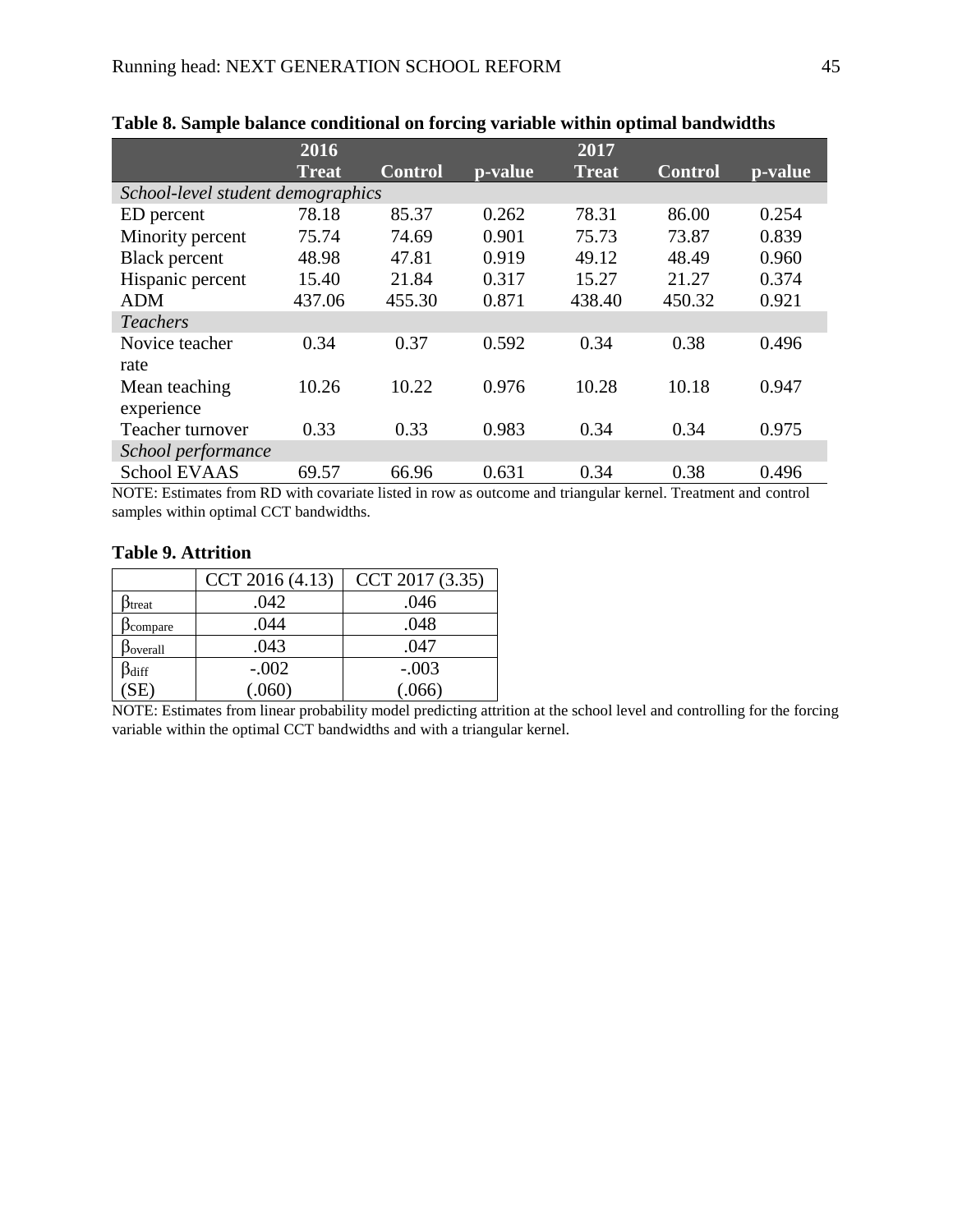**Table 8. Sample balance conditional on forcing variable within optimal bandwidths**

| | 2016 Treat | Control | p-value | 2017 Treat | Control | p-value |
|---|---|---|---|---|---|---|
| *School-level student demographics* | | | | | | |
| ED percent | 78.18 | 85.37 | 0.262 | 78.31 | 86.00 | 0.254 |
| Minority percent | 75.74 | 74.69 | 0.901 | 75.73 | 73.87 | 0.839 |
| Black percent | 48.98 | 47.81 | 0.919 | 49.12 | 48.49 | 0.960 |
| Hispanic percent | 15.40 | 21.84 | 0.317 | 15.27 | 21.27 | 0.374 |
| ADM | 437.06 | 455.30 | 0.871 | 438.40 | 450.32 | 0.921 |
| *Teachers* | | | | | | |
| Novice teacher rate | 0.34 | 0.37 | 0.592 | 0.34 | 0.38 | 0.496 |
| Mean teaching experience | 10.26 | 10.22 | 0.976 | 10.28 | 10.18 | 0.947 |
| Teacher turnover | 0.33 | 0.33 | 0.983 | 0.34 | 0.34 | 0.975 |
| *School performance* | | | | | | |
| School EVAAS | 69.57 | 66.96 | 0.631 | 0.34 | 0.38 | 0.496 |

NOTE: Estimates from RD with covariate listed in row as outcome and triangular kernel. Treatment and control samples within optimal CCT bandwidths.

**Table 9. Attrition**

| | CCT 2016 (4.13) | CCT 2017 (3.35) |
|---|---|---|
| $\beta_{treat}$ | .042 | .046 |
| $\beta_{compare}$ | .044 | .048 |
| $\beta_{overall}$ | .043 | .047 |
| $\beta_{diff}$ | -.002 | -.003 |
| (SE) | (.060) | (.066) |

NOTE: Estimates from linear probability model predicting attrition at the school level and controlling for the forcing variable within the optimal CCT bandwidths and with a triangular kernel.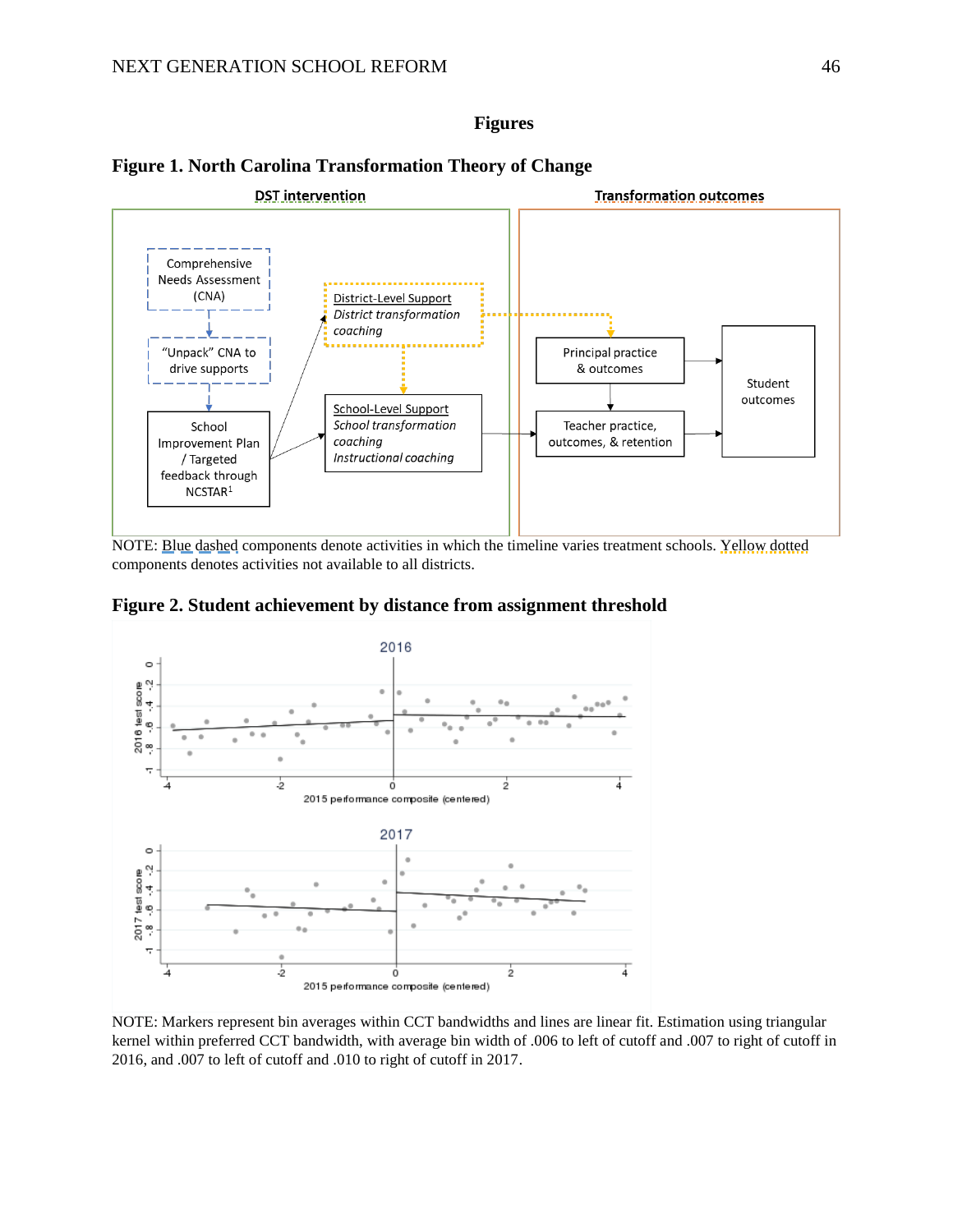## Figures

### Figure 1. North Carolina Transformation Theory of Change

**DST intervention**

- Comprehensive Needs Assessment (CNA)
- "Unpack" CNA to drive supports
- School Improvement Plan / Targeted feedback through NCSTAR[1]
- District-Level Support: *District transformation coaching*
- School-Level Support: *School transformation coaching*, *Instructional coaching*

**Transformation outcomes**

- Principal practice & outcomes
- Teacher practice, outcomes, & retention
- Student outcomes

NOTE: Blue dashed components denote activities in which the timeline varies treatment schools. Yellow dotted components denotes activities not available to all districts.

### Figure 2. Student achievement by distance from assignment threshold

NOTE: Markers represent bin averages within CCT bandwidths and lines are linear fit. Estimation using triangular kernel within preferred CCT bandwidth, with average bin width of .006 to left of cutoff and .007 to right of cutoff in 2016, and .007 to left of cutoff and .010 to right of cutoff in 2017.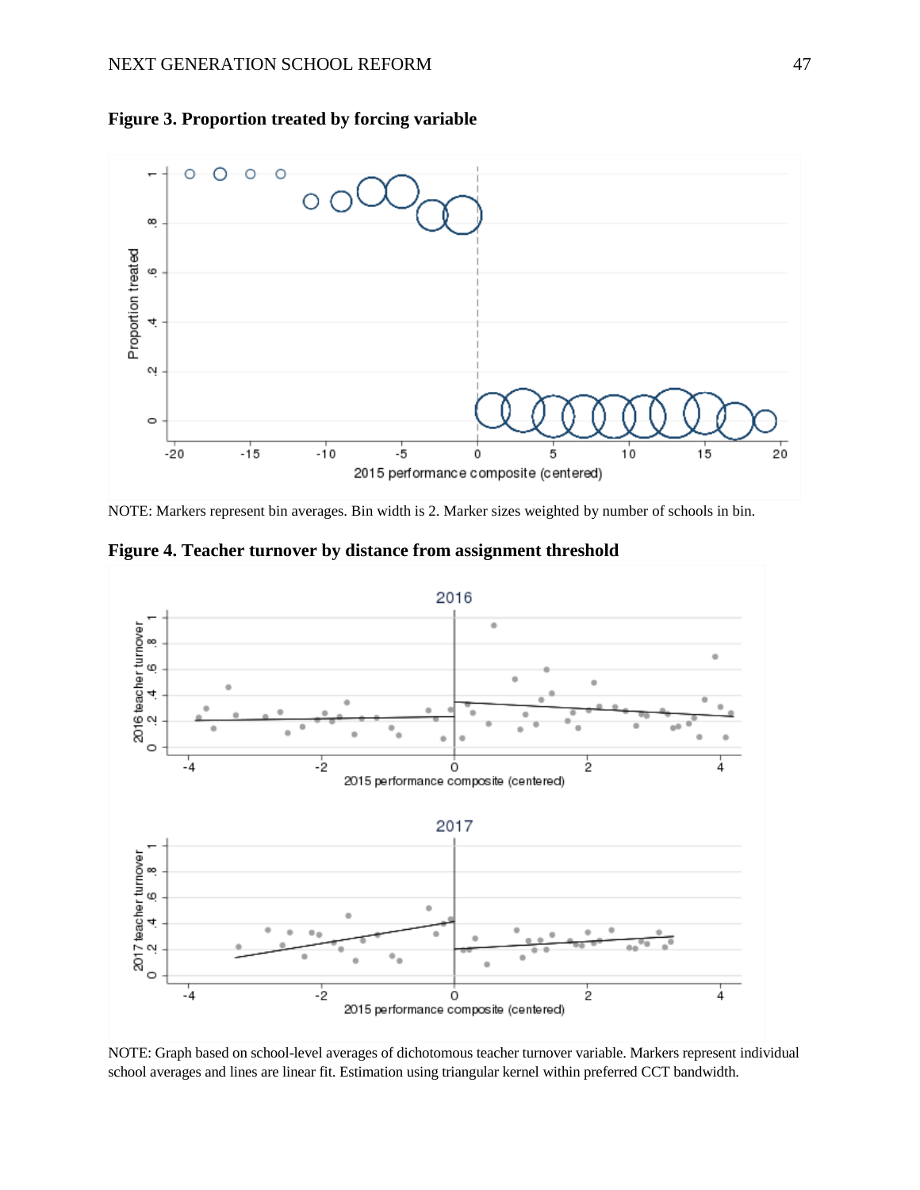**Figure 3. Proportion treated by forcing variable**

NOTE: Markers represent bin averages. Bin width is 2. Marker sizes weighted by number of schools in bin.

**Figure 4. Teacher turnover by distance from assignment threshold**

NOTE: Graph based on school-level averages of dichotomous teacher turnover variable. Markers represent individual school averages and lines are linear fit. Estimation using triangular kernel within preferred CCT bandwidth.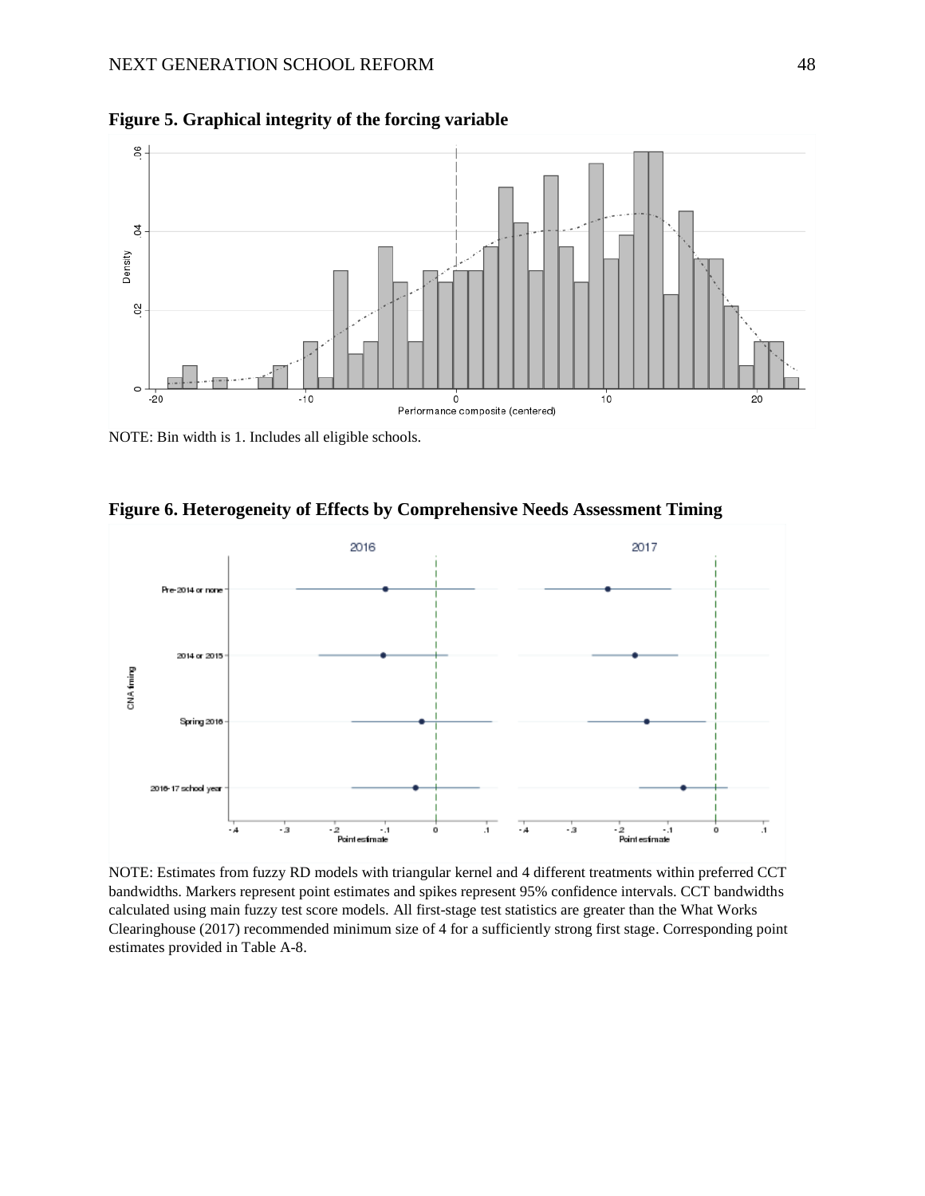**Figure 5. Graphical integrity of the forcing variable**

NOTE: Bin width is 1. Includes all eligible schools.

**Figure 6. Heterogeneity of Effects by Comprehensive Needs Assessment Timing**

NOTE: Estimates from fuzzy RD models with triangular kernel and 4 different treatments within preferred CCT bandwidths. Markers represent point estimates and spikes represent 95% confidence intervals. CCT bandwidths calculated using main fuzzy test score models. All first-stage test statistics are greater than the What Works Clearinghouse (2017) recommended minimum size of 4 for a sufficiently strong first stage. Corresponding point estimates provided in Table A-8.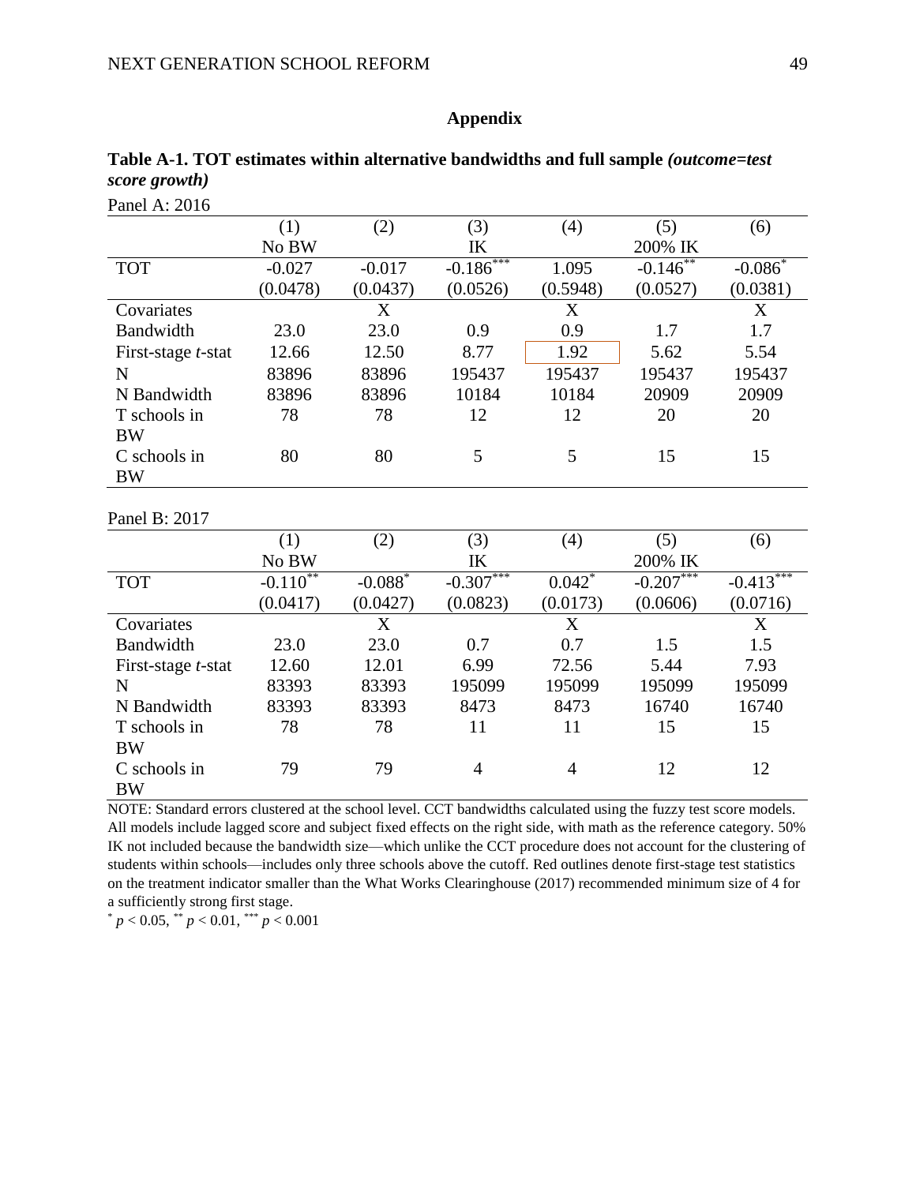## Appendix

**Table A-1. TOT estimates within alternative bandwidths and full sample *(outcome=test score growth)***

Panel A: 2016

| | (1) | (2) | (3) | (4) | (5) | (6) |
|---|---|---|---|---|---|---|
| | No BW | | IK | | 200% IK | |
| TOT | -0.027 | -0.017 | -0.186*** | 1.095 | -0.146** | -0.086* |
| | (0.0478) | (0.0437) | (0.0526) | (0.5948) | (0.0527) | (0.0381) |
| Covariates | | X | | X | | X |
| Bandwidth | 23.0 | 23.0 | 0.9 | 0.9 | 1.7 | 1.7 |
| First-stage *t*-stat | 12.66 | 12.50 | 8.77 | 1.92 | 5.62 | 5.54 |
| N | 83896 | 83896 | 195437 | 195437 | 195437 | 195437 |
| N Bandwidth | 83896 | 83896 | 10184 | 10184 | 20909 | 20909 |
| T schools in BW | 78 | 78 | 12 | 12 | 20 | 20 |
| C schools in BW | 80 | 80 | 5 | 5 | 15 | 15 |

Panel B: 2017

| | (1) | (2) | (3) | (4) | (5) | (6) |
|---|---|---|---|---|---|---|
| | No BW | | IK | | 200% IK | |
| TOT | -0.110** | -0.088* | -0.307*** | 0.042* | -0.207*** | -0.413*** |
| | (0.0417) | (0.0427) | (0.0823) | (0.0173) | (0.0606) | (0.0716) |
| Covariates | | X | | X | | X |
| Bandwidth | 23.0 | 23.0 | 0.7 | 0.7 | 1.5 | 1.5 |
| First-stage *t*-stat | 12.60 | 12.01 | 6.99 | 72.56 | 5.44 | 7.93 |
| N | 83393 | 83393 | 195099 | 195099 | 195099 | 195099 |
| N Bandwidth | 83393 | 83393 | 8473 | 8473 | 16740 | 16740 |
| T schools in BW | 78 | 78 | 11 | 11 | 15 | 15 |
| C schools in BW | 79 | 79 | 4 | 4 | 12 | 12 |

NOTE: Standard errors clustered at the school level. CCT bandwidths calculated using the fuzzy test score models. All models include lagged score and subject fixed effects on the right side, with math as the reference category. 50% IK not included because the bandwidth size—which unlike the CCT procedure does not account for the clustering of students within schools—includes only three schools above the cutoff. Red outlines denote first-stage test statistics on the treatment indicator smaller than the What Works Clearinghouse (2017) recommended minimum size of 4 for a sufficiently strong first stage.

* $p < 0.05$, ** $p < 0.01$, *** $p < 0.001$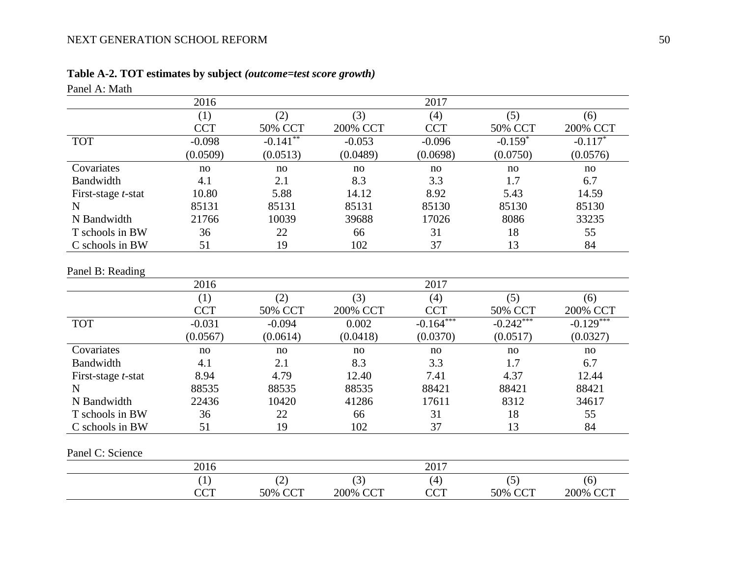**Table A-2. TOT estimates by subject *(outcome=test score growth)***

Panel A: Math

| | 2016 | | | 2017 | | |
|---|---|---|---|---|---|---|
| | (1) | (2) | (3) | (4) | (5) | (6) |
| | CCT | 50% CCT | 200% CCT | CCT | 50% CCT | 200% CCT |
| TOT | -0.098 | -0.141** | -0.053 | -0.096 | -0.159* | -0.117* |
| | (0.0509) | (0.0513) | (0.0489) | (0.0698) | (0.0750) | (0.0576) |
| Covariates | no | no | no | no | no | no |
| Bandwidth | 4.1 | 2.1 | 8.3 | 3.3 | 1.7 | 6.7 |
| First-stage *t*-stat | 10.80 | 5.88 | 14.12 | 8.92 | 5.43 | 14.59 |
| N | 85131 | 85131 | 85131 | 85130 | 85130 | 85130 |
| N Bandwidth | 21766 | 10039 | 39688 | 17026 | 8086 | 33235 |
| T schools in BW | 36 | 22 | 66 | 31 | 18 | 55 |
| C schools in BW | 51 | 19 | 102 | 37 | 13 | 84 |

Panel B: Reading

| | 2016 | | | 2017 | | |
|---|---|---|---|---|---|---|
| | (1) | (2) | (3) | (4) | (5) | (6) |
| | CCT | 50% CCT | 200% CCT | CCT | 50% CCT | 200% CCT |
| TOT | -0.031 | -0.094 | 0.002 | -0.164*** | -0.242*** | -0.129*** |
| | (0.0567) | (0.0614) | (0.0418) | (0.0370) | (0.0517) | (0.0327) |
| Covariates | no | no | no | no | no | no |
| Bandwidth | 4.1 | 2.1 | 8.3 | 3.3 | 1.7 | 6.7 |
| First-stage *t*-stat | 8.94 | 4.79 | 12.40 | 7.41 | 4.37 | 12.44 |
| N | 88535 | 88535 | 88535 | 88421 | 88421 | 88421 |
| N Bandwidth | 22436 | 10420 | 41286 | 17611 | 8312 | 34617 |
| T schools in BW | 36 | 22 | 66 | 31 | 18 | 55 |
| C schools in BW | 51 | 19 | 102 | 37 | 13 | 84 |

Panel C: Science

| | 2016 | | | 2017 | | |
|---|---|---|---|---|---|---|
| | (1) | (2) | (3) | (4) | (5) | (6) |
| | CCT | 50% CCT | 200% CCT | CCT | 50% CCT | 200% CCT |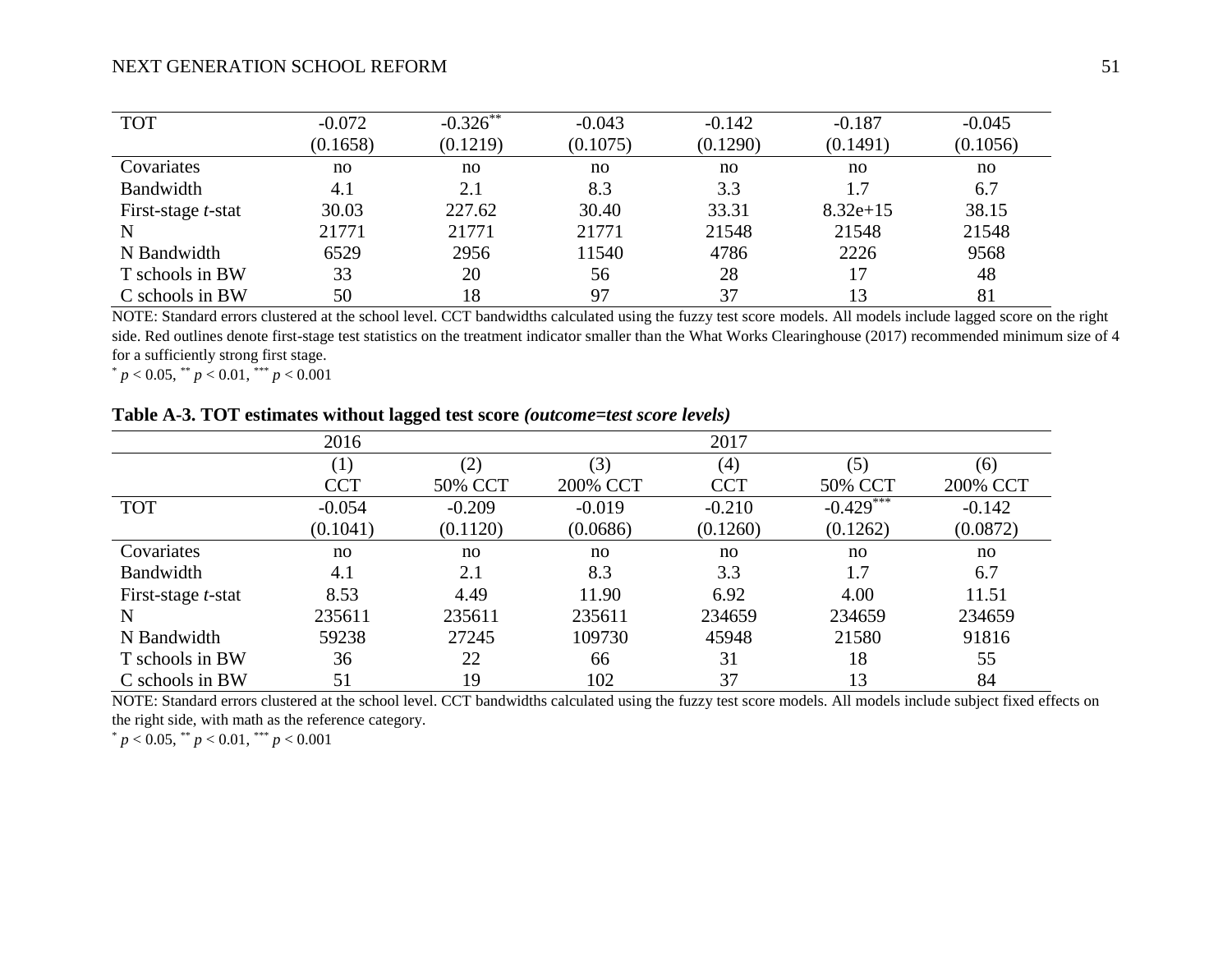| | | | | | | |
|---|---|---|---|---|---|---|
| TOT | -0.072 | -0.326** | -0.043 | -0.142 | -0.187 | -0.045 |
| | (0.1658) | (0.1219) | (0.1075) | (0.1290) | (0.1491) | (0.1056) |
| Covariates | no | no | no | no | no | no |
| Bandwidth | 4.1 | 2.1 | 8.3 | 3.3 | 1.7 | 6.7 |
| First-stage *t*-stat | 30.03 | 227.62 | 30.40 | 33.31 | 8.32e+15 | 38.15 |
| N | 21771 | 21771 | 21771 | 21548 | 21548 | 21548 |
| N Bandwidth | 6529 | 2956 | 11540 | 4786 | 2226 | 9568 |
| T schools in BW | 33 | 20 | 56 | 28 | 17 | 48 |
| C schools in BW | 50 | 18 | 97 | 37 | 13 | 81 |

NOTE: Standard errors clustered at the school level. CCT bandwidths calculated using the fuzzy test score models. All models include lagged score on the right side. Red outlines denote first-stage test statistics on the treatment indicator smaller than the What Works Clearinghouse (2017) recommended minimum size of 4 for a sufficiently strong first stage.

\* $p < 0.05$, \*\* $p < 0.01$, \*\*\* $p < 0.001$

**Table A-3. TOT estimates without lagged test score *(outcome=test score levels)***

| | 2016 | | | 2017 | | |
|---|---|---|---|---|---|---|
| | (1) | (2) | (3) | (4) | (5) | (6) |
| | CCT | 50% CCT | 200% CCT | CCT | 50% CCT | 200% CCT |
| TOT | -0.054 | -0.209 | -0.019 | -0.210 | -0.429*** | -0.142 |
| | (0.1041) | (0.1120) | (0.0686) | (0.1260) | (0.1262) | (0.0872) |
| Covariates | no | no | no | no | no | no |
| Bandwidth | 4.1 | 2.1 | 8.3 | 3.3 | 1.7 | 6.7 |
| First-stage *t*-stat | 8.53 | 4.49 | 11.90 | 6.92 | 4.00 | 11.51 |
| N | 235611 | 235611 | 235611 | 234659 | 234659 | 234659 |
| N Bandwidth | 59238 | 27245 | 109730 | 45948 | 21580 | 91816 |
| T schools in BW | 36 | 22 | 66 | 31 | 18 | 55 |
| C schools in BW | 51 | 19 | 102 | 37 | 13 | 84 |

NOTE: Standard errors clustered at the school level. CCT bandwidths calculated using the fuzzy test score models. All models include subject fixed effects on the right side, with math as the reference category.

\* $p < 0.05$, \*\* $p < 0.01$, \*\*\* $p < 0.001$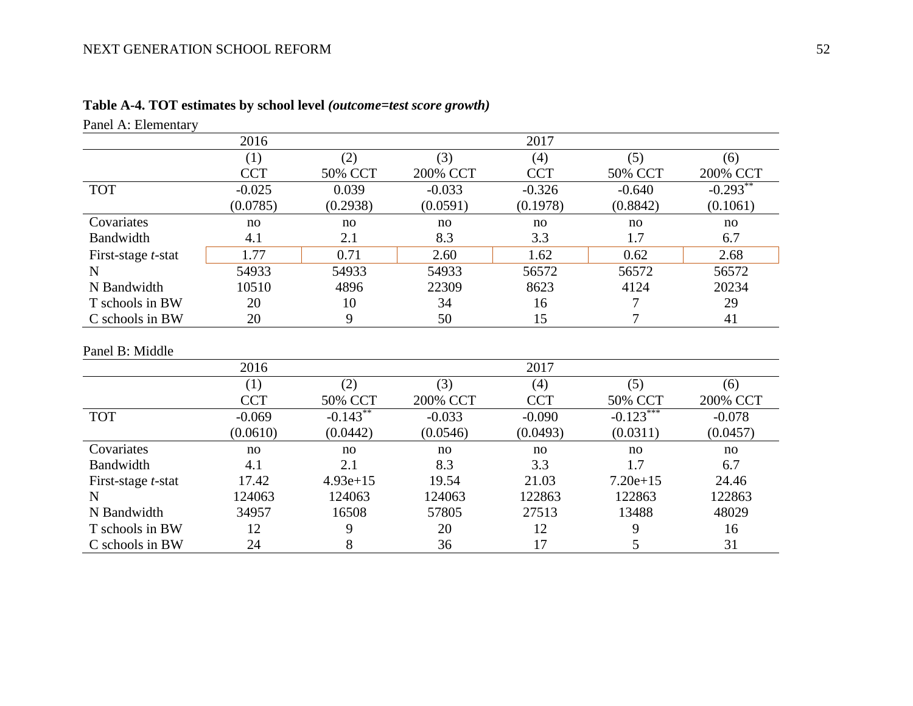**Table A-4. TOT estimates by school level** ***(outcome=test score growth)***

Panel A: Elementary

| | 2016 | | | 2017 | | |
|---|---|---|---|---|---|---|
| | (1) | (2) | (3) | (4) | (5) | (6) |
| | CCT | 50% CCT | 200% CCT | CCT | 50% CCT | 200% CCT |
| TOT | -0.025 | 0.039 | -0.033 | -0.326 | -0.640 | -0.293** |
| | (0.0785) | (0.2938) | (0.0591) | (0.1978) | (0.8842) | (0.1061) |
| Covariates | no | no | no | no | no | no |
| Bandwidth | 4.1 | 2.1 | 8.3 | 3.3 | 1.7 | 6.7 |
| First-stage *t*-stat | 1.77 | 0.71 | 2.60 | 1.62 | 0.62 | 2.68 |
| N | 54933 | 54933 | 54933 | 56572 | 56572 | 56572 |
| N Bandwidth | 10510 | 4896 | 22309 | 8623 | 4124 | 20234 |
| T schools in BW | 20 | 10 | 34 | 16 | 7 | 29 |
| C schools in BW | 20 | 9 | 50 | 15 | 7 | 41 |

Panel B: Middle

| | 2016 | | | 2017 | | |
|---|---|---|---|---|---|---|
| | (1) | (2) | (3) | (4) | (5) | (6) |
| | CCT | 50% CCT | 200% CCT | CCT | 50% CCT | 200% CCT |
| TOT | -0.069 | -0.143** | -0.033 | -0.090 | -0.123*** | -0.078 |
| | (0.0610) | (0.0442) | (0.0546) | (0.0493) | (0.0311) | (0.0457) |
| Covariates | no | no | no | no | no | no |
| Bandwidth | 4.1 | 2.1 | 8.3 | 3.3 | 1.7 | 6.7 |
| First-stage *t*-stat | 17.42 | 4.93e+15 | 19.54 | 21.03 | 7.20e+15 | 24.46 |
| N | 124063 | 124063 | 124063 | 122863 | 122863 | 122863 |
| N Bandwidth | 34957 | 16508 | 57805 | 27513 | 13488 | 48029 |
| T schools in BW | 12 | 9 | 20 | 12 | 9 | 16 |
| C schools in BW | 24 | 8 | 36 | 17 | 5 | 31 |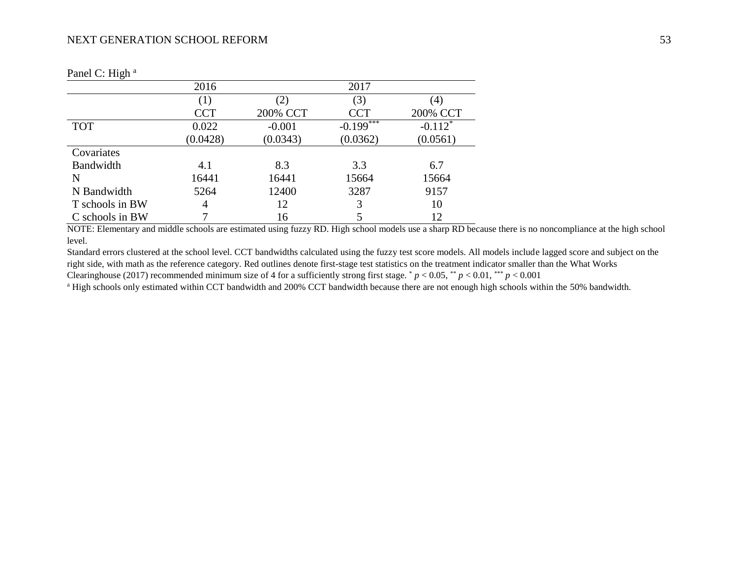Panel C: High [a]

| | 2016 | | 2017 | |
|---|---|---|---|---|
| | (1) | (2) | (3) | (4) |
| | CCT | 200% CCT | CCT | 200% CCT |
| TOT | 0.022 | -0.001 | -0.199*** | -0.112* |
| | (0.0428) | (0.0343) | (0.0362) | (0.0561) |
| Covariates | | | | |
| Bandwidth | 4.1 | 8.3 | 3.3 | 6.7 |
| N | 16441 | 16441 | 15664 | 15664 |
| N Bandwidth | 5264 | 12400 | 3287 | 9157 |
| T schools in BW | 4 | 12 | 3 | 10 |
| C schools in BW | 7 | 16 | 5 | 12 |

NOTE: Elementary and middle schools are estimated using fuzzy RD. High school models use a sharp RD because there is no noncompliance at the high school level.

Standard errors clustered at the school level. CCT bandwidths calculated using the fuzzy test score models. All models include lagged score and subject on the right side, with math as the reference category. Red outlines denote first-stage test statistics on the treatment indicator smaller than the What Works Clearinghouse (2017) recommended minimum size of 4 for a sufficiently strong first stage. * $p < 0.05$, ** $p < 0.01$, *** $p < 0.001$

[a] High schools only estimated within CCT bandwidth and 200% CCT bandwidth because there are not enough high schools within the 50% bandwidth.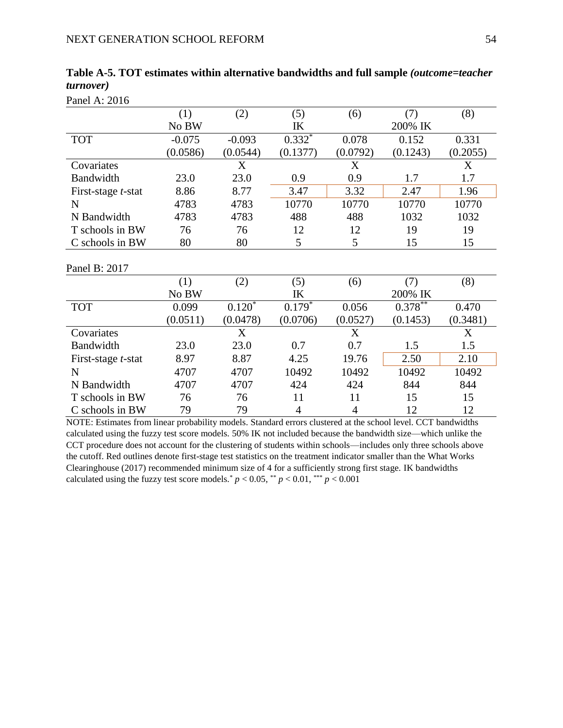**Table A-5. TOT estimates within alternative bandwidths and full sample *(outcome=teacher turnover)***

Panel A: 2016

| | (1) | (2) | (5) | (6) | (7) | (8) |
|---|---|---|---|---|---|---|
| | No BW | | IK | | 200% IK | |
| TOT | -0.075 | -0.093 | 0.332* | 0.078 | 0.152 | 0.331 |
| | (0.0586) | (0.0544) | (0.1377) | (0.0792) | (0.1243) | (0.2055) |
| Covariates | | X | | X | | X |
| Bandwidth | 23.0 | 23.0 | 0.9 | 0.9 | 1.7 | 1.7 |
| First-stage *t*-stat | 8.86 | 8.77 | 3.47 | 3.32 | 2.47 | 1.96 |
| N | 4783 | 4783 | 10770 | 10770 | 10770 | 10770 |
| N Bandwidth | 4783 | 4783 | 488 | 488 | 1032 | 1032 |
| T schools in BW | 76 | 76 | 12 | 12 | 19 | 19 |
| C schools in BW | 80 | 80 | 5 | 5 | 15 | 15 |

Panel B: 2017

| | (1) | (2) | (5) | (6) | (7) | (8) |
|---|---|---|---|---|---|---|
| | No BW | | IK | | 200% IK | |
| TOT | 0.099 | 0.120* | 0.179* | 0.056 | 0.378** | 0.470 |
| | (0.0511) | (0.0478) | (0.0706) | (0.0527) | (0.1453) | (0.3481) |
| Covariates | | X | | X | | X |
| Bandwidth | 23.0 | 23.0 | 0.7 | 0.7 | 1.5 | 1.5 |
| First-stage *t*-stat | 8.97 | 8.87 | 4.25 | 19.76 | 2.50 | 2.10 |
| N | 4707 | 4707 | 10492 | 10492 | 10492 | 10492 |
| N Bandwidth | 4707 | 4707 | 424 | 424 | 844 | 844 |
| T schools in BW | 76 | 76 | 11 | 11 | 15 | 15 |
| C schools in BW | 79 | 79 | 4 | 4 | 12 | 12 |

NOTE: Estimates from linear probability models. Standard errors clustered at the school level. CCT bandwidths calculated using the fuzzy test score models. 50% IK not included because the bandwidth size—which unlike the CCT procedure does not account for the clustering of students within schools—includes only three schools above the cutoff. Red outlines denote first-stage test statistics on the treatment indicator smaller than the What Works Clearinghouse (2017) recommended minimum size of 4 for a sufficiently strong first stage. IK bandwidths calculated using the fuzzy test score models. * $p < 0.05$, ** $p < 0.01$, *** $p < 0.001$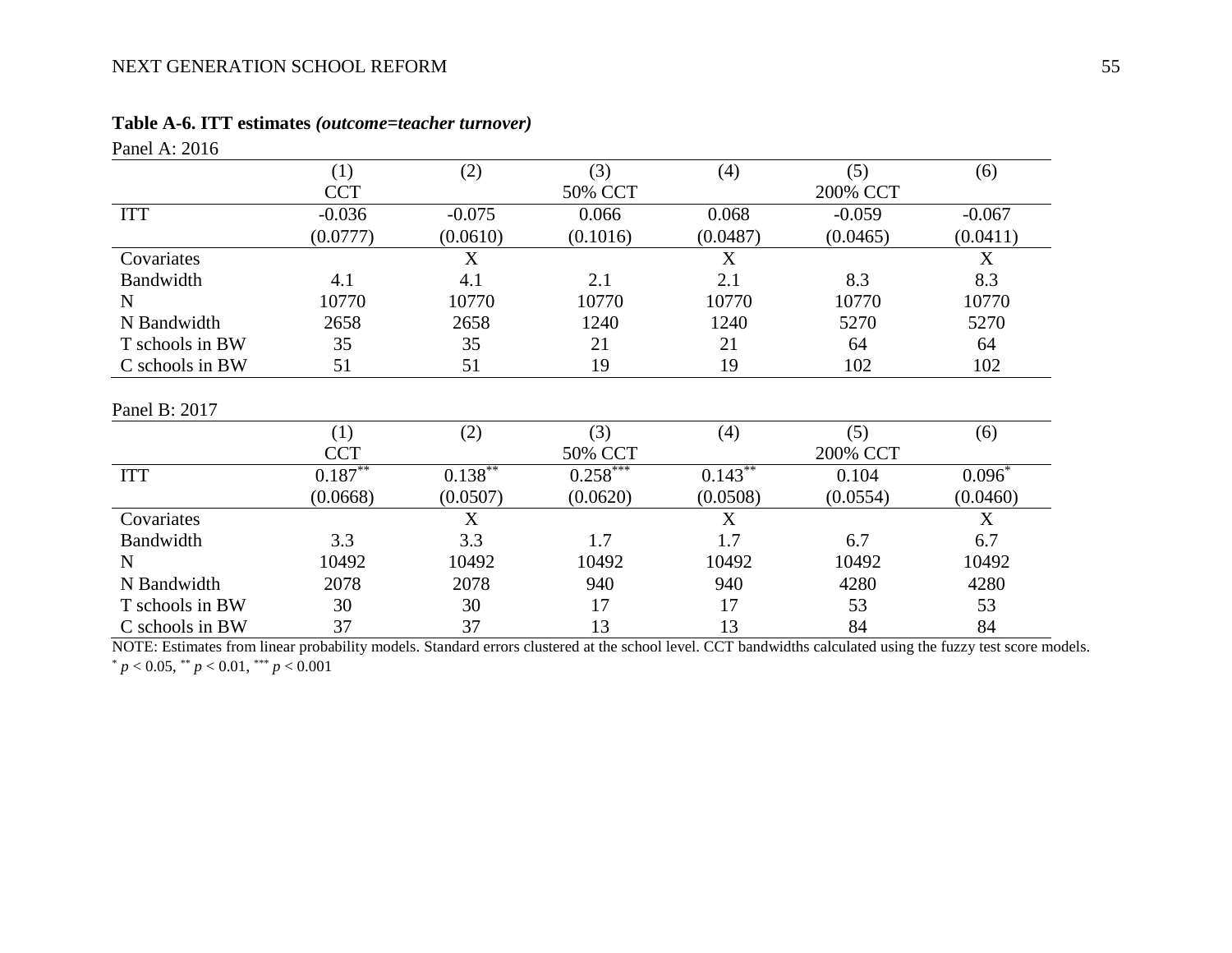**Table A-6. ITT estimates *(outcome=teacher turnover)***

Panel A: 2016

| | (1) | (2) | (3) | (4) | (5) | (6) |
|---|---|---|---|---|---|---|
| | CCT | | 50% CCT | | 200% CCT | |
| ITT | -0.036 | -0.075 | 0.066 | 0.068 | -0.059 | -0.067 |
| | (0.0777) | (0.0610) | (0.1016) | (0.0487) | (0.0465) | (0.0411) |
| Covariates | | X | | X | | X |
| Bandwidth | 4.1 | 4.1 | 2.1 | 2.1 | 8.3 | 8.3 |
| N | 10770 | 10770 | 10770 | 10770 | 10770 | 10770 |
| N Bandwidth | 2658 | 2658 | 1240 | 1240 | 5270 | 5270 |
| T schools in BW | 35 | 35 | 21 | 21 | 64 | 64 |
| C schools in BW | 51 | 51 | 19 | 19 | 102 | 102 |

Panel B: 2017

| | (1) | (2) | (3) | (4) | (5) | (6) |
|---|---|---|---|---|---|---|
| | CCT | | 50% CCT | | 200% CCT | |
| ITT | $0.187^{**}$ | $0.138^{**}$ | $0.258^{***}$ | $0.143^{**}$ | 0.104 | $0.096^{*}$ |
| | (0.0668) | (0.0507) | (0.0620) | (0.0508) | (0.0554) | (0.0460) |
| Covariates | | X | | X | | X |
| Bandwidth | 3.3 | 3.3 | 1.7 | 1.7 | 6.7 | 6.7 |
| N | 10492 | 10492 | 10492 | 10492 | 10492 | 10492 |
| N Bandwidth | 2078 | 2078 | 940 | 940 | 4280 | 4280 |
| T schools in BW | 30 | 30 | 17 | 17 | 53 | 53 |
| C schools in BW | 37 | 37 | 13 | 13 | 84 | 84 |

NOTE: Estimates from linear probability models. Standard errors clustered at the school level. CCT bandwidths calculated using the fuzzy test score models.
$^{*}$ $p < 0.05$, $^{**}$ $p < 0.01$, $^{***}$ $p < 0.001$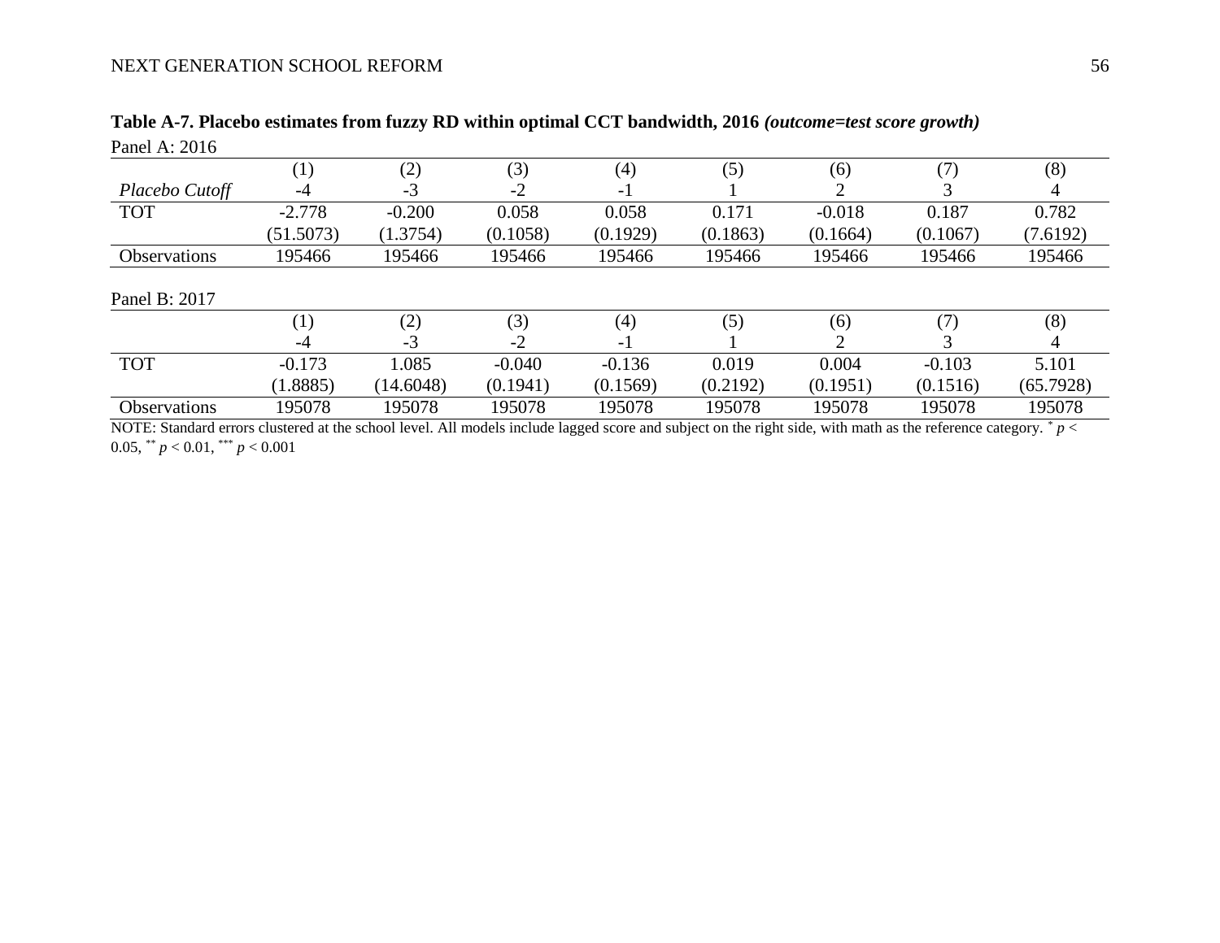**Table A-7. Placebo estimates from fuzzy RD within optimal CCT bandwidth, 2016 *(outcome=test score growth)***

Panel A: 2016

| | (1) | (2) | (3) | (4) | (5) | (6) | (7) | (8) |
|---|---|---|---|---|---|---|---|---|
| *Placebo Cutoff* | -4 | -3 | -2 | -1 | 1 | 2 | 3 | 4 |
| TOT | -2.778 | -0.200 | 0.058 | 0.058 | 0.171 | -0.018 | 0.187 | 0.782 |
| | (51.5073) | (1.3754) | (0.1058) | (0.1929) | (0.1863) | (0.1664) | (0.1067) | (7.6192) |
| Observations | 195466 | 195466 | 195466 | 195466 | 195466 | 195466 | 195466 | 195466 |

Panel B: 2017

| | (1) | (2) | (3) | (4) | (5) | (6) | (7) | (8) |
|---|---|---|---|---|---|---|---|---|
| | -4 | -3 | -2 | -1 | 1 | 2 | 3 | 4 |
| TOT | -0.173 | 1.085 | -0.040 | -0.136 | 0.019 | 0.004 | -0.103 | 5.101 |
| | (1.8885) | (14.6048) | (0.1941) | (0.1569) | (0.2192) | (0.1951) | (0.1516) | (65.7928) |
| Observations | 195078 | 195078 | 195078 | 195078 | 195078 | 195078 | 195078 | 195078 |

NOTE: Standard errors clustered at the school level. All models include lagged score and subject on the right side, with math as the reference category. $^{*}p < 0.05$, $^{**}p < 0.01$, $^{***}p < 0.001$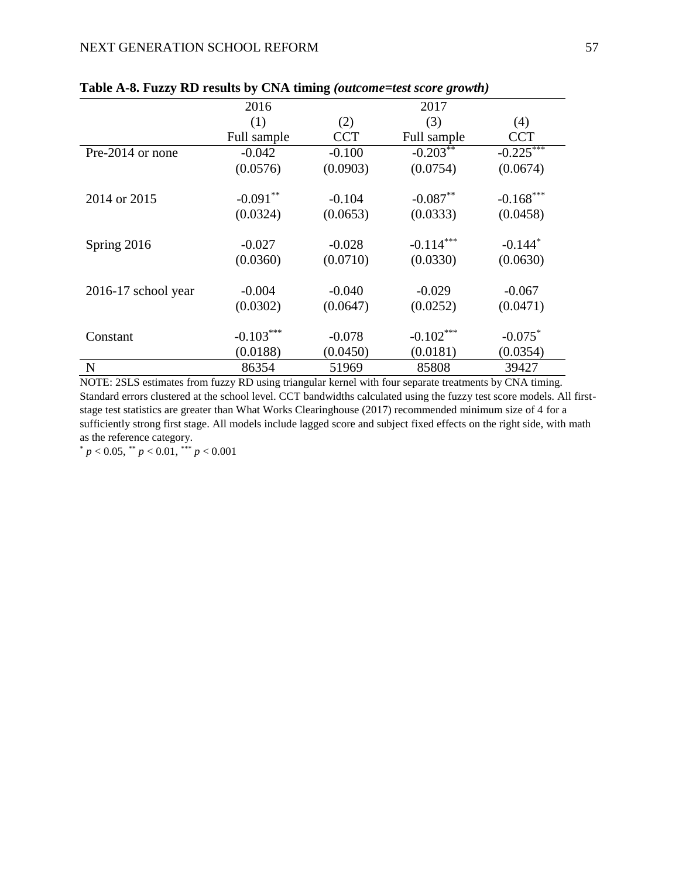**Table A-8. Fuzzy RD results by CNA timing *(outcome=test score growth)***

| | 2016 | | 2017 | |
|---|---|---|---|---|
| | (1) | (2) | (3) | (4) |
| | Full sample | CCT | Full sample | CCT |
| Pre-2014 or none | -0.042 | -0.100 | -0.203** | -0.225*** |
| | (0.0576) | (0.0903) | (0.0754) | (0.0674) |
| 2014 or 2015 | -0.091** | -0.104 | -0.087** | -0.168*** |
| | (0.0324) | (0.0653) | (0.0333) | (0.0458) |
| Spring 2016 | -0.027 | -0.028 | -0.114*** | -0.144* |
| | (0.0360) | (0.0710) | (0.0330) | (0.0630) |
| 2016-17 school year | -0.004 | -0.040 | -0.029 | -0.067 |
| | (0.0302) | (0.0647) | (0.0252) | (0.0471) |
| Constant | -0.103*** | -0.078 | -0.102*** | -0.075* |
| | (0.0188) | (0.0450) | (0.0181) | (0.0354) |
| N | 86354 | 51969 | 85808 | 39427 |

NOTE: 2SLS estimates from fuzzy RD using triangular kernel with four separate treatments by CNA timing. Standard errors clustered at the school level. CCT bandwidths calculated using the fuzzy test score models. All first-stage test statistics are greater than What Works Clearinghouse (2017) recommended minimum size of 4 for a sufficiently strong first stage. All models include lagged score and subject fixed effects on the right side, with math as the reference category.

\* $p < 0.05$, \*\* $p < 0.01$, \*\*\* $p < 0.001$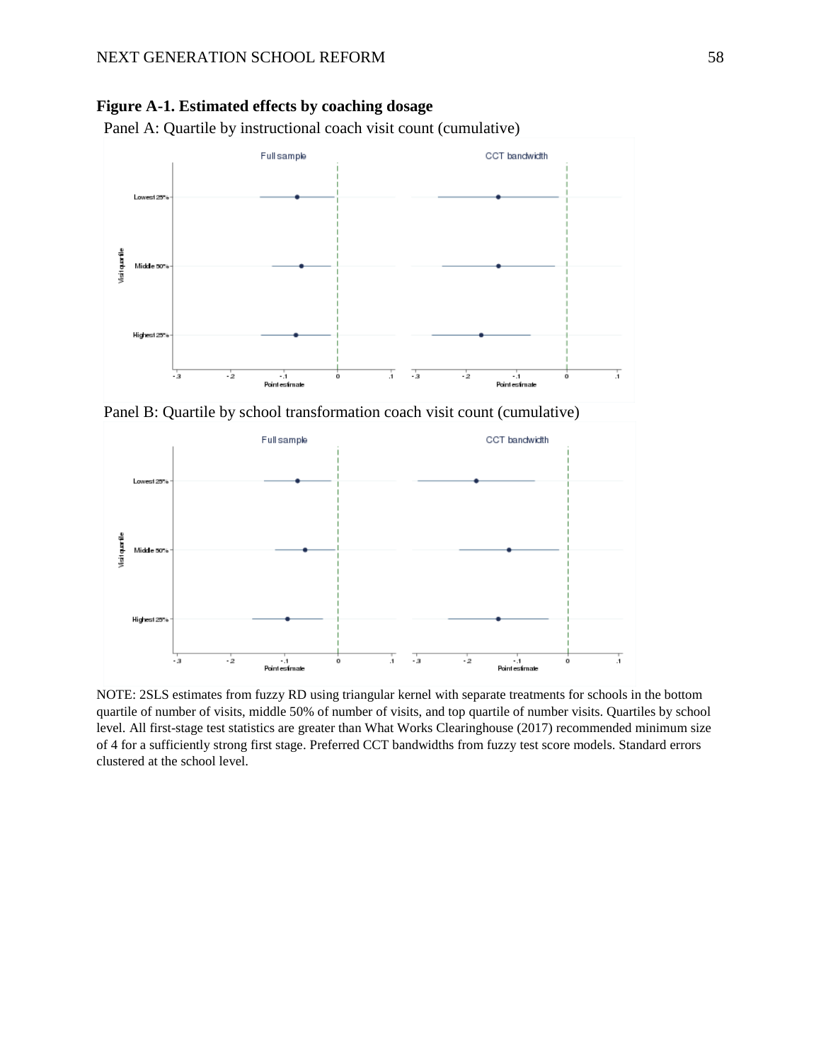**Figure A-1. Estimated effects by coaching dosage**

Panel A: Quartile by instructional coach visit count (cumulative)

Panel B: Quartile by school transformation coach visit count (cumulative)

NOTE: 2SLS estimates from fuzzy RD using triangular kernel with separate treatments for schools in the bottom quartile of number of visits, middle 50% of number of visits, and top quartile of number visits. Quartiles by school level. All first-stage test statistics are greater than What Works Clearinghouse (2017) recommended minimum size of 4 for a sufficiently strong first stage. Preferred CCT bandwidths from fuzzy test score models. Standard errors clustered at the school level.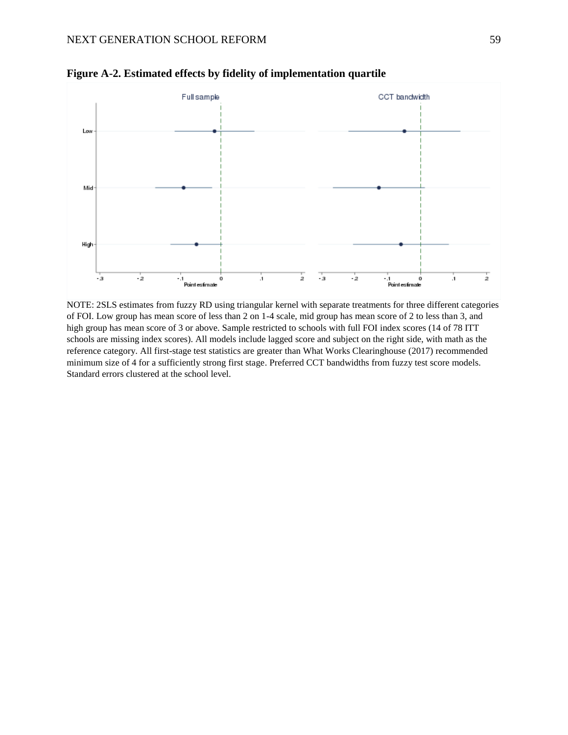**Figure A-2. Estimated effects by fidelity of implementation quartile**

Full sample

CCT bandwidth

Low

Mid

High

-.3 -.2 -.1 0 .1 .2

Point estimate

-.3 -.2 -.1 0 .1 .2

Point estimate

NOTE: 2SLS estimates from fuzzy RD using triangular kernel with separate treatments for three different categories of FOI. Low group has mean score of less than 2 on 1-4 scale, mid group has mean score of 2 to less than 3, and high group has mean score of 3 or above. Sample restricted to schools with full FOI index scores (14 of 78 ITT schools are missing index scores). All models include lagged score and subject on the right side, with math as the reference category. All first-stage test statistics are greater than What Works Clearinghouse (2017) recommended minimum size of 4 for a sufficiently strong first stage. Preferred CCT bandwidths from fuzzy test score models. Standard errors clustered at the school level.